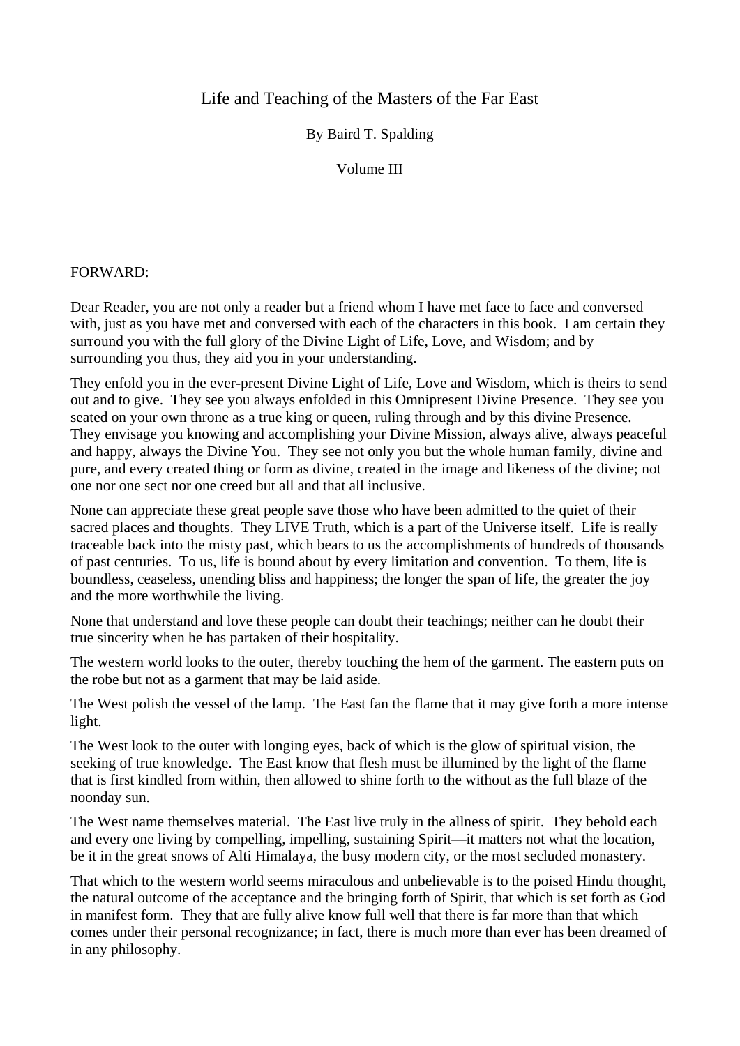# Life and Teaching of the Masters of the Far East

By Baird T. Spalding

Volume III

FORWARD:

Dear Reader, you are not only a reader but a friend whom I have met face to face and conversed with, just as you have met and conversed with each of the characters in this book. I am certain they surround you with the full glory of the Divine Light of Life, Love, and Wisdom; and by surrounding you thus, they aid you in your understanding.

They enfold you in the ever-present Divine Light of Life, Love and Wisdom, which is theirs to send out and to give. They see you always enfolded in this Omnipresent Divine Presence. They see you seated on your own throne as a true king or queen, ruling through and by this divine Presence. They envisage you knowing and accomplishing your Divine Mission, always alive, always peaceful and happy, always the Divine You. They see not only you but the whole human family, divine and pure, and every created thing or form as divine, created in the image and likeness of the divine; not one nor one sect nor one creed but all and that all inclusive.

None can appreciate these great people save those who have been admitted to the quiet of their sacred places and thoughts. They LIVE Truth, which is a part of the Universe itself. Life is really traceable back into the misty past, which bears to us the accomplishments of hundreds of thousands of past centuries. To us, life is bound about by every limitation and convention. To them, life is boundless, ceaseless, unending bliss and happiness; the longer the span of life, the greater the joy and the more worthwhile the living.

None that understand and love these people can doubt their teachings; neither can he doubt their true sincerity when he has partaken of their hospitality.

The western world looks to the outer, thereby touching the hem of the garment. The eastern puts on the robe but not as a garment that may be laid aside.

The West polish the vessel of the lamp. The East fan the flame that it may give forth a more intense light.

The West look to the outer with longing eyes, back of which is the glow of spiritual vision, the seeking of true knowledge. The East know that flesh must be illumined by the light of the flame that is first kindled from within, then allowed to shine forth to the without as the full blaze of the noonday sun.

The West name themselves material. The East live truly in the allness of spirit. They behold each and every one living by compelling, impelling, sustaining Spirit—it matters not what the location, be it in the great snows of Alti Himalaya, the busy modern city, or the most secluded monastery.

That which to the western world seems miraculous and unbelievable is to the poised Hindu thought, the natural outcome of the acceptance and the bringing forth of Spirit, that which is set forth as God in manifest form. They that are fully alive know full well that there is far more than that which comes under their personal recognizance; in fact, there is much more than ever has been dreamed of in any philosophy.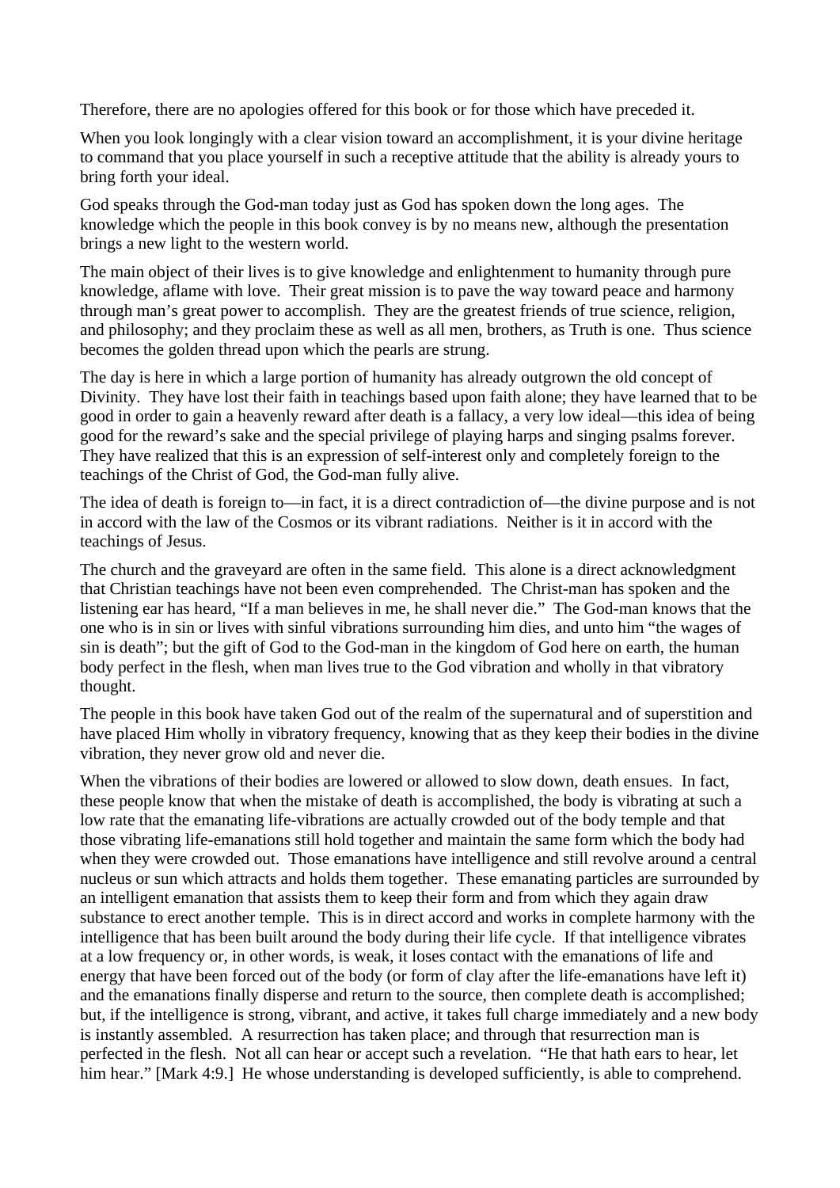Therefore, there are no apologies offered for this book or for those which have preceded it.

When you look longingly with a clear vision toward an accomplishment, it is your divine heritage to command that you place yourself in such a receptive attitude that the ability is already yours to bring forth your ideal.

God speaks through the God-man today just as God has spoken down the long ages. The knowledge which the people in this book convey is by no means new, although the presentation brings a new light to the western world.

The main object of their lives is to give knowledge and enlightenment to humanity through pure knowledge, aflame with love. Their great mission is to pave the way toward peace and harmony through man's great power to accomplish. They are the greatest friends of true science, religion, and philosophy; and they proclaim these as well as all men, brothers, as Truth is one. Thus science becomes the golden thread upon which the pearls are strung.

The day is here in which a large portion of humanity has already outgrown the old concept of Divinity. They have lost their faith in teachings based upon faith alone; they have learned that to be good in order to gain a heavenly reward after death is a fallacy, a very low ideal—this idea of being good for the reward's sake and the special privilege of playing harps and singing psalms forever. They have realized that this is an expression of self-interest only and completely foreign to the teachings of the Christ of God, the God-man fully alive.

The idea of death is foreign to—in fact, it is a direct contradiction of—the divine purpose and is not in accord with the law of the Cosmos or its vibrant radiations. Neither is it in accord with the teachings of Jesus.

The church and the graveyard are often in the same field. This alone is a direct acknowledgment that Christian teachings have not been even comprehended. The Christ-man has spoken and the listening ear has heard, "If a man believes in me, he shall never die." The God-man knows that the one who is in sin or lives with sinful vibrations surrounding him dies, and unto him "the wages of sin is death"; but the gift of God to the God-man in the kingdom of God here on earth, the human body perfect in the flesh, when man lives true to the God vibration and wholly in that vibratory thought.

The people in this book have taken God out of the realm of the supernatural and of superstition and have placed Him wholly in vibratory frequency, knowing that as they keep their bodies in the divine vibration, they never grow old and never die.

When the vibrations of their bodies are lowered or allowed to slow down, death ensues. In fact, these people know that when the mistake of death is accomplished, the body is vibrating at such a low rate that the emanating life-vibrations are actually crowded out of the body temple and that those vibrating life-emanations still hold together and maintain the same form which the body had when they were crowded out. Those emanations have intelligence and still revolve around a central nucleus or sun which attracts and holds them together. These emanating particles are surrounded by an intelligent emanation that assists them to keep their form and from which they again draw substance to erect another temple. This is in direct accord and works in complete harmony with the intelligence that has been built around the body during their life cycle. If that intelligence vibrates at a low frequency or, in other words, is weak, it loses contact with the emanations of life and energy that have been forced out of the body (or form of clay after the life-emanations have left it) and the emanations finally disperse and return to the source, then complete death is accomplished; but, if the intelligence is strong, vibrant, and active, it takes full charge immediately and a new body is instantly assembled. A resurrection has taken place; and through that resurrection man is perfected in the flesh. Not all can hear or accept such a revelation. "He that hath ears to hear, let him hear." [Mark 4:9.] He whose understanding is developed sufficiently, is able to comprehend.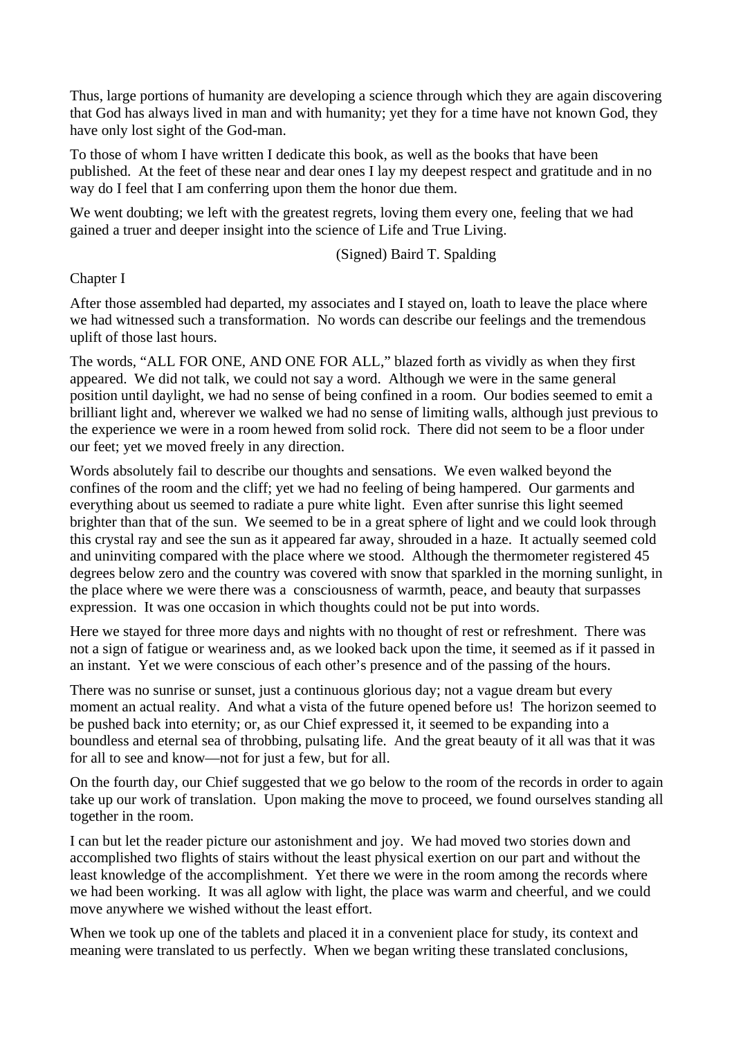Thus, large portions of humanity are developing a science through which they are again discovering that God has always lived in man and with humanity; yet they for a time have not known God, they have only lost sight of the God-man.

To those of whom I have written I dedicate this book, as well as the books that have been published. At the feet of these near and dear ones I lay my deepest respect and gratitude and in no way do I feel that I am conferring upon them the honor due them.

We went doubting; we left with the greatest regrets, loving them every one, feeling that we had gained a truer and deeper insight into the science of Life and True Living.

(Signed) Baird T. Spalding

## Chapter I

After those assembled had departed, my associates and I stayed on, loath to leave the place where we had witnessed such a transformation. No words can describe our feelings and the tremendous uplift of those last hours.

The words, "ALL FOR ONE, AND ONE FOR ALL," blazed forth as vividly as when they first appeared. We did not talk, we could not say a word. Although we were in the same general position until daylight, we had no sense of being confined in a room. Our bodies seemed to emit a brilliant light and, wherever we walked we had no sense of limiting walls, although just previous to the experience we were in a room hewed from solid rock. There did not seem to be a floor under our feet; yet we moved freely in any direction.

Words absolutely fail to describe our thoughts and sensations. We even walked beyond the confines of the room and the cliff; yet we had no feeling of being hampered. Our garments and everything about us seemed to radiate a pure white light. Even after sunrise this light seemed brighter than that of the sun. We seemed to be in a great sphere of light and we could look through this crystal ray and see the sun as it appeared far away, shrouded in a haze. It actually seemed cold and uninviting compared with the place where we stood. Although the thermometer registered 45 degrees below zero and the country was covered with snow that sparkled in the morning sunlight, in the place where we were there was a consciousness of warmth, peace, and beauty that surpasses expression. It was one occasion in which thoughts could not be put into words.

Here we stayed for three more days and nights with no thought of rest or refreshment. There was not a sign of fatigue or weariness and, as we looked back upon the time, it seemed as if it passed in an instant. Yet we were conscious of each other's presence and of the passing of the hours.

There was no sunrise or sunset, just a continuous glorious day; not a vague dream but every moment an actual reality. And what a vista of the future opened before us! The horizon seemed to be pushed back into eternity; or, as our Chief expressed it, it seemed to be expanding into a boundless and eternal sea of throbbing, pulsating life. And the great beauty of it all was that it was for all to see and know—not for just a few, but for all.

On the fourth day, our Chief suggested that we go below to the room of the records in order to again take up our work of translation. Upon making the move to proceed, we found ourselves standing all together in the room.

I can but let the reader picture our astonishment and joy. We had moved two stories down and accomplished two flights of stairs without the least physical exertion on our part and without the least knowledge of the accomplishment. Yet there we were in the room among the records where we had been working. It was all aglow with light, the place was warm and cheerful, and we could move anywhere we wished without the least effort.

When we took up one of the tablets and placed it in a convenient place for study, its context and meaning were translated to us perfectly. When we began writing these translated conclusions,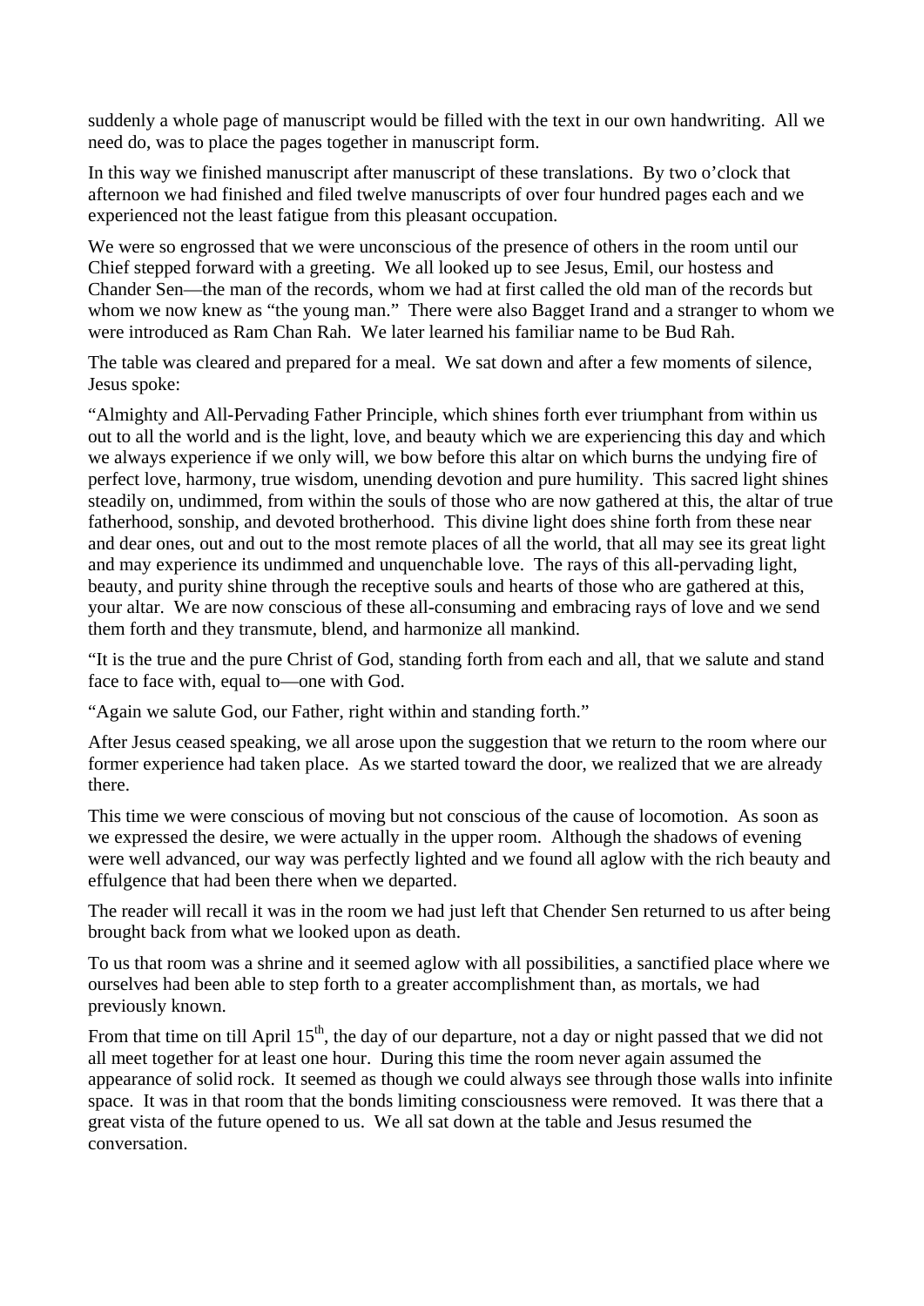suddenly a whole page of manuscript would be filled with the text in our own handwriting. All we need do, was to place the pages together in manuscript form.

In this way we finished manuscript after manuscript of these translations. By two o'clock that afternoon we had finished and filed twelve manuscripts of over four hundred pages each and we experienced not the least fatigue from this pleasant occupation.

We were so engrossed that we were unconscious of the presence of others in the room until our Chief stepped forward with a greeting. We all looked up to see Jesus, Emil, our hostess and Chander Sen—the man of the records, whom we had at first called the old man of the records but whom we now knew as "the young man." There were also Bagget Irand and a stranger to whom we were introduced as Ram Chan Rah. We later learned his familiar name to be Bud Rah.

The table was cleared and prepared for a meal. We sat down and after a few moments of silence, Jesus spoke:

"Almighty and All-Pervading Father Principle, which shines forth ever triumphant from within us out to all the world and is the light, love, and beauty which we are experiencing this day and which we always experience if we only will, we bow before this altar on which burns the undying fire of perfect love, harmony, true wisdom, unending devotion and pure humility. This sacred light shines steadily on, undimmed, from within the souls of those who are now gathered at this, the altar of true fatherhood, sonship, and devoted brotherhood. This divine light does shine forth from these near and dear ones, out and out to the most remote places of all the world, that all may see its great light and may experience its undimmed and unquenchable love. The rays of this all-pervading light, beauty, and purity shine through the receptive souls and hearts of those who are gathered at this, your altar. We are now conscious of these all-consuming and embracing rays of love and we send them forth and they transmute, blend, and harmonize all mankind.

"It is the true and the pure Christ of God, standing forth from each and all, that we salute and stand face to face with, equal to—one with God.

"Again we salute God, our Father, right within and standing forth."

After Jesus ceased speaking, we all arose upon the suggestion that we return to the room where our former experience had taken place. As we started toward the door, we realized that we are already there.

This time we were conscious of moving but not conscious of the cause of locomotion. As soon as we expressed the desire, we were actually in the upper room. Although the shadows of evening were well advanced, our way was perfectly lighted and we found all aglow with the rich beauty and effulgence that had been there when we departed.

The reader will recall it was in the room we had just left that Chender Sen returned to us after being brought back from what we looked upon as death.

To us that room was a shrine and it seemed aglow with all possibilities, a sanctified place where we ourselves had been able to step forth to a greater accomplishment than, as mortals, we had previously known.

From that time on till April 15th, the day of our departure, not a day or night passed that we did not all meet together for at least one hour. During this time the room never again assumed the appearance of solid rock. It seemed as though we could always see through those walls into infinite space. It was in that room that the bonds limiting consciousness were removed. It was there that a great vista of the future opened to us. We all sat down at the table and Jesus resumed the conversation.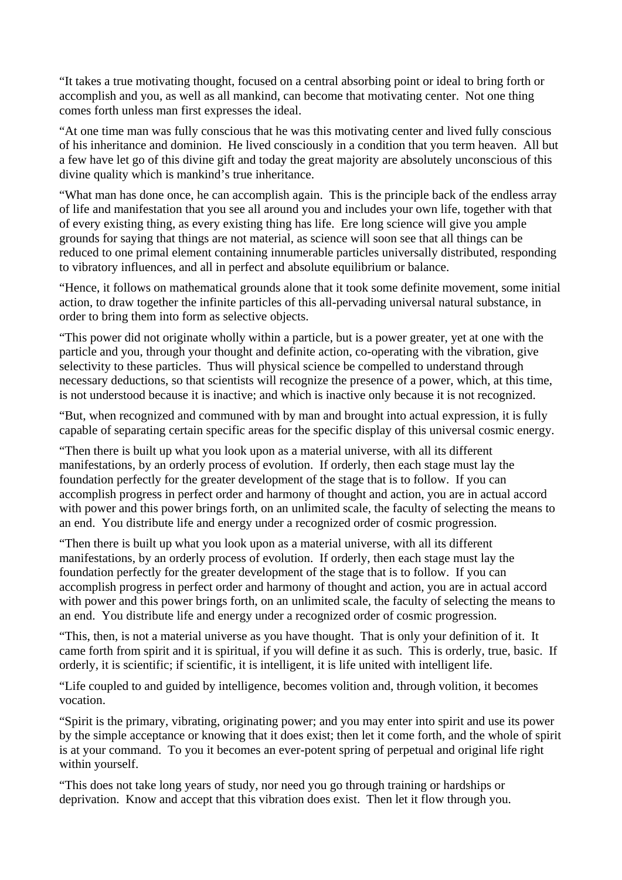"It takes a true motivating thought, focused on a central absorbing point or ideal to bring forth or accomplish and you, as well as all mankind, can become that motivating center. Not one thing comes forth unless man first expresses the ideal.

"At one time man was fully conscious that he was this motivating center and lived fully conscious of his inheritance and dominion. He lived consciously in a condition that you term heaven. All but a few have let go of this divine gift and today the great majority are absolutely unconscious of this divine quality which is mankind's true inheritance.

"What man has done once, he can accomplish again. This is the principle back of the endless array of life and manifestation that you see all around you and includes your own life, together with that of every existing thing, as every existing thing has life. Ere long science will give you ample grounds for saying that things are not material, as science will soon see that all things can be reduced to one primal element containing innumerable particles universally distributed, responding to vibratory influences, and all in perfect and absolute equilibrium or balance.

"Hence, it follows on mathematical grounds alone that it took some definite movement, some initial action, to draw together the infinite particles of this all-pervading universal natural substance, in order to bring them into form as selective objects.

"This power did not originate wholly within a particle, but is a power greater, yet at one with the particle and you, through your thought and definite action, co-operating with the vibration, give selectivity to these particles. Thus will physical science be compelled to understand through necessary deductions, so that scientists will recognize the presence of a power, which, at this time, is not understood because it is inactive; and which is inactive only because it is not recognized.

"But, when recognized and communed with by man and brought into actual expression, it is fully capable of separating certain specific areas for the specific display of this universal cosmic energy.

"Then there is built up what you look upon as a material universe, with all its different manifestations, by an orderly process of evolution. If orderly, then each stage must lay the foundation perfectly for the greater development of the stage that is to follow. If you can accomplish progress in perfect order and harmony of thought and action, you are in actual accord with power and this power brings forth, on an unlimited scale, the faculty of selecting the means to an end. You distribute life and energy under a recognized order of cosmic progression.

"Then there is built up what you look upon as a material universe, with all its different manifestations, by an orderly process of evolution. If orderly, then each stage must lay the foundation perfectly for the greater development of the stage that is to follow. If you can accomplish progress in perfect order and harmony of thought and action, you are in actual accord with power and this power brings forth, on an unlimited scale, the faculty of selecting the means to an end. You distribute life and energy under a recognized order of cosmic progression.

"This, then, is not a material universe as you have thought. That is only your definition of it. It came forth from spirit and it is spiritual, if you will define it as such. This is orderly, true, basic. If orderly, it is scientific; if scientific, it is intelligent, it is life united with intelligent life.

"Life coupled to and guided by intelligence, becomes volition and, through volition, it becomes vocation.

"Spirit is the primary, vibrating, originating power; and you may enter into spirit and use its power by the simple acceptance or knowing that it does exist; then let it come forth, and the whole of spirit is at your command. To you it becomes an ever-potent spring of perpetual and original life right within yourself.

"This does not take long years of study, nor need you go through training or hardships or deprivation. Know and accept that this vibration does exist. Then let it flow through you.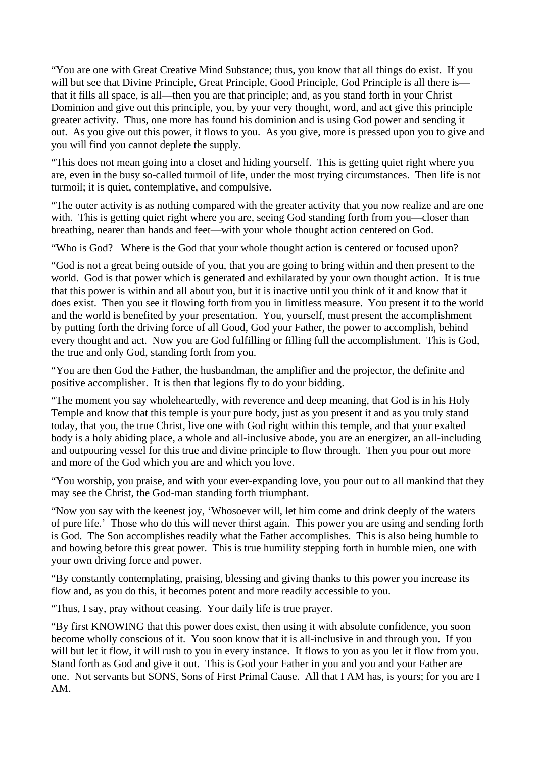"You are one with Great Creative Mind Substance; thus, you know that all things do exist. If you will but see that Divine Principle, Great Principle, Good Principle, God Principle is all there is—that it fills all space, is all—then you are that principle; and, as you stand forth in your Christ Dominion and give out this principle, you, by your very thought, word, and act give this principle greater activity. Thus, one more has found his dominion and is using God power and sending it out. As you give out this power, it flows to you. As you give, more is pressed upon you to give and you will find you cannot deplete the supply.

"This does not mean going into a closet and hiding yourself. This is getting quiet right where you are, even in the busy so-called turmoil of life, under the most trying circumstances. Then life is not turmoil; it is quiet, contemplative, and compulsive.

"The outer activity is as nothing compared with the greater activity that you now realize and are one with. This is getting quiet right where you are, seeing God standing forth from you—closer than breathing, nearer than hands and feet—with your whole thought action centered on God.

"Who is God? Where is the God that your whole thought action is centered or focused upon?

"God is not a great being outside of you, that you are going to bring within and then present to the world. God is that power which is generated and exhilarated by your own thought action. It is true that this power is within and all about you, but it is inactive until you think of it and know that it does exist. Then you see it flowing forth from you in limitless measure. You present it to the world and the world is benefited by your presentation. You, yourself, must present the accomplishment by putting forth the driving force of all Good, God your Father, the power to accomplish, behind every thought and act. Now you are God fulfilling or filling full the accomplishment. This is God, the true and only God, standing forth from you.

"You are then God the Father, the husbandman, the amplifier and the projector, the definite and positive accomplisher. It is then that legions fly to do your bidding.

"The moment you say wholeheartedly, with reverence and deep meaning, that God is in his Holy Temple and know that this temple is your pure body, just as you present it and as you truly stand today, that you, the true Christ, live one with God right within this temple, and that your exalted body is a holy abiding place, a whole and all-inclusive abode, you are an energizer, an all-including and outpouring vessel for this true and divine principle to flow through. Then you pour out more and more of the God which you are and which you love.

"You worship, you praise, and with your ever-expanding love, you pour out to all mankind that they may see the Christ, the God-man standing forth triumphant.

"Now you say with the keenest joy, 'Whosoever will, let him come and drink deeply of the waters of pure life.' Those who do this will never thirst again. This power you are using and sending forth is God. The Son accomplishes readily what the Father accomplishes. This is also being humble to and bowing before this great power. This is true humility stepping forth in humble mien, one with your own driving force and power.

"By constantly contemplating, praising, blessing and giving thanks to this power you increase its flow and, as you do this, it becomes potent and more readily accessible to you.

"Thus, I say, pray without ceasing. Your daily life is true prayer.

"By first KNOWING that this power does exist, then using it with absolute confidence, you soon become wholly conscious of it. You soon know that it is all-inclusive in and through you. If you will but let it flow, it will rush to you in every instance. It flows to you as you let it flow from you. Stand forth as God and give it out. This is God your Father in you and you and your Father are one. Not servants but SONS, Sons of First Primal Cause. All that I AM has, is yours; for you are I AM.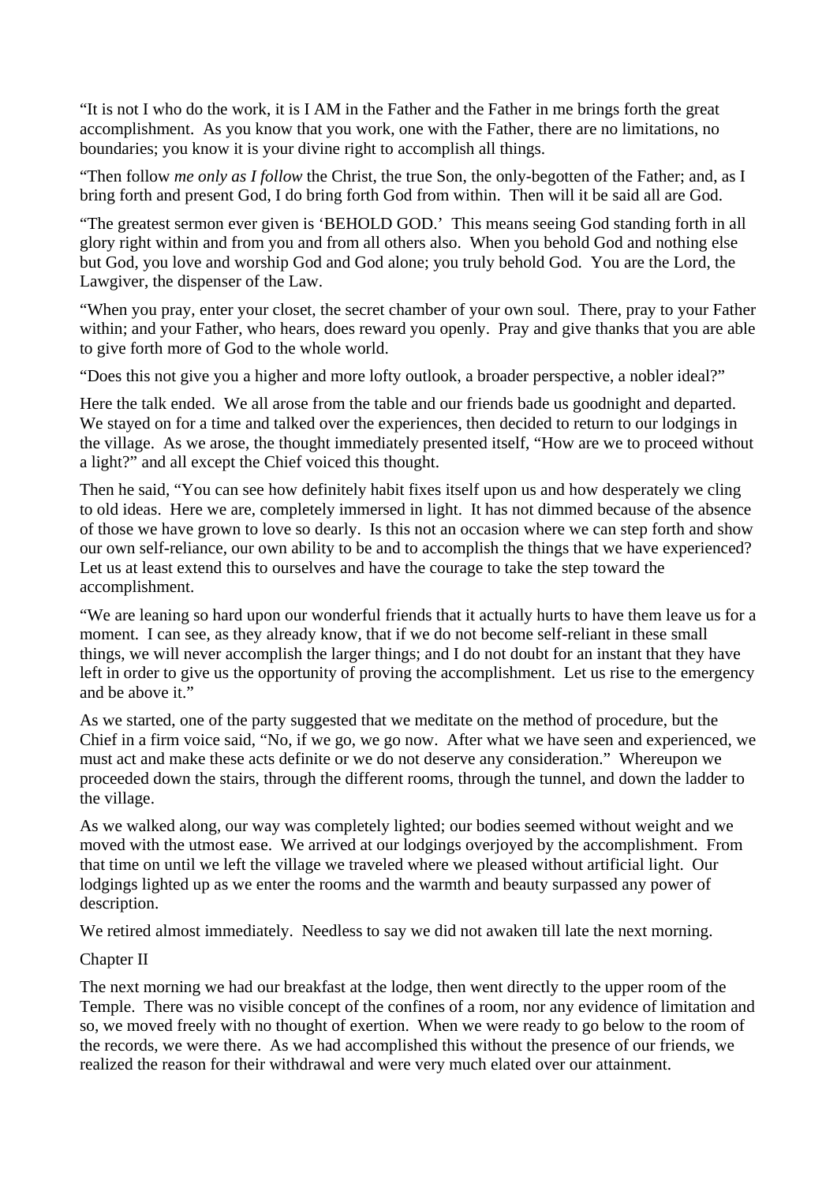"It is not I who do the work, it is I AM in the Father and the Father in me brings forth the great accomplishment. As you know that you work, one with the Father, there are no limitations, no boundaries; you know it is your divine right to accomplish all things.

"Then follow *me only as I follow* the Christ, the true Son, the only-begotten of the Father; and, as I bring forth and present God, I do bring forth God from within. Then will it be said all are God.

"The greatest sermon ever given is 'BEHOLD GOD.' This means seeing God standing forth in all glory right within and from you and from all others also. When you behold God and nothing else but God, you love and worship God and God alone; you truly behold God. You are the Lord, the Lawgiver, the dispenser of the Law.

"When you pray, enter your closet, the secret chamber of your own soul. There, pray to your Father within; and your Father, who hears, does reward you openly. Pray and give thanks that you are able to give forth more of God to the whole world.

"Does this not give you a higher and more lofty outlook, a broader perspective, a nobler ideal?"

Here the talk ended. We all arose from the table and our friends bade us goodnight and departed. We stayed on for a time and talked over the experiences, then decided to return to our lodgings in the village. As we arose, the thought immediately presented itself, "How are we to proceed without a light?" and all except the Chief voiced this thought.

Then he said, "You can see how definitely habit fixes itself upon us and how desperately we cling to old ideas. Here we are, completely immersed in light. It has not dimmed because of the absence of those we have grown to love so dearly. Is this not an occasion where we can step forth and show our own self-reliance, our own ability to be and to accomplish the things that we have experienced? Let us at least extend this to ourselves and have the courage to take the step toward the accomplishment.

"We are leaning so hard upon our wonderful friends that it actually hurts to have them leave us for a moment. I can see, as they already know, that if we do not become self-reliant in these small things, we will never accomplish the larger things; and I do not doubt for an instant that they have left in order to give us the opportunity of proving the accomplishment. Let us rise to the emergency and be above it."

As we started, one of the party suggested that we meditate on the method of procedure, but the Chief in a firm voice said, "No, if we go, we go now. After what we have seen and experienced, we must act and make these acts definite or we do not deserve any consideration." Whereupon we proceeded down the stairs, through the different rooms, through the tunnel, and down the ladder to the village.

As we walked along, our way was completely lighted; our bodies seemed without weight and we moved with the utmost ease. We arrived at our lodgings overjoyed by the accomplishment. From that time on until we left the village we traveled where we pleased without artificial light. Our lodgings lighted up as we enter the rooms and the warmth and beauty surpassed any power of description.

We retired almost immediately. Needless to say we did not awaken till late the next morning.

## Chapter II

The next morning we had our breakfast at the lodge, then went directly to the upper room of the Temple. There was no visible concept of the confines of a room, nor any evidence of limitation and so, we moved freely with no thought of exertion. When we were ready to go below to the room of the records, we were there. As we had accomplished this without the presence of our friends, we realized the reason for their withdrawal and were very much elated over our attainment.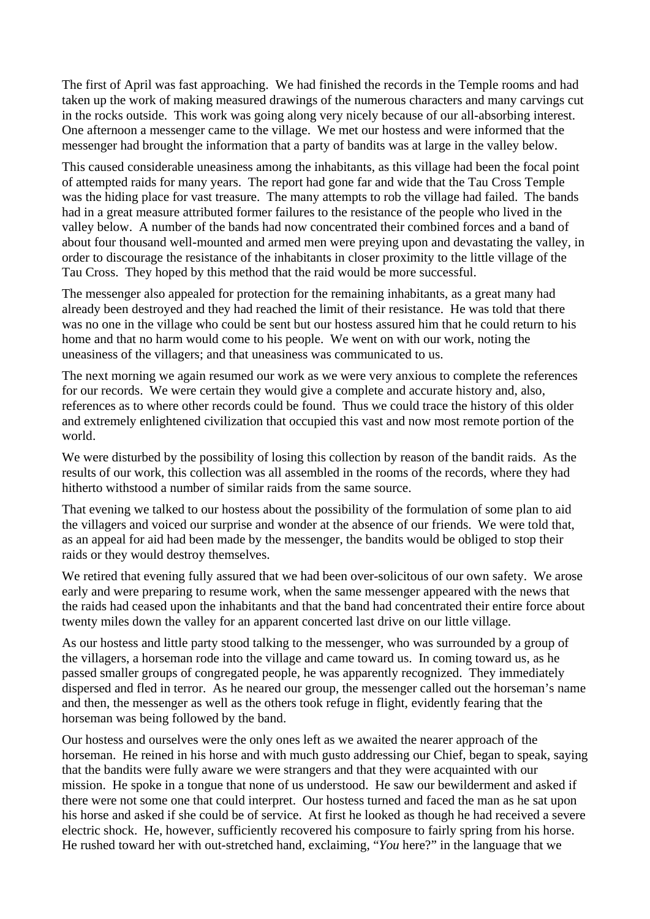The first of April was fast approaching. We had finished the records in the Temple rooms and had taken up the work of making measured drawings of the numerous characters and many carvings cut in the rocks outside. This work was going along very nicely because of our all-absorbing interest. One afternoon a messenger came to the village. We met our hostess and were informed that the messenger had brought the information that a party of bandits was at large in the valley below.

This caused considerable uneasiness among the inhabitants, as this village had been the focal point of attempted raids for many years. The report had gone far and wide that the Tau Cross Temple was the hiding place for vast treasure. The many attempts to rob the village had failed. The bands had in a great measure attributed former failures to the resistance of the people who lived in the valley below. A number of the bands had now concentrated their combined forces and a band of about four thousand well-mounted and armed men were preying upon and devastating the valley, in order to discourage the resistance of the inhabitants in closer proximity to the little village of the Tau Cross. They hoped by this method that the raid would be more successful.

The messenger also appealed for protection for the remaining inhabitants, as a great many had already been destroyed and they had reached the limit of their resistance. He was told that there was no one in the village who could be sent but our hostess assured him that he could return to his home and that no harm would come to his people. We went on with our work, noting the uneasiness of the villagers; and that uneasiness was communicated to us.

The next morning we again resumed our work as we were very anxious to complete the references for our records. We were certain they would give a complete and accurate history and, also, references as to where other records could be found. Thus we could trace the history of this older and extremely enlightened civilization that occupied this vast and now most remote portion of the world.

We were disturbed by the possibility of losing this collection by reason of the bandit raids. As the results of our work, this collection was all assembled in the rooms of the records, where they had hitherto withstood a number of similar raids from the same source.

That evening we talked to our hostess about the possibility of the formulation of some plan to aid the villagers and voiced our surprise and wonder at the absence of our friends. We were told that, as an appeal for aid had been made by the messenger, the bandits would be obliged to stop their raids or they would destroy themselves.

We retired that evening fully assured that we had been over-solicitous of our own safety. We arose early and were preparing to resume work, when the same messenger appeared with the news that the raids had ceased upon the inhabitants and that the band had concentrated their entire force about twenty miles down the valley for an apparent concerted last drive on our little village.

As our hostess and little party stood talking to the messenger, who was surrounded by a group of the villagers, a horseman rode into the village and came toward us. In coming toward us, as he passed smaller groups of congregated people, he was apparently recognized. They immediately dispersed and fled in terror. As he neared our group, the messenger called out the horseman's name and then, the messenger as well as the others took refuge in flight, evidently fearing that the horseman was being followed by the band.

Our hostess and ourselves were the only ones left as we awaited the nearer approach of the horseman. He reined in his horse and with much gusto addressing our Chief, began to speak, saying that the bandits were fully aware we were strangers and that they were acquainted with our mission. He spoke in a tongue that none of us understood. He saw our bewilderment and asked if there were not some one that could interpret. Our hostess turned and faced the man as he sat upon his horse and asked if she could be of service. At first he looked as though he had received a severe electric shock. He, however, sufficiently recovered his composure to fairly spring from his horse. He rushed toward her with out-stretched hand, exclaiming, "*You* here?" in the language that we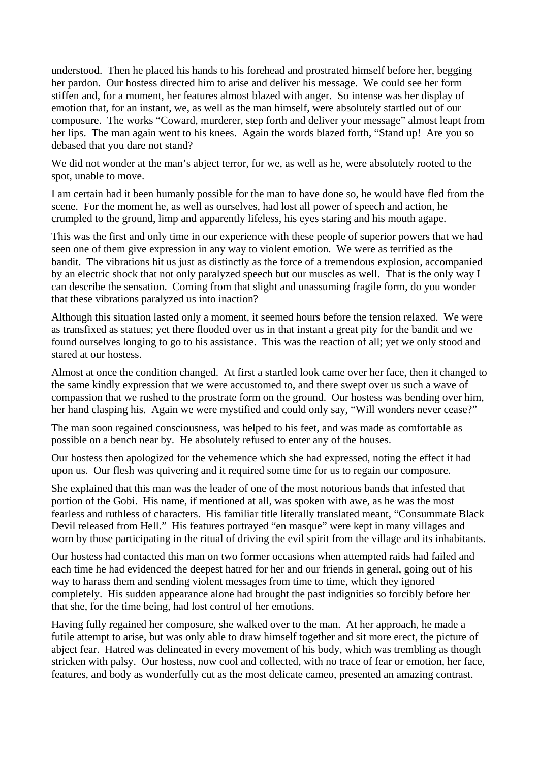understood.  Then he placed his hands to his forehead and prostrated himself before her, begging her pardon.  Our hostess directed him to arise and deliver his message.  We could see her form stiffen and, for a moment, her features almost blazed with anger.  So intense was her display of emotion that, for an instant, we, as well as the man himself, were absolutely startled out of our composure.  The works "Coward, murderer, step forth and deliver your message" almost leapt from her lips.  The man again went to his knees.  Again the words blazed forth, "Stand up!  Are you so debased that you dare not stand?

We did not wonder at the man's abject terror, for we, as well as he, were absolutely rooted to the spot, unable to move.

I am certain had it been humanly possible for the man to have done so, he would have fled from the scene.  For the moment he, as well as ourselves, had lost all power of speech and action, he crumpled to the ground, limp and apparently lifeless, his eyes staring and his mouth agape.

This was the first and only time in our experience with these people of superior powers that we had seen one of them give expression in any way to violent emotion.  We were as terrified as the bandit.  The vibrations hit us just as distinctly as the force of a tremendous explosion, accompanied by an electric shock that not only paralyzed speech but our muscles as well.  That is the only way I can describe the sensation.  Coming from that slight and unassuming fragile form, do you wonder that these vibrations paralyzed us into inaction?

Although this situation lasted only a moment, it seemed hours before the tension relaxed.  We were as transfixed as statues; yet there flooded over us in that instant a great pity for the bandit and we found ourselves longing to go to his assistance.  This was the reaction of all; yet we only stood and stared at our hostess.

Almost at once the condition changed.  At first a startled look came over her face, then it changed to the same kindly expression that we were accustomed to, and there swept over us such a wave of compassion that we rushed to the prostrate form on the ground.  Our hostess was bending over him, her hand clasping his.  Again we were mystified and could only say, "Will wonders never cease?"

The man soon regained consciousness, was helped to his feet, and was made as comfortable as possible on a bench near by.  He absolutely refused to enter any of the houses.

Our hostess then apologized for the vehemence which she had expressed, noting the effect it had upon us.  Our flesh was quivering and it required some time for us to regain our composure.

She explained that this man was the leader of one of the most notorious bands that infested that portion of the Gobi.  His name, if mentioned at all, was spoken with awe, as he was the most fearless and ruthless of characters.  His familiar title literally translated meant, "Consummate Black Devil released from Hell."  His features portrayed "en masque" were kept in many villages and worn by those participating in the ritual of driving the evil spirit from the village and its inhabitants.

Our hostess had contacted this man on two former occasions when attempted raids had failed and each time he had evidenced the deepest hatred for her and our friends in general, going out of his way to harass them and sending violent messages from time to time, which they ignored completely.  His sudden appearance alone had brought the past indignities so forcibly before her that she, for the time being, had lost control of her emotions.

Having fully regained her composure, she walked over to the man.  At her approach, he made a futile attempt to arise, but was only able to draw himself together and sit more erect, the picture of abject fear.  Hatred was delineated in every movement of his body, which was trembling as though stricken with palsy.  Our hostess, now cool and collected, with no trace of fear or emotion, her face, features, and body as wonderfully cut as the most delicate cameo, presented an amazing contrast.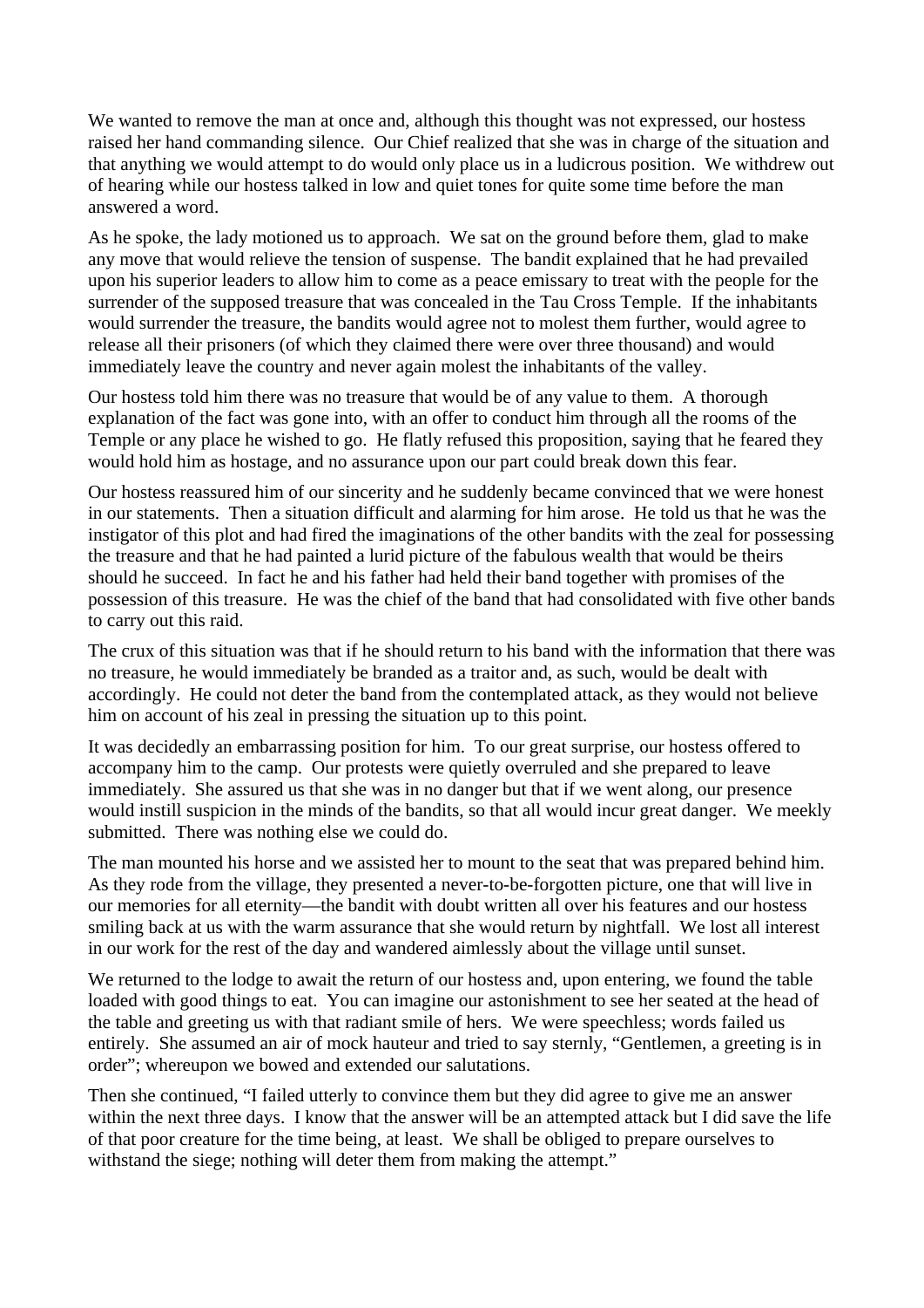We wanted to remove the man at once and, although this thought was not expressed, our hostess raised her hand commanding silence. Our Chief realized that she was in charge of the situation and that anything we would attempt to do would only place us in a ludicrous position. We withdrew out of hearing while our hostess talked in low and quiet tones for quite some time before the man answered a word.

As he spoke, the lady motioned us to approach. We sat on the ground before them, glad to make any move that would relieve the tension of suspense. The bandit explained that he had prevailed upon his superior leaders to allow him to come as a peace emissary to treat with the people for the surrender of the supposed treasure that was concealed in the Tau Cross Temple. If the inhabitants would surrender the treasure, the bandits would agree not to molest them further, would agree to release all their prisoners (of which they claimed there were over three thousand) and would immediately leave the country and never again molest the inhabitants of the valley.

Our hostess told him there was no treasure that would be of any value to them. A thorough explanation of the fact was gone into, with an offer to conduct him through all the rooms of the Temple or any place he wished to go. He flatly refused this proposition, saying that he feared they would hold him as hostage, and no assurance upon our part could break down this fear.

Our hostess reassured him of our sincerity and he suddenly became convinced that we were honest in our statements. Then a situation difficult and alarming for him arose. He told us that he was the instigator of this plot and had fired the imaginations of the other bandits with the zeal for possessing the treasure and that he had painted a lurid picture of the fabulous wealth that would be theirs should he succeed. In fact he and his father had held their band together with promises of the possession of this treasure. He was the chief of the band that had consolidated with five other bands to carry out this raid.

The crux of this situation was that if he should return to his band with the information that there was no treasure, he would immediately be branded as a traitor and, as such, would be dealt with accordingly. He could not deter the band from the contemplated attack, as they would not believe him on account of his zeal in pressing the situation up to this point.

It was decidedly an embarrassing position for him. To our great surprise, our hostess offered to accompany him to the camp. Our protests were quietly overruled and she prepared to leave immediately. She assured us that she was in no danger but that if we went along, our presence would instill suspicion in the minds of the bandits, so that all would incur great danger. We meekly submitted. There was nothing else we could do.

The man mounted his horse and we assisted her to mount to the seat that was prepared behind him. As they rode from the village, they presented a never-to-be-forgotten picture, one that will live in our memories for all eternity—the bandit with doubt written all over his features and our hostess smiling back at us with the warm assurance that she would return by nightfall. We lost all interest in our work for the rest of the day and wandered aimlessly about the village until sunset.

We returned to the lodge to await the return of our hostess and, upon entering, we found the table loaded with good things to eat. You can imagine our astonishment to see her seated at the head of the table and greeting us with that radiant smile of hers. We were speechless; words failed us entirely. She assumed an air of mock hauteur and tried to say sternly, "Gentlemen, a greeting is in order"; whereupon we bowed and extended our salutations.

Then she continued, "I failed utterly to convince them but they did agree to give me an answer within the next three days. I know that the answer will be an attempted attack but I did save the life of that poor creature for the time being, at least. We shall be obliged to prepare ourselves to withstand the siege; nothing will deter them from making the attempt."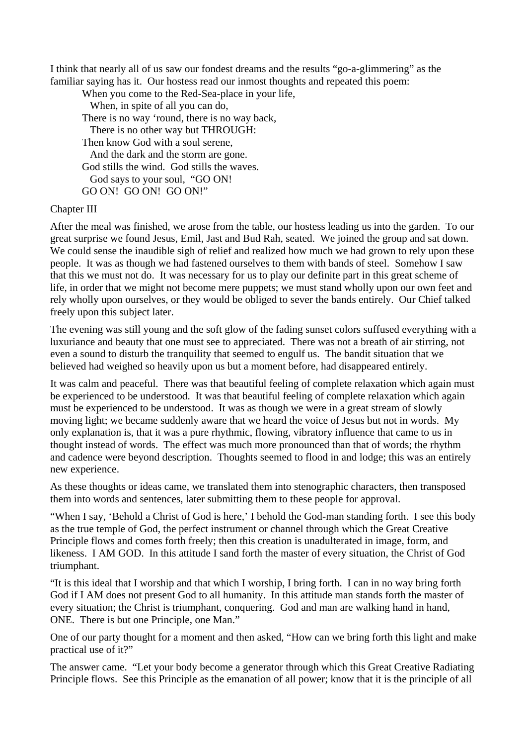I think that nearly all of us saw our fondest dreams and the results "go-a-glimmering" as the familiar saying has it. Our hostess read our inmost thoughts and repeated this poem:

> When you come to the Red-Sea-place in your life,
> When, in spite of all you can do,
> There is no way 'round, there is no way back,
> There is no other way but THROUGH:
> Then know God with a soul serene,
> And the dark and the storm are gone.
> God stills the wind. God stills the waves.
> God says to your soul, "GO ON!
> GO ON! GO ON! GO ON!"

## Chapter III

After the meal was finished, we arose from the table, our hostess leading us into the garden. To our great surprise we found Jesus, Emil, Jast and Bud Rah, seated. We joined the group and sat down. We could sense the inaudible sigh of relief and realized how much we had grown to rely upon these people. It was as though we had fastened ourselves to them with bands of steel. Somehow I saw that this we must not do. It was necessary for us to play our definite part in this great scheme of life, in order that we might not become mere puppets; we must stand wholly upon our own feet and rely wholly upon ourselves, or they would be obliged to sever the bands entirely. Our Chief talked freely upon this subject later.

The evening was still young and the soft glow of the fading sunset colors suffused everything with a luxuriance and beauty that one must see to appreciated. There was not a breath of air stirring, not even a sound to disturb the tranquility that seemed to engulf us. The bandit situation that we believed had weighed so heavily upon us but a moment before, had disappeared entirely.

It was calm and peaceful. There was that beautiful feeling of complete relaxation which again must be experienced to be understood. It was that beautiful feeling of complete relaxation which again must be experienced to be understood. It was as though we were in a great stream of slowly moving light; we became suddenly aware that we heard the voice of Jesus but not in words. My only explanation is, that it was a pure rhythmic, flowing, vibratory influence that came to us in thought instead of words. The effect was much more pronounced than that of words; the rhythm and cadence were beyond description. Thoughts seemed to flood in and lodge; this was an entirely new experience.

As these thoughts or ideas came, we translated them into stenographic characters, then transposed them into words and sentences, later submitting them to these people for approval.

"When I say, 'Behold a Christ of God is here,' I behold the God-man standing forth. I see this body as the true temple of God, the perfect instrument or channel through which the Great Creative Principle flows and comes forth freely; then this creation is unadulterated in image, form, and likeness. I AM GOD. In this attitude I sand forth the master of every situation, the Christ of God triumphant.

"It is this ideal that I worship and that which I worship, I bring forth. I can in no way bring forth God if I AM does not present God to all humanity. In this attitude man stands forth the master of every situation; the Christ is triumphant, conquering. God and man are walking hand in hand, ONE. There is but one Principle, one Man."

One of our party thought for a moment and then asked, "How can we bring forth this light and make practical use of it?"

The answer came. "Let your body become a generator through which this Great Creative Radiating Principle flows. See this Principle as the emanation of all power; know that it is the principle of all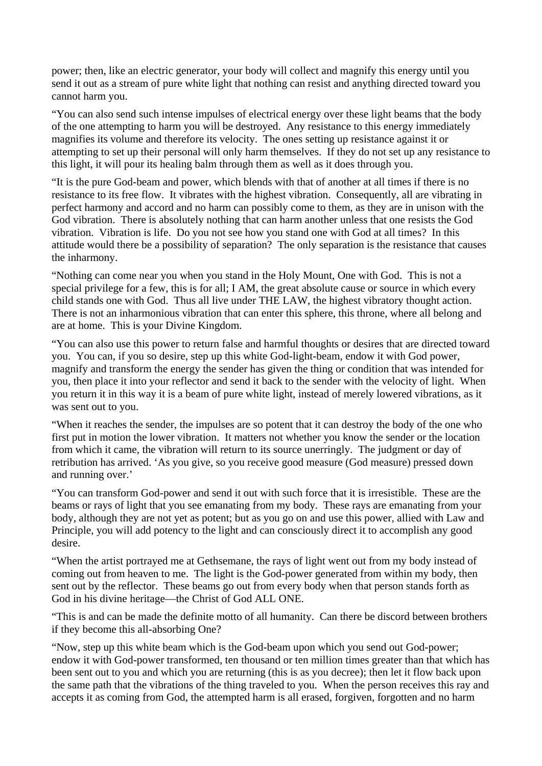power; then, like an electric generator, your body will collect and magnify this energy until you send it out as a stream of pure white light that nothing can resist and anything directed toward you cannot harm you.

“You can also send such intense impulses of electrical energy over these light beams that the body of the one attempting to harm you will be destroyed.  Any resistance to this energy immediately magnifies its volume and therefore its velocity.  The ones setting up resistance against it or attempting to set up their personal will only harm themselves.  If they do not set up any resistance to this light, it will pour its healing balm through them as well as it does through you.

“It is the pure God-beam and power, which blends with that of another at all times if there is no resistance to its free flow.  It vibrates with the highest vibration.  Consequently, all are vibrating in perfect harmony and accord and no harm can possibly come to them, as they are in unison with the God vibration.  There is absolutely nothing that can harm another unless that one resists the God vibration.  Vibration is life.  Do you not see how you stand one with God at all times?  In this attitude would there be a possibility of separation?  The only separation is the resistance that causes the inharmony.

“Nothing can come near you when you stand in the Holy Mount, One with God.  This is not a special privilege for a few, this is for all; I AM, the great absolute cause or source in which every child stands one with God.  Thus all live under THE LAW, the highest vibratory thought action.  There is not an inharmonious vibration that can enter this sphere, this throne, where all belong and are at home.  This is your Divine Kingdom.

“You can also use this power to return false and harmful thoughts or desires that are directed toward you.  You can, if you so desire, step up this white God-light-beam, endow it with God power, magnify and transform the energy the sender has given the thing or condition that was intended for you, then place it into your reflector and send it back to the sender with the velocity of light.  When you return it in this way it is a beam of pure white light, instead of merely lowered vibrations, as it was sent out to you.

“When it reaches the sender, the impulses are so potent that it can destroy the body of the one who first put in motion the lower vibration.  It matters not whether you know the sender or the location from which it came, the vibration will return to its source unerringly.  The judgment or day of retribution has arrived. ‘As you give, so you receive good measure (God measure) pressed down and running over.’

“You can transform God-power and send it out with such force that it is irresistible.  These are the beams or rays of light that you see emanating from my body.  These rays are emanating from your body, although they are not yet as potent; but as you go on and use this power, allied with Law and Principle, you will add potency to the light and can consciously direct it to accomplish any good desire.

“When the artist portrayed me at Gethsemane, the rays of light went out from my body instead of coming out from heaven to me.  The light is the God-power generated from within my body, then sent out by the reflector.  These beams go out from every body when that person stands forth as God in his divine heritage—the Christ of God ALL ONE.

“This is and can be made the definite motto of all humanity.  Can there be discord between brothers if they become this all-absorbing One?

“Now, step up this white beam which is the God-beam upon which you send out God-power; endow it with God-power transformed, ten thousand or ten million times greater than that which has been sent out to you and which you are returning (this is as you decree); then let it flow back upon the same path that the vibrations of the thing traveled to you.  When the person receives this ray and accepts it as coming from God, the attempted harm is all erased, forgiven, forgotten and no harm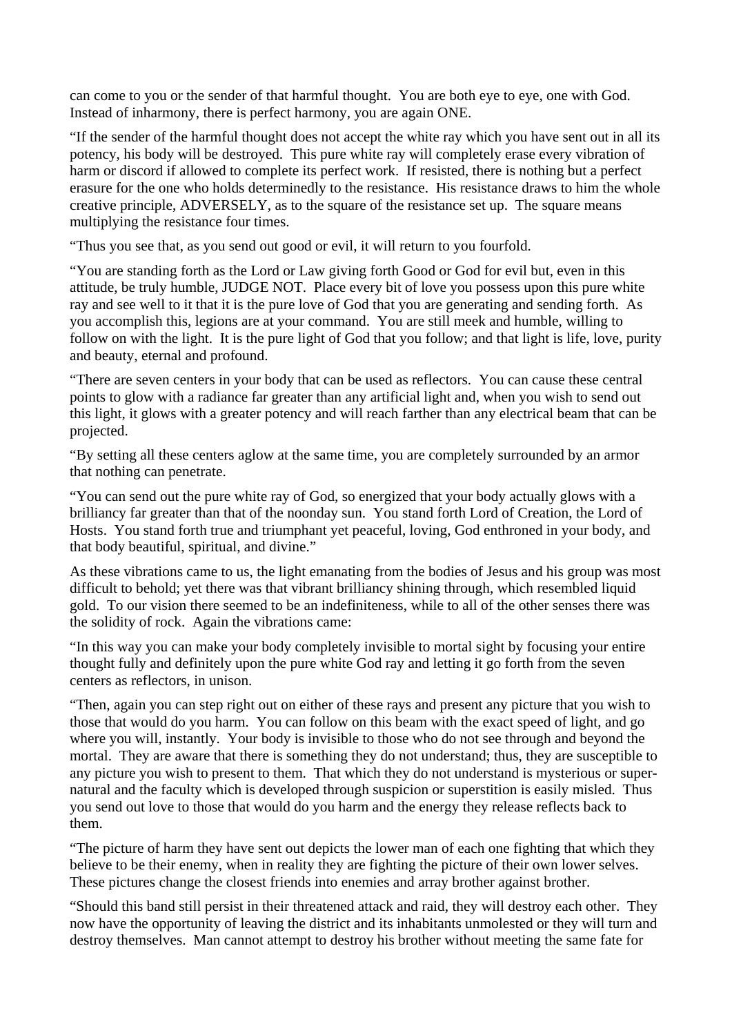can come to you or the sender of that harmful thought. You are both eye to eye, one with God. Instead of inharmony, there is perfect harmony, you are again ONE.

“If the sender of the harmful thought does not accept the white ray which you have sent out in all its potency, his body will be destroyed. This pure white ray will completely erase every vibration of harm or discord if allowed to complete its perfect work. If resisted, there is nothing but a perfect erasure for the one who holds determinedly to the resistance. His resistance draws to him the whole creative principle, ADVERSELY, as to the square of the resistance set up. The square means multiplying the resistance four times.

“Thus you see that, as you send out good or evil, it will return to you fourfold.

“You are standing forth as the Lord or Law giving forth Good or God for evil but, even in this attitude, be truly humble, JUDGE NOT. Place every bit of love you possess upon this pure white ray and see well to it that it is the pure love of God that you are generating and sending forth. As you accomplish this, legions are at your command. You are still meek and humble, willing to follow on with the light. It is the pure light of God that you follow; and that light is life, love, purity and beauty, eternal and profound.

“There are seven centers in your body that can be used as reflectors. You can cause these central points to glow with a radiance far greater than any artificial light and, when you wish to send out this light, it glows with a greater potency and will reach farther than any electrical beam that can be projected.

“By setting all these centers aglow at the same time, you are completely surrounded by an armor that nothing can penetrate.

“You can send out the pure white ray of God, so energized that your body actually glows with a brilliancy far greater than that of the noonday sun. You stand forth Lord of Creation, the Lord of Hosts. You stand forth true and triumphant yet peaceful, loving, God enthroned in your body, and that body beautiful, spiritual, and divine.”

As these vibrations came to us, the light emanating from the bodies of Jesus and his group was most difficult to behold; yet there was that vibrant brilliancy shining through, which resembled liquid gold. To our vision there seemed to be an indefiniteness, while to all of the other senses there was the solidity of rock. Again the vibrations came:

“In this way you can make your body completely invisible to mortal sight by focusing your entire thought fully and definitely upon the pure white God ray and letting it go forth from the seven centers as reflectors, in unison.

“Then, again you can step right out on either of these rays and present any picture that you wish to those that would do you harm. You can follow on this beam with the exact speed of light, and go where you will, instantly. Your body is invisible to those who do not see through and beyond the mortal. They are aware that there is something they do not understand; thus, they are susceptible to any picture you wish to present to them. That which they do not understand is mysterious or super-natural and the faculty which is developed through suspicion or superstition is easily misled. Thus you send out love to those that would do you harm and the energy they release reflects back to them.

“The picture of harm they have sent out depicts the lower man of each one fighting that which they believe to be their enemy, when in reality they are fighting the picture of their own lower selves. These pictures change the closest friends into enemies and array brother against brother.

“Should this band still persist in their threatened attack and raid, they will destroy each other. They now have the opportunity of leaving the district and its inhabitants unmolested or they will turn and destroy themselves. Man cannot attempt to destroy his brother without meeting the same fate for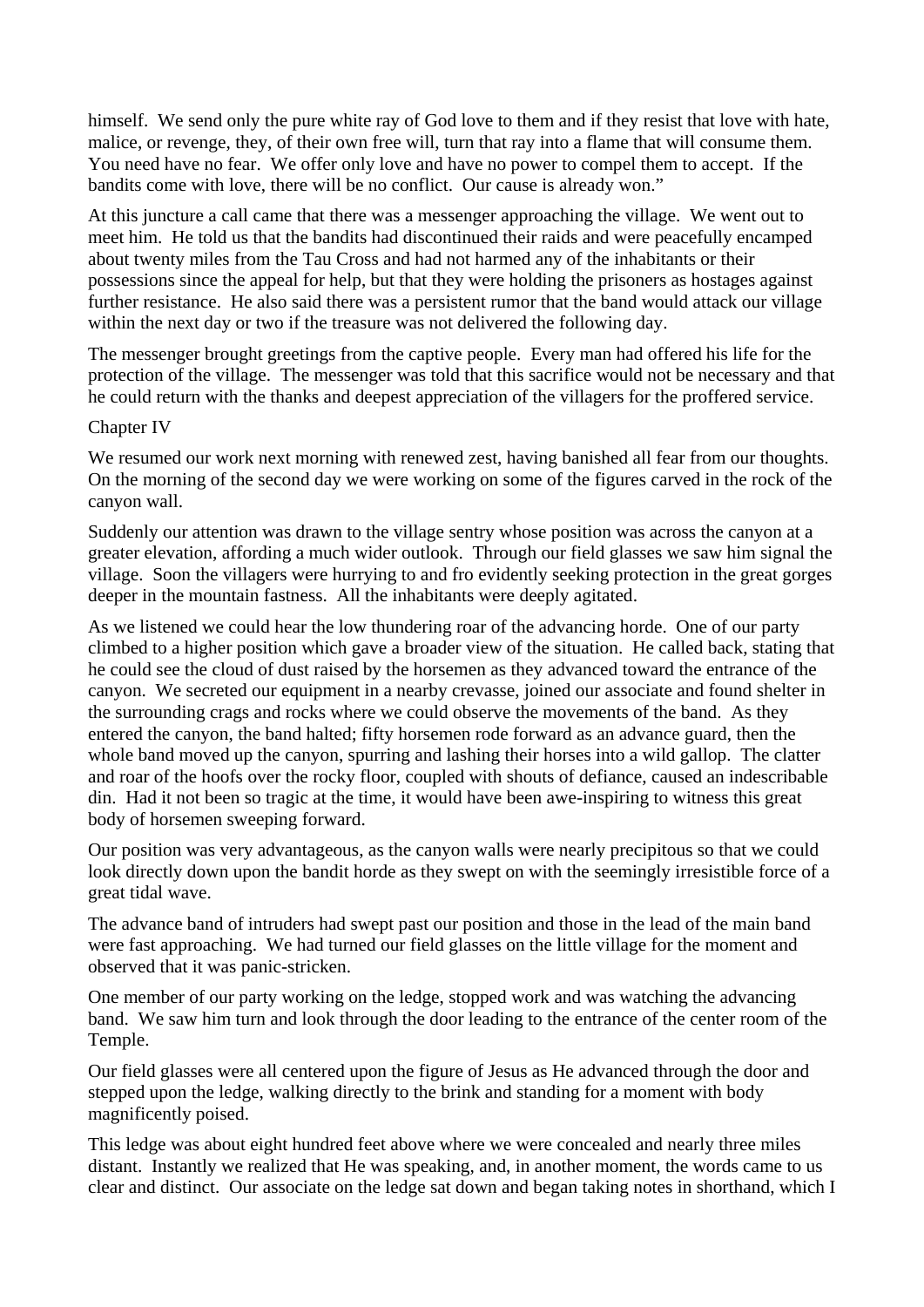himself. We send only the pure white ray of God love to them and if they resist that love with hate, malice, or revenge, they, of their own free will, turn that ray into a flame that will consume them. You need have no fear. We offer only love and have no power to compel them to accept. If the bandits come with love, there will be no conflict. Our cause is already won."

At this juncture a call came that there was a messenger approaching the village. We went out to meet him. He told us that the bandits had discontinued their raids and were peacefully encamped about twenty miles from the Tau Cross and had not harmed any of the inhabitants or their possessions since the appeal for help, but that they were holding the prisoners as hostages against further resistance. He also said there was a persistent rumor that the band would attack our village within the next day or two if the treasure was not delivered the following day.

The messenger brought greetings from the captive people. Every man had offered his life for the protection of the village. The messenger was told that this sacrifice would not be necessary and that he could return with the thanks and deepest appreciation of the villagers for the proffered service.

## Chapter IV

We resumed our work next morning with renewed zest, having banished all fear from our thoughts. On the morning of the second day we were working on some of the figures carved in the rock of the canyon wall.

Suddenly our attention was drawn to the village sentry whose position was across the canyon at a greater elevation, affording a much wider outlook. Through our field glasses we saw him signal the village. Soon the villagers were hurrying to and fro evidently seeking protection in the great gorges deeper in the mountain fastness. All the inhabitants were deeply agitated.

As we listened we could hear the low thundering roar of the advancing horde. One of our party climbed to a higher position which gave a broader view of the situation. He called back, stating that he could see the cloud of dust raised by the horsemen as they advanced toward the entrance of the canyon. We secreted our equipment in a nearby crevasse, joined our associate and found shelter in the surrounding crags and rocks where we could observe the movements of the band. As they entered the canyon, the band halted; fifty horsemen rode forward as an advance guard, then the whole band moved up the canyon, spurring and lashing their horses into a wild gallop. The clatter and roar of the hoofs over the rocky floor, coupled with shouts of defiance, caused an indescribable din. Had it not been so tragic at the time, it would have been awe-inspiring to witness this great body of horsemen sweeping forward.

Our position was very advantageous, as the canyon walls were nearly precipitous so that we could look directly down upon the bandit horde as they swept on with the seemingly irresistible force of a great tidal wave.

The advance band of intruders had swept past our position and those in the lead of the main band were fast approaching. We had turned our field glasses on the little village for the moment and observed that it was panic-stricken.

One member of our party working on the ledge, stopped work and was watching the advancing band. We saw him turn and look through the door leading to the entrance of the center room of the Temple.

Our field glasses were all centered upon the figure of Jesus as He advanced through the door and stepped upon the ledge, walking directly to the brink and standing for a moment with body magnificently poised.

This ledge was about eight hundred feet above where we were concealed and nearly three miles distant. Instantly we realized that He was speaking, and, in another moment, the words came to us clear and distinct. Our associate on the ledge sat down and began taking notes in shorthand, which I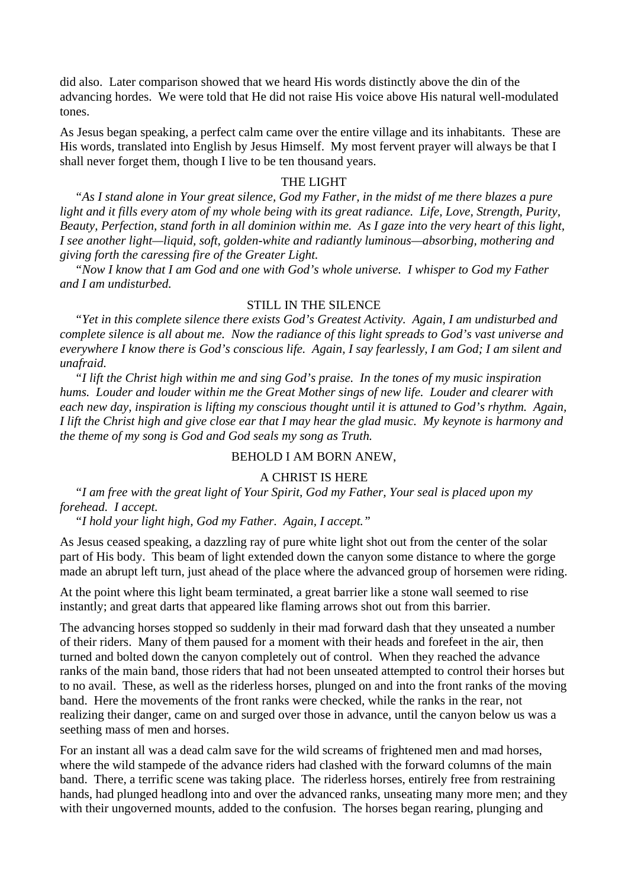did also. Later comparison showed that we heard His words distinctly above the din of the advancing hordes. We were told that He did not raise His voice above His natural well-modulated tones.

As Jesus began speaking, a perfect calm came over the entire village and its inhabitants. These are His words, translated into English by Jesus Himself. My most fervent prayer will always be that I shall never forget them, though I live to be ten thousand years.

### THE LIGHT

"*As I stand alone in Your great silence, God my Father, in the midst of me there blazes a pure light and it fills every atom of my whole being with its great radiance. Life, Love, Strength, Purity, Beauty, Perfection, stand forth in all dominion within me. As I gaze into the very heart of this light, I see another light—liquid, soft, golden-white and radiantly luminous—absorbing, mothering and giving forth the caressing fire of the Greater Light.*

"*Now I know that I am God and one with God's whole universe. I whisper to God my Father and I am undisturbed.*

### STILL IN THE SILENCE

"*Yet in this complete silence there exists God's Greatest Activity. Again, I am undisturbed and complete silence is all about me. Now the radiance of this light spreads to God's vast universe and everywhere I know there is God's conscious life. Again, I say fearlessly, I am God; I am silent and unafraid.*

"*I lift the Christ high within me and sing God's praise. In the tones of my music inspiration hums. Louder and louder within me the Great Mother sings of new life. Louder and clearer with each new day, inspiration is lifting my conscious thought until it is attuned to God's rhythm. Again, I lift the Christ high and give close ear that I may hear the glad music. My keynote is harmony and the theme of my song is God and God seals my song as Truth.*

### BEHOLD I AM BORN ANEW,

### A CHRIST IS HERE

"*I am free with the great light of Your Spirit, God my Father, Your seal is placed upon my forehead. I accept.*

"*I hold your light high, God my Father. Again, I accept.*"

As Jesus ceased speaking, a dazzling ray of pure white light shot out from the center of the solar part of His body. This beam of light extended down the canyon some distance to where the gorge made an abrupt left turn, just ahead of the place where the advanced group of horsemen were riding.

At the point where this light beam terminated, a great barrier like a stone wall seemed to rise instantly; and great darts that appeared like flaming arrows shot out from this barrier.

The advancing horses stopped so suddenly in their mad forward dash that they unseated a number of their riders. Many of them paused for a moment with their heads and forefeet in the air, then turned and bolted down the canyon completely out of control. When they reached the advance ranks of the main band, those riders that had not been unseated attempted to control their horses but to no avail. These, as well as the riderless horses, plunged on and into the front ranks of the moving band. Here the movements of the front ranks were checked, while the ranks in the rear, not realizing their danger, came on and surged over those in advance, until the canyon below us was a seething mass of men and horses.

For an instant all was a dead calm save for the wild screams of frightened men and mad horses, where the wild stampede of the advance riders had clashed with the forward columns of the main band. There, a terrific scene was taking place. The riderless horses, entirely free from restraining hands, had plunged headlong into and over the advanced ranks, unseating many more men; and they with their ungoverned mounts, added to the confusion. The horses began rearing, plunging and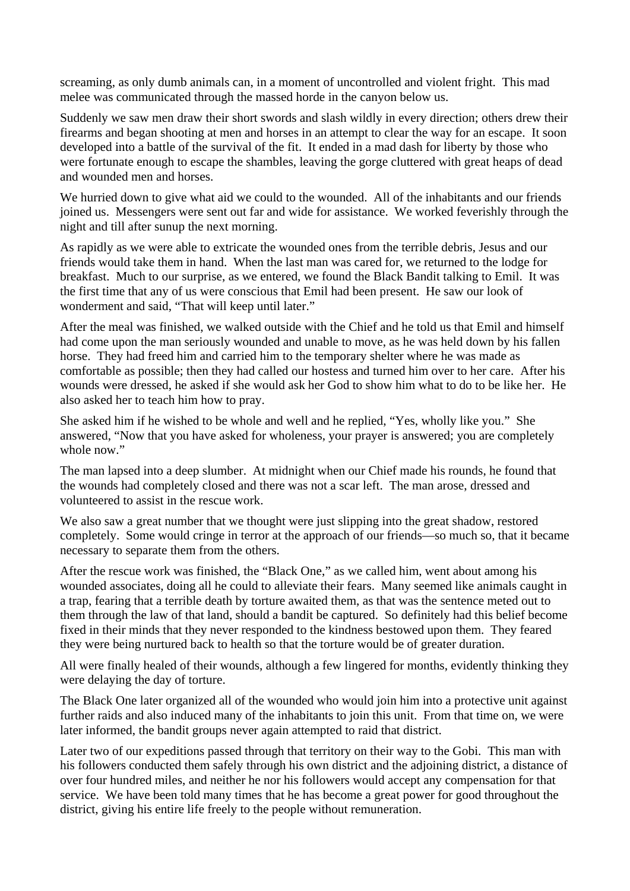screaming, as only dumb animals can, in a moment of uncontrolled and violent fright. This mad melee was communicated through the massed horde in the canyon below us.

Suddenly we saw men draw their short swords and slash wildly in every direction; others drew their firearms and began shooting at men and horses in an attempt to clear the way for an escape. It soon developed into a battle of the survival of the fit. It ended in a mad dash for liberty by those who were fortunate enough to escape the shambles, leaving the gorge cluttered with great heaps of dead and wounded men and horses.

We hurried down to give what aid we could to the wounded. All of the inhabitants and our friends joined us. Messengers were sent out far and wide for assistance. We worked feverishly through the night and till after sunup the next morning.

As rapidly as we were able to extricate the wounded ones from the terrible debris, Jesus and our friends would take them in hand. When the last man was cared for, we returned to the lodge for breakfast. Much to our surprise, as we entered, we found the Black Bandit talking to Emil. It was the first time that any of us were conscious that Emil had been present. He saw our look of wonderment and said, "That will keep until later."

After the meal was finished, we walked outside with the Chief and he told us that Emil and himself had come upon the man seriously wounded and unable to move, as he was held down by his fallen horse. They had freed him and carried him to the temporary shelter where he was made as comfortable as possible; then they had called our hostess and turned him over to her care. After his wounds were dressed, he asked if she would ask her God to show him what to do to be like her. He also asked her to teach him how to pray.

She asked him if he wished to be whole and well and he replied, "Yes, wholly like you." She answered, "Now that you have asked for wholeness, your prayer is answered; you are completely whole now."

The man lapsed into a deep slumber. At midnight when our Chief made his rounds, he found that the wounds had completely closed and there was not a scar left. The man arose, dressed and volunteered to assist in the rescue work.

We also saw a great number that we thought were just slipping into the great shadow, restored completely. Some would cringe in terror at the approach of our friends—so much so, that it became necessary to separate them from the others.

After the rescue work was finished, the "Black One," as we called him, went about among his wounded associates, doing all he could to alleviate their fears. Many seemed like animals caught in a trap, fearing that a terrible death by torture awaited them, as that was the sentence meted out to them through the law of that land, should a bandit be captured. So definitely had this belief become fixed in their minds that they never responded to the kindness bestowed upon them. They feared they were being nurtured back to health so that the torture would be of greater duration.

All were finally healed of their wounds, although a few lingered for months, evidently thinking they were delaying the day of torture.

The Black One later organized all of the wounded who would join him into a protective unit against further raids and also induced many of the inhabitants to join this unit. From that time on, we were later informed, the bandit groups never again attempted to raid that district.

Later two of our expeditions passed through that territory on their way to the Gobi. This man with his followers conducted them safely through his own district and the adjoining district, a distance of over four hundred miles, and neither he nor his followers would accept any compensation for that service. We have been told many times that he has become a great power for good throughout the district, giving his entire life freely to the people without remuneration.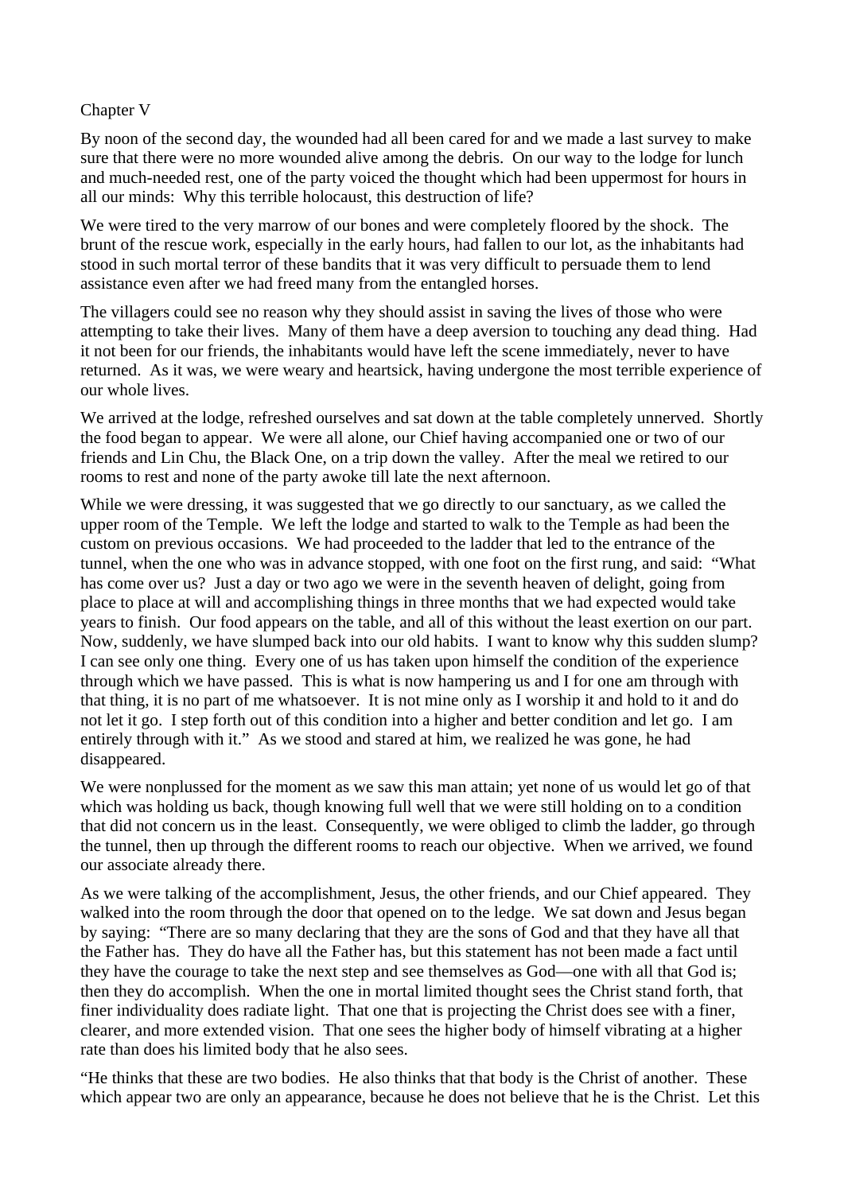Chapter V

By noon of the second day, the wounded had all been cared for and we made a last survey to make sure that there were no more wounded alive among the debris. On our way to the lodge for lunch and much-needed rest, one of the party voiced the thought which had been uppermost for hours in all our minds: Why this terrible holocaust, this destruction of life?

We were tired to the very marrow of our bones and were completely floored by the shock. The brunt of the rescue work, especially in the early hours, had fallen to our lot, as the inhabitants had stood in such mortal terror of these bandits that it was very difficult to persuade them to lend assistance even after we had freed many from the entangled horses.

The villagers could see no reason why they should assist in saving the lives of those who were attempting to take their lives. Many of them have a deep aversion to touching any dead thing. Had it not been for our friends, the inhabitants would have left the scene immediately, never to have returned. As it was, we were weary and heartsick, having undergone the most terrible experience of our whole lives.

We arrived at the lodge, refreshed ourselves and sat down at the table completely unnerved. Shortly the food began to appear. We were all alone, our Chief having accompanied one or two of our friends and Lin Chu, the Black One, on a trip down the valley. After the meal we retired to our rooms to rest and none of the party awoke till late the next afternoon.

While we were dressing, it was suggested that we go directly to our sanctuary, as we called the upper room of the Temple. We left the lodge and started to walk to the Temple as had been the custom on previous occasions. We had proceeded to the ladder that led to the entrance of the tunnel, when the one who was in advance stopped, with one foot on the first rung, and said: "What has come over us? Just a day or two ago we were in the seventh heaven of delight, going from place to place at will and accomplishing things in three months that we had expected would take years to finish. Our food appears on the table, and all of this without the least exertion on our part. Now, suddenly, we have slumped back into our old habits. I want to know why this sudden slump? I can see only one thing. Every one of us has taken upon himself the condition of the experience through which we have passed. This is what is now hampering us and I for one am through with that thing, it is no part of me whatsoever. It is not mine only as I worship it and hold to it and do not let it go. I step forth out of this condition into a higher and better condition and let go. I am entirely through with it." As we stood and stared at him, we realized he was gone, he had disappeared.

We were nonplussed for the moment as we saw this man attain; yet none of us would let go of that which was holding us back, though knowing full well that we were still holding on to a condition that did not concern us in the least. Consequently, we were obliged to climb the ladder, go through the tunnel, then up through the different rooms to reach our objective. When we arrived, we found our associate already there.

As we were talking of the accomplishment, Jesus, the other friends, and our Chief appeared. They walked into the room through the door that opened on to the ledge. We sat down and Jesus began by saying: "There are so many declaring that they are the sons of God and that they have all that the Father has. They do have all the Father has, but this statement has not been made a fact until they have the courage to take the next step and see themselves as God—one with all that God is; then they do accomplish. When the one in mortal limited thought sees the Christ stand forth, that finer individuality does radiate light. That one that is projecting the Christ does see with a finer, clearer, and more extended vision. That one sees the higher body of himself vibrating at a higher rate than does his limited body that he also sees.

"He thinks that these are two bodies. He also thinks that that body is the Christ of another. These which appear two are only an appearance, because he does not believe that he is the Christ. Let this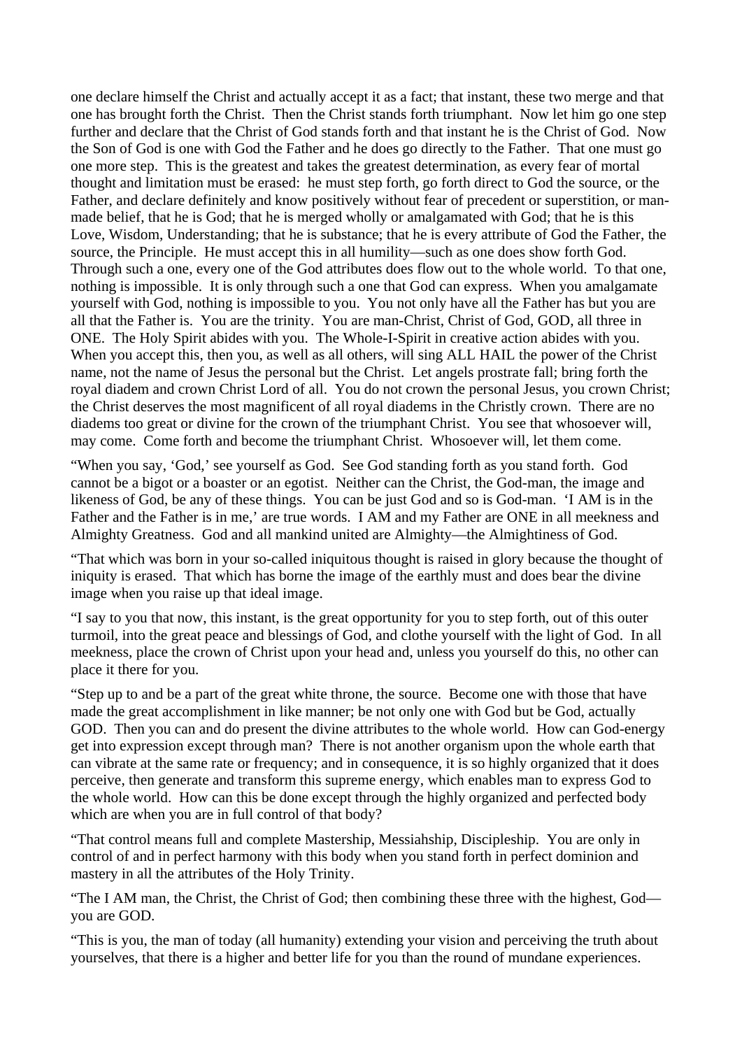one declare himself the Christ and actually accept it as a fact; that instant, these two merge and that one has brought forth the Christ. Then the Christ stands forth triumphant. Now let him go one step further and declare that the Christ of God stands forth and that instant he is the Christ of God. Now the Son of God is one with God the Father and he does go directly to the Father. That one must go one more step. This is the greatest and takes the greatest determination, as every fear of mortal thought and limitation must be erased: he must step forth, go forth direct to God the source, or the Father, and declare definitely and know positively without fear of precedent or superstition, or man-made belief, that he is God; that he is merged wholly or amalgamated with God; that he is this Love, Wisdom, Understanding; that he is substance; that he is every attribute of God the Father, the source, the Principle. He must accept this in all humility—such as one does show forth God. Through such a one, every one of the God attributes does flow out to the whole world. To that one, nothing is impossible. It is only through such a one that God can express. When you amalgamate yourself with God, nothing is impossible to you. You not only have all the Father has but you are all that the Father is. You are the trinity. You are man-Christ, Christ of God, GOD, all three in ONE. The Holy Spirit abides with you. The Whole-I-Spirit in creative action abides with you. When you accept this, then you, as well as all others, will sing ALL HAIL the power of the Christ name, not the name of Jesus the personal but the Christ. Let angels prostrate fall; bring forth the royal diadem and crown Christ Lord of all. You do not crown the personal Jesus, you crown Christ; the Christ deserves the most magnificent of all royal diadems in the Christly crown. There are no diadems too great or divine for the crown of the triumphant Christ. You see that whosoever will, may come. Come forth and become the triumphant Christ. Whosoever will, let them come.

"When you say, 'God,' see yourself as God. See God standing forth as you stand forth. God cannot be a bigot or a boaster or an egotist. Neither can the Christ, the God-man, the image and likeness of God, be any of these things. You can be just God and so is God-man. 'I AM is in the Father and the Father is in me,' are true words. I AM and my Father are ONE in all meekness and Almighty Greatness. God and all mankind united are Almighty—the Almightiness of God.

"That which was born in your so-called iniquitous thought is raised in glory because the thought of iniquity is erased. That which has borne the image of the earthly must and does bear the divine image when you raise up that ideal image.

"I say to you that now, this instant, is the great opportunity for you to step forth, out of this outer turmoil, into the great peace and blessings of God, and clothe yourself with the light of God. In all meekness, place the crown of Christ upon your head and, unless you yourself do this, no other can place it there for you.

"Step up to and be a part of the great white throne, the source. Become one with those that have made the great accomplishment in like manner; be not only one with God but be God, actually GOD. Then you can and do present the divine attributes to the whole world. How can God-energy get into expression except through man? There is not another organism upon the whole earth that can vibrate at the same rate or frequency; and in consequence, it is so highly organized that it does perceive, then generate and transform this supreme energy, which enables man to express God to the whole world. How can this be done except through the highly organized and perfected body which are when you are in full control of that body?

"That control means full and complete Mastership, Messiahship, Discipleship. You are only in control of and in perfect harmony with this body when you stand forth in perfect dominion and mastery in all the attributes of the Holy Trinity.

"The I AM man, the Christ, the Christ of God; then combining these three with the highest, God—you are GOD.

"This is you, the man of today (all humanity) extending your vision and perceiving the truth about yourselves, that there is a higher and better life for you than the round of mundane experiences.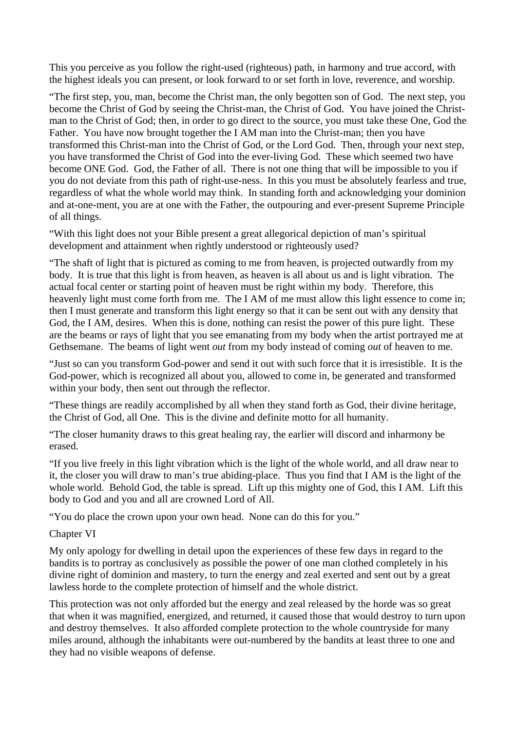This you perceive as you follow the right-used (righteous) path, in harmony and true accord, with the highest ideals you can present, or look forward to or set forth in love, reverence, and worship.

"The first step, you, man, become the Christ man, the only begotten son of God. The next step, you become the Christ of God by seeing the Christ-man, the Christ of God. You have joined the Christ-man to the Christ of God; then, in order to go direct to the source, you must take these One, God the Father. You have now brought together the I AM man into the Christ-man; then you have transformed this Christ-man into the Christ of God, or the Lord God. Then, through your next step, you have transformed the Christ of God into the ever-living God. These which seemed two have become ONE God. God, the Father of all. There is not one thing that will be impossible to you if you do not deviate from this path of right-use-ness. In this you must be absolutely fearless and true, regardless of what the whole world may think. In standing forth and acknowledging your dominion and at-one-ment, you are at one with the Father, the outpouring and ever-present Supreme Principle of all things.

"With this light does not your Bible present a great allegorical depiction of man's spiritual development and attainment when rightly understood or righteously used?

"The shaft of light that is pictured as coming to me from heaven, is projected outwardly from my body. It is true that this light is from heaven, as heaven is all about us and is light vibration. The actual focal center or starting point of heaven must be right within my body. Therefore, this heavenly light must come forth from me. The I AM of me must allow this light essence to come in; then I must generate and transform this light energy so that it can be sent out with any density that God, the I AM, desires. When this is done, nothing can resist the power of this pure light. These are the beams or rays of light that you see emanating from my body when the artist portrayed me at Gethsemane. The beams of light went *out* from my body instead of coming *out* of heaven to me.

"Just so can you transform God-power and send it out with such force that it is irresistible. It is the God-power, which is recognized all about you, allowed to come in, be generated and transformed within your body, then sent out through the reflector.

"These things are readily accomplished by all when they stand forth as God, their divine heritage, the Christ of God, all One. This is the divine and definite motto for all humanity.

"The closer humanity draws to this great healing ray, the earlier will discord and inharmony be erased.

"If you live freely in this light vibration which is the light of the whole world, and all draw near to it, the closer you will draw to man's true abiding-place. Thus you find that I AM is the light of the whole world. Behold God, the table is spread. Lift up this mighty one of God, this I AM. Lift this body to God and you and all are crowned Lord of All.

"You do place the crown upon your own head. None can do this for you."

## Chapter VI

My only apology for dwelling in detail upon the experiences of these few days in regard to the bandits is to portray as conclusively as possible the power of one man clothed completely in his divine right of dominion and mastery, to turn the energy and zeal exerted and sent out by a great lawless horde to the complete protection of himself and the whole district.

This protection was not only afforded but the energy and zeal released by the horde was so great that when it was magnified, energized, and returned, it caused those that would destroy to turn upon and destroy themselves. It also afforded complete protection to the whole countryside for many miles around, although the inhabitants were out-numbered by the bandits at least three to one and they had no visible weapons of defense.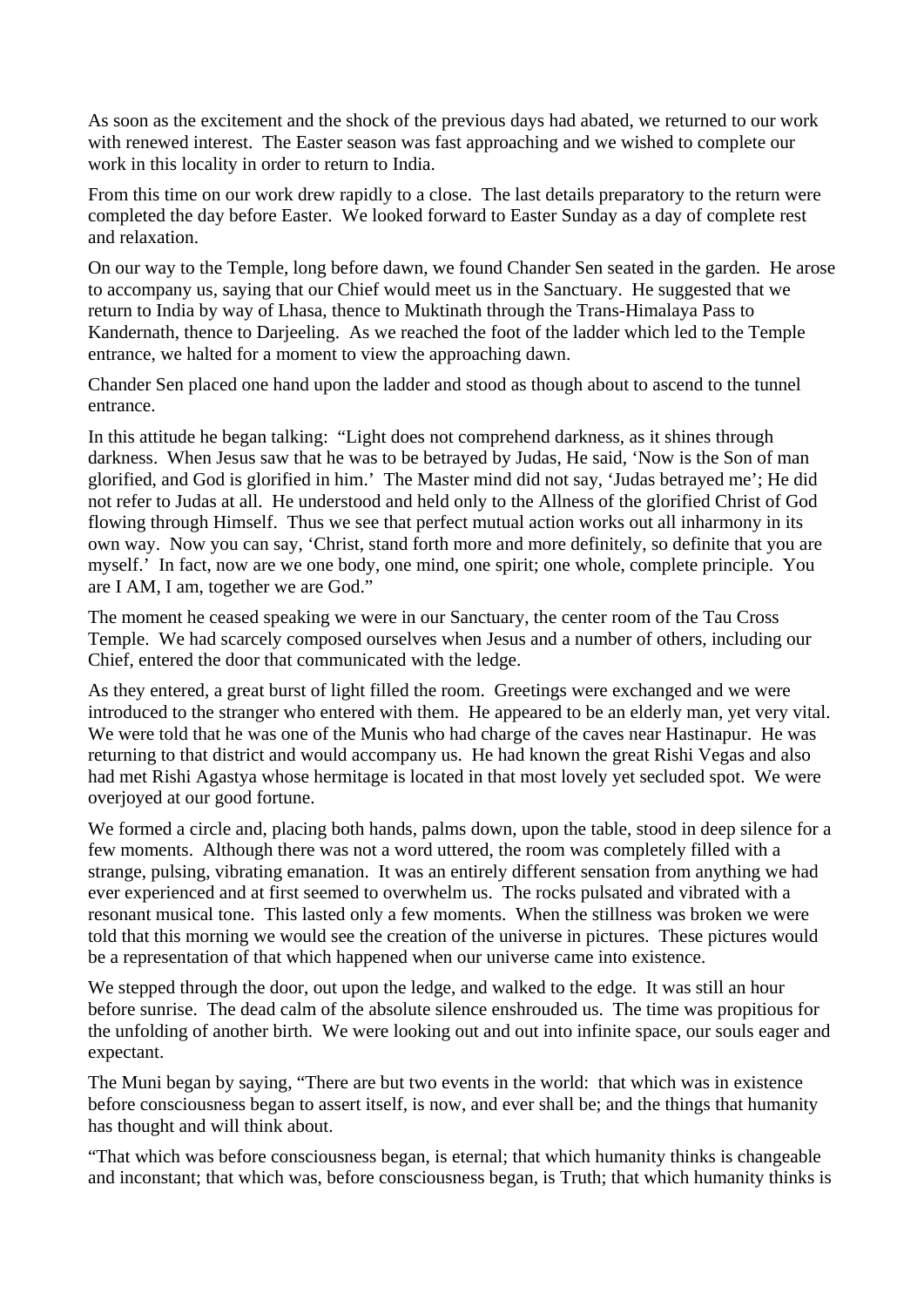As soon as the excitement and the shock of the previous days had abated, we returned to our work with renewed interest. The Easter season was fast approaching and we wished to complete our work in this locality in order to return to India.

From this time on our work drew rapidly to a close. The last details preparatory to the return were completed the day before Easter. We looked forward to Easter Sunday as a day of complete rest and relaxation.

On our way to the Temple, long before dawn, we found Chander Sen seated in the garden. He arose to accompany us, saying that our Chief would meet us in the Sanctuary. He suggested that we return to India by way of Lhasa, thence to Muktinath through the Trans-Himalaya Pass to Kandernath, thence to Darjeeling. As we reached the foot of the ladder which led to the Temple entrance, we halted for a moment to view the approaching dawn.

Chander Sen placed one hand upon the ladder and stood as though about to ascend to the tunnel entrance.

In this attitude he began talking: "Light does not comprehend darkness, as it shines through darkness. When Jesus saw that he was to be betrayed by Judas, He said, 'Now is the Son of man glorified, and God is glorified in him.' The Master mind did not say, 'Judas betrayed me'; He did not refer to Judas at all. He understood and held only to the Allness of the glorified Christ of God flowing through Himself. Thus we see that perfect mutual action works out all inharmony in its own way. Now you can say, 'Christ, stand forth more and more definitely, so definite that you are myself.' In fact, now are we one body, one mind, one spirit; one whole, complete principle. You are I AM, I am, together we are God."

The moment he ceased speaking we were in our Sanctuary, the center room of the Tau Cross Temple. We had scarcely composed ourselves when Jesus and a number of others, including our Chief, entered the door that communicated with the ledge.

As they entered, a great burst of light filled the room. Greetings were exchanged and we were introduced to the stranger who entered with them. He appeared to be an elderly man, yet very vital. We were told that he was one of the Munis who had charge of the caves near Hastinapur. He was returning to that district and would accompany us. He had known the great Rishi Vegas and also had met Rishi Agastya whose hermitage is located in that most lovely yet secluded spot. We were overjoyed at our good fortune.

We formed a circle and, placing both hands, palms down, upon the table, stood in deep silence for a few moments. Although there was not a word uttered, the room was completely filled with a strange, pulsing, vibrating emanation. It was an entirely different sensation from anything we had ever experienced and at first seemed to overwhelm us. The rocks pulsated and vibrated with a resonant musical tone. This lasted only a few moments. When the stillness was broken we were told that this morning we would see the creation of the universe in pictures. These pictures would be a representation of that which happened when our universe came into existence.

We stepped through the door, out upon the ledge, and walked to the edge. It was still an hour before sunrise. The dead calm of the absolute silence enshrouded us. The time was propitious for the unfolding of another birth. We were looking out and out into infinite space, our souls eager and expectant.

The Muni began by saying, "There are but two events in the world: that which was in existence before consciousness began to assert itself, is now, and ever shall be; and the things that humanity has thought and will think about.

"That which was before consciousness began, is eternal; that which humanity thinks is changeable and inconstant; that which was, before consciousness began, is Truth; that which humanity thinks is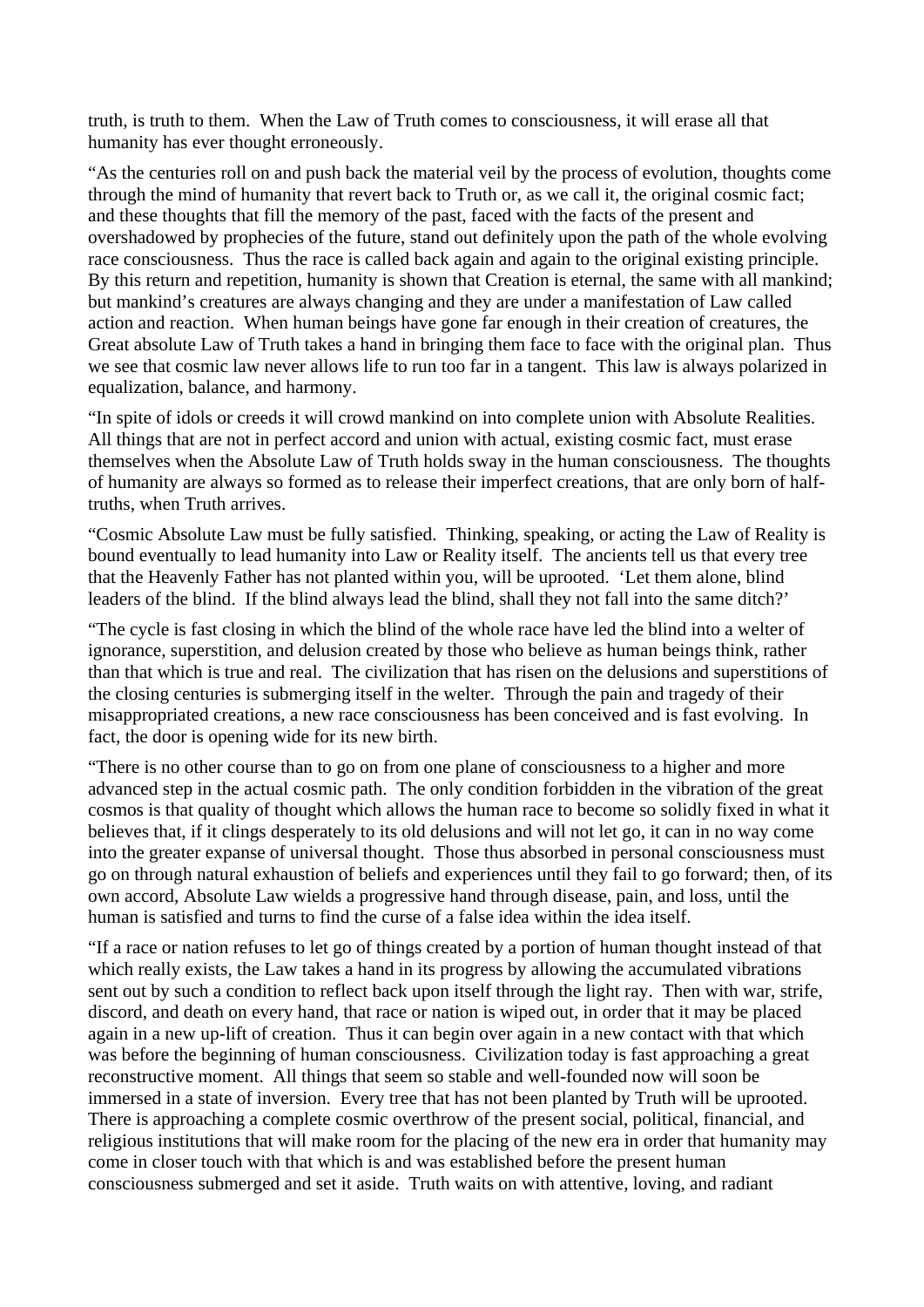truth, is truth to them. When the Law of Truth comes to consciousness, it will erase all that humanity has ever thought erroneously.

"As the centuries roll on and push back the material veil by the process of evolution, thoughts come through the mind of humanity that revert back to Truth or, as we call it, the original cosmic fact; and these thoughts that fill the memory of the past, faced with the facts of the present and overshadowed by prophecies of the future, stand out definitely upon the path of the whole evolving race consciousness. Thus the race is called back again and again to the original existing principle. By this return and repetition, humanity is shown that Creation is eternal, the same with all mankind; but mankind's creatures are always changing and they are under a manifestation of Law called action and reaction. When human beings have gone far enough in their creation of creatures, the Great absolute Law of Truth takes a hand in bringing them face to face with the original plan. Thus we see that cosmic law never allows life to run too far in a tangent. This law is always polarized in equalization, balance, and harmony.

"In spite of idols or creeds it will crowd mankind on into complete union with Absolute Realities. All things that are not in perfect accord and union with actual, existing cosmic fact, must erase themselves when the Absolute Law of Truth holds sway in the human consciousness. The thoughts of humanity are always so formed as to release their imperfect creations, that are only born of half-truths, when Truth arrives.

"Cosmic Absolute Law must be fully satisfied. Thinking, speaking, or acting the Law of Reality is bound eventually to lead humanity into Law or Reality itself. The ancients tell us that every tree that the Heavenly Father has not planted within you, will be uprooted. 'Let them alone, blind leaders of the blind. If the blind always lead the blind, shall they not fall into the same ditch?'

"The cycle is fast closing in which the blind of the whole race have led the blind into a welter of ignorance, superstition, and delusion created by those who believe as human beings think, rather than that which is true and real. The civilization that has risen on the delusions and superstitions of the closing centuries is submerging itself in the welter. Through the pain and tragedy of their misappropriated creations, a new race consciousness has been conceived and is fast evolving. In fact, the door is opening wide for its new birth.

"There is no other course than to go on from one plane of consciousness to a higher and more advanced step in the actual cosmic path. The only condition forbidden in the vibration of the great cosmos is that quality of thought which allows the human race to become so solidly fixed in what it believes that, if it clings desperately to its old delusions and will not let go, it can in no way come into the greater expanse of universal thought. Those thus absorbed in personal consciousness must go on through natural exhaustion of beliefs and experiences until they fail to go forward; then, of its own accord, Absolute Law wields a progressive hand through disease, pain, and loss, until the human is satisfied and turns to find the curse of a false idea within the idea itself.

"If a race or nation refuses to let go of things created by a portion of human thought instead of that which really exists, the Law takes a hand in its progress by allowing the accumulated vibrations sent out by such a condition to reflect back upon itself through the light ray. Then with war, strife, discord, and death on every hand, that race or nation is wiped out, in order that it may be placed again in a new up-lift of creation. Thus it can begin over again in a new contact with that which was before the beginning of human consciousness. Civilization today is fast approaching a great reconstructive moment. All things that seem so stable and well-founded now will soon be immersed in a state of inversion. Every tree that has not been planted by Truth will be uprooted. There is approaching a complete cosmic overthrow of the present social, political, financial, and religious institutions that will make room for the placing of the new era in order that humanity may come in closer touch with that which is and was established before the present human consciousness submerged and set it aside. Truth waits on with attentive, loving, and radiant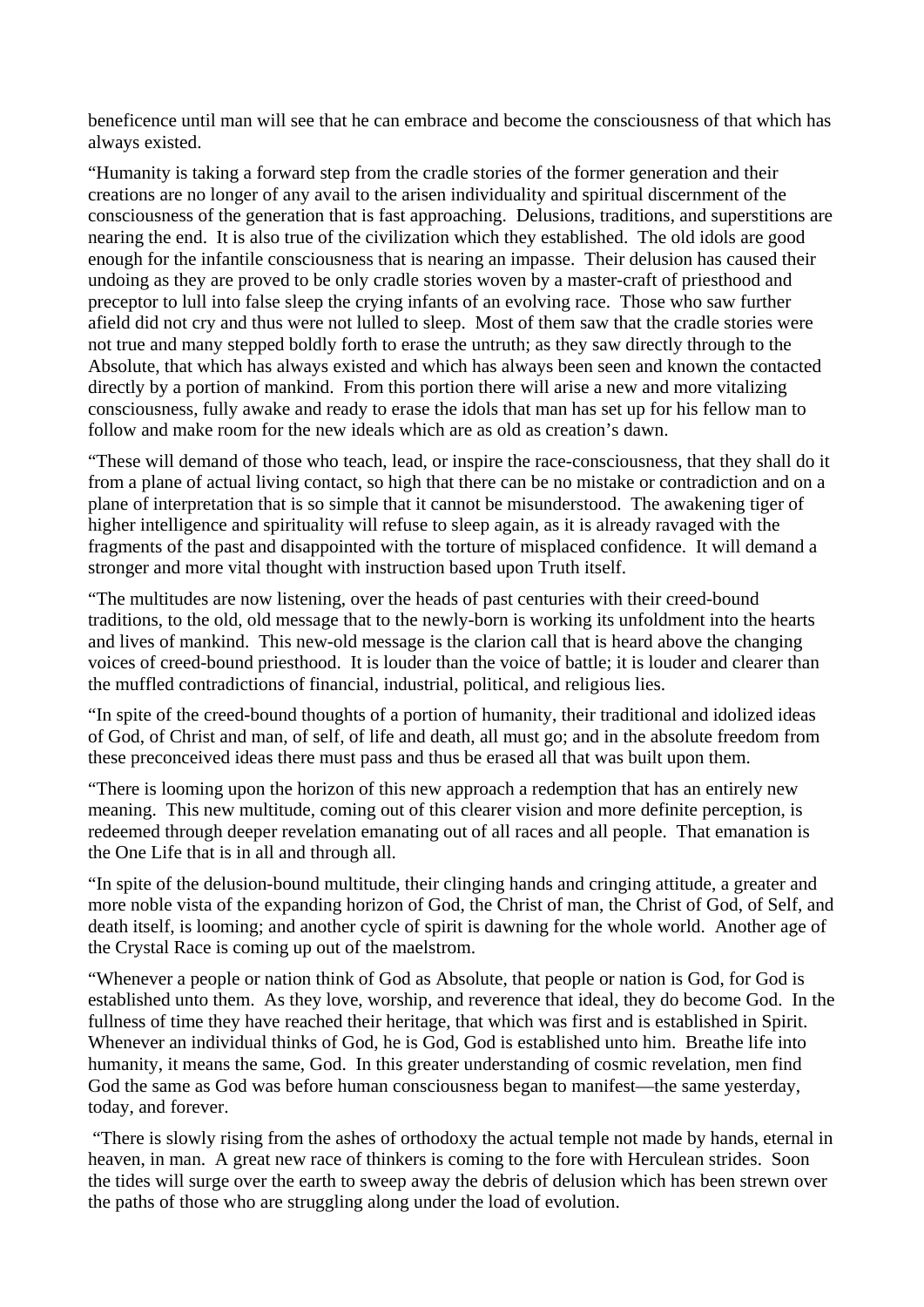beneficence until man will see that he can embrace and become the consciousness of that which has always existed.

"Humanity is taking a forward step from the cradle stories of the former generation and their creations are no longer of any avail to the arisen individuality and spiritual discernment of the consciousness of the generation that is fast approaching. Delusions, traditions, and superstitions are nearing the end. It is also true of the civilization which they established. The old idols are good enough for the infantile consciousness that is nearing an impasse. Their delusion has caused their undoing as they are proved to be only cradle stories woven by a master-craft of priesthood and preceptor to lull into false sleep the crying infants of an evolving race. Those who saw further afield did not cry and thus were not lulled to sleep. Most of them saw that the cradle stories were not true and many stepped boldly forth to erase the untruth; as they saw directly through to the Absolute, that which has always existed and which has always been seen and known the contacted directly by a portion of mankind. From this portion there will arise a new and more vitalizing consciousness, fully awake and ready to erase the idols that man has set up for his fellow man to follow and make room for the new ideals which are as old as creation's dawn.

"These will demand of those who teach, lead, or inspire the race-consciousness, that they shall do it from a plane of actual living contact, so high that there can be no mistake or contradiction and on a plane of interpretation that is so simple that it cannot be misunderstood. The awakening tiger of higher intelligence and spirituality will refuse to sleep again, as it is already ravaged with the fragments of the past and disappointed with the torture of misplaced confidence. It will demand a stronger and more vital thought with instruction based upon Truth itself.

"The multitudes are now listening, over the heads of past centuries with their creed-bound traditions, to the old, old message that to the newly-born is working its unfoldment into the hearts and lives of mankind. This new-old message is the clarion call that is heard above the changing voices of creed-bound priesthood. It is louder than the voice of battle; it is louder and clearer than the muffled contradictions of financial, industrial, political, and religious lies.

"In spite of the creed-bound thoughts of a portion of humanity, their traditional and idolized ideas of God, of Christ and man, of self, of life and death, all must go; and in the absolute freedom from these preconceived ideas there must pass and thus be erased all that was built upon them.

"There is looming upon the horizon of this new approach a redemption that has an entirely new meaning. This new multitude, coming out of this clearer vision and more definite perception, is redeemed through deeper revelation emanating out of all races and all people. That emanation is the One Life that is in all and through all.

"In spite of the delusion-bound multitude, their clinging hands and cringing attitude, a greater and more noble vista of the expanding horizon of God, the Christ of man, the Christ of God, of Self, and death itself, is looming; and another cycle of spirit is dawning for the whole world. Another age of the Crystal Race is coming up out of the maelstrom.

"Whenever a people or nation think of God as Absolute, that people or nation is God, for God is established unto them. As they love, worship, and reverence that ideal, they do become God. In the fullness of time they have reached their heritage, that which was first and is established in Spirit. Whenever an individual thinks of God, he is God, God is established unto him. Breathe life into humanity, it means the same, God. In this greater understanding of cosmic revelation, men find God the same as God was before human consciousness began to manifest—the same yesterday, today, and forever.

"There is slowly rising from the ashes of orthodoxy the actual temple not made by hands, eternal in heaven, in man. A great new race of thinkers is coming to the fore with Herculean strides. Soon the tides will surge over the earth to sweep away the debris of delusion which has been strewn over the paths of those who are struggling along under the load of evolution.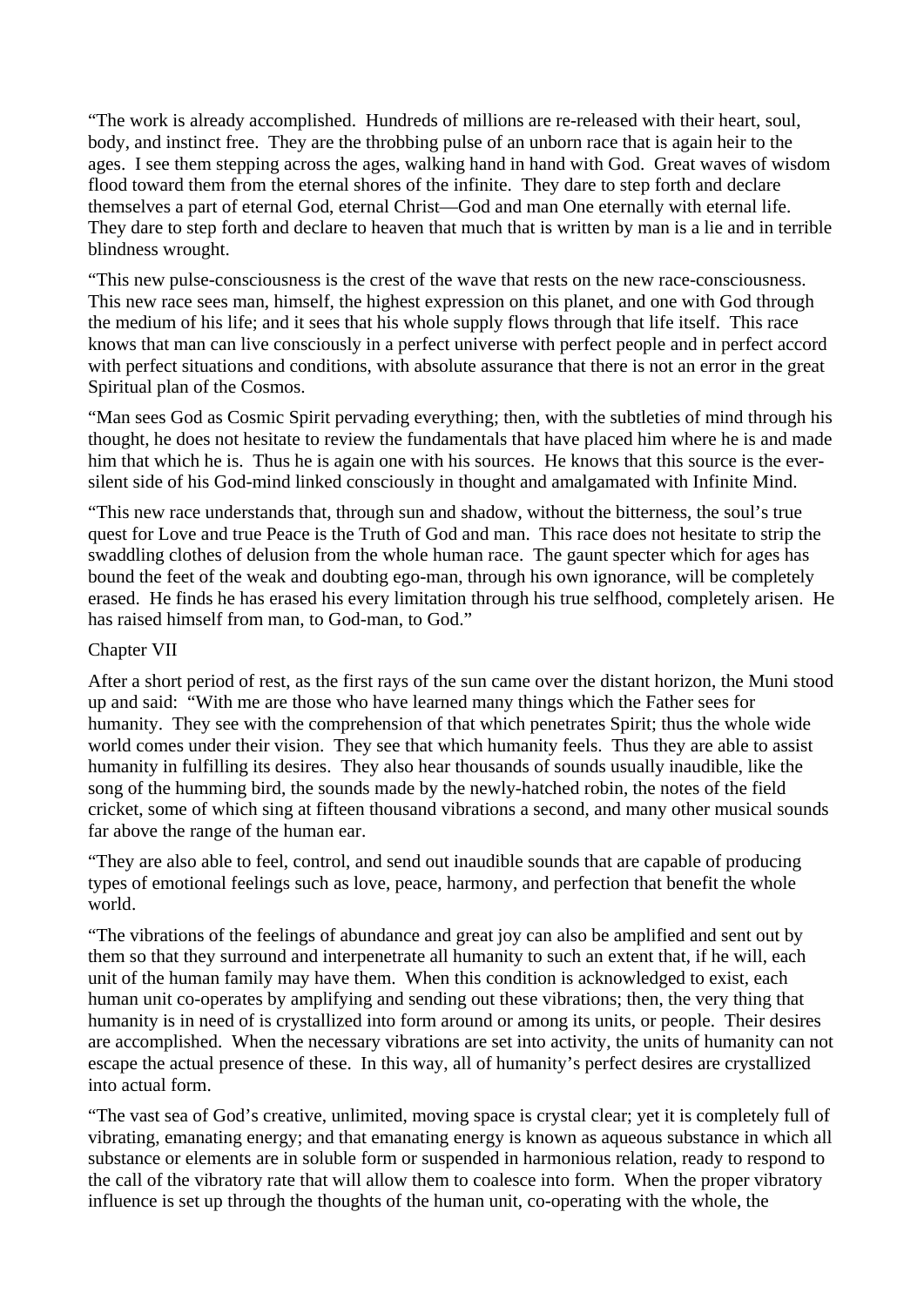"The work is already accomplished. Hundreds of millions are re-released with their heart, soul, body, and instinct free. They are the throbbing pulse of an unborn race that is again heir to the ages. I see them stepping across the ages, walking hand in hand with God. Great waves of wisdom flood toward them from the eternal shores of the infinite. They dare to step forth and declare themselves a part of eternal God, eternal Christ—God and man One eternally with eternal life. They dare to step forth and declare to heaven that much that is written by man is a lie and in terrible blindness wrought.

"This new pulse-consciousness is the crest of the wave that rests on the new race-consciousness. This new race sees man, himself, the highest expression on this planet, and one with God through the medium of his life; and it sees that his whole supply flows through that life itself. This race knows that man can live consciously in a perfect universe with perfect people and in perfect accord with perfect situations and conditions, with absolute assurance that there is not an error in the great Spiritual plan of the Cosmos.

"Man sees God as Cosmic Spirit pervading everything; then, with the subtleties of mind through his thought, he does not hesitate to review the fundamentals that have placed him where he is and made him that which he is. Thus he is again one with his sources. He knows that this source is the ever-silent side of his God-mind linked consciously in thought and amalgamated with Infinite Mind.

"This new race understands that, through sun and shadow, without the bitterness, the soul's true quest for Love and true Peace is the Truth of God and man. This race does not hesitate to strip the swaddling clothes of delusion from the whole human race. The gaunt specter which for ages has bound the feet of the weak and doubting ego-man, through his own ignorance, will be completely erased. He finds he has erased his every limitation through his true selfhood, completely arisen. He has raised himself from man, to God-man, to God."

## Chapter VII

After a short period of rest, as the first rays of the sun came over the distant horizon, the Muni stood up and said: "With me are those who have learned many things which the Father sees for humanity. They see with the comprehension of that which penetrates Spirit; thus the whole wide world comes under their vision. They see that which humanity feels. Thus they are able to assist humanity in fulfilling its desires. They also hear thousands of sounds usually inaudible, like the song of the humming bird, the sounds made by the newly-hatched robin, the notes of the field cricket, some of which sing at fifteen thousand vibrations a second, and many other musical sounds far above the range of the human ear.

"They are also able to feel, control, and send out inaudible sounds that are capable of producing types of emotional feelings such as love, peace, harmony, and perfection that benefit the whole world.

"The vibrations of the feelings of abundance and great joy can also be amplified and sent out by them so that they surround and interpenetrate all humanity to such an extent that, if he will, each unit of the human family may have them. When this condition is acknowledged to exist, each human unit co-operates by amplifying and sending out these vibrations; then, the very thing that humanity is in need of is crystallized into form around or among its units, or people. Their desires are accomplished. When the necessary vibrations are set into activity, the units of humanity can not escape the actual presence of these. In this way, all of humanity's perfect desires are crystallized into actual form.

"The vast sea of God's creative, unlimited, moving space is crystal clear; yet it is completely full of vibrating, emanating energy; and that emanating energy is known as aqueous substance in which all substance or elements are in soluble form or suspended in harmonious relation, ready to respond to the call of the vibratory rate that will allow them to coalesce into form. When the proper vibratory influence is set up through the thoughts of the human unit, co-operating with the whole, the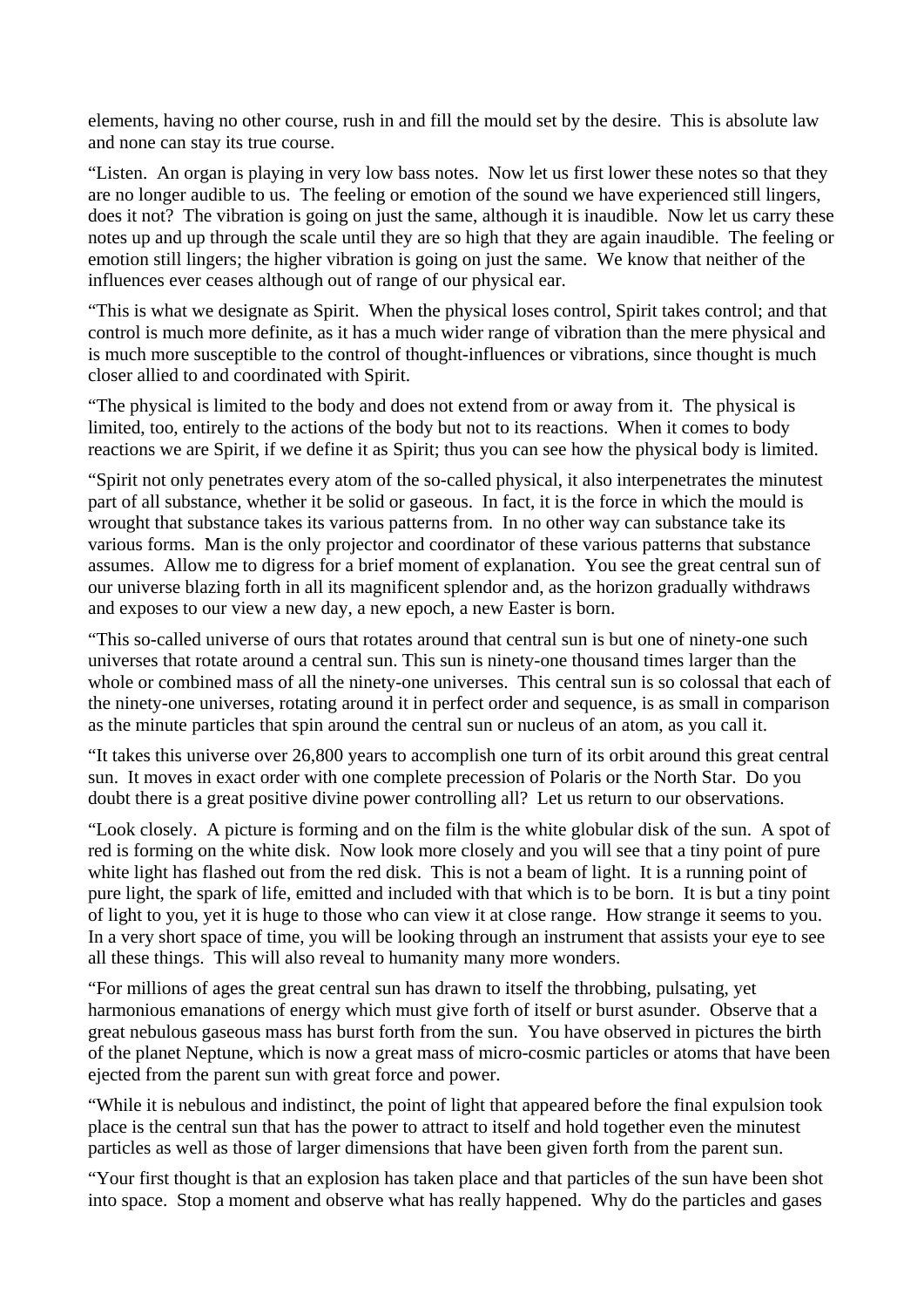elements, having no other course, rush in and fill the mould set by the desire. This is absolute law and none can stay its true course.

“Listen. An organ is playing in very low bass notes. Now let us first lower these notes so that they are no longer audible to us. The feeling or emotion of the sound we have experienced still lingers, does it not? The vibration is going on just the same, although it is inaudible. Now let us carry these notes up and up through the scale until they are so high that they are again inaudible. The feeling or emotion still lingers; the higher vibration is going on just the same. We know that neither of the influences ever ceases although out of range of our physical ear.

“This is what we designate as Spirit. When the physical loses control, Spirit takes control; and that control is much more definite, as it has a much wider range of vibration than the mere physical and is much more susceptible to the control of thought-influences or vibrations, since thought is much closer allied to and coordinated with Spirit.

“The physical is limited to the body and does not extend from or away from it. The physical is limited, too, entirely to the actions of the body but not to its reactions. When it comes to body reactions we are Spirit, if we define it as Spirit; thus you can see how the physical body is limited.

“Spirit not only penetrates every atom of the so-called physical, it also interpenetrates the minutest part of all substance, whether it be solid or gaseous. In fact, it is the force in which the mould is wrought that substance takes its various patterns from. In no other way can substance take its various forms. Man is the only projector and coordinator of these various patterns that substance assumes. Allow me to digress for a brief moment of explanation. You see the great central sun of our universe blazing forth in all its magnificent splendor and, as the horizon gradually withdraws and exposes to our view a new day, a new epoch, a new Easter is born.

“This so-called universe of ours that rotates around that central sun is but one of ninety-one such universes that rotate around a central sun. This sun is ninety-one thousand times larger than the whole or combined mass of all the ninety-one universes. This central sun is so colossal that each of the ninety-one universes, rotating around it in perfect order and sequence, is as small in comparison as the minute particles that spin around the central sun or nucleus of an atom, as you call it.

“It takes this universe over 26,800 years to accomplish one turn of its orbit around this great central sun. It moves in exact order with one complete precession of Polaris or the North Star. Do you doubt there is a great positive divine power controlling all? Let us return to our observations.

“Look closely. A picture is forming and on the film is the white globular disk of the sun. A spot of red is forming on the white disk. Now look more closely and you will see that a tiny point of pure white light has flashed out from the red disk. This is not a beam of light. It is a running point of pure light, the spark of life, emitted and included with that which is to be born. It is but a tiny point of light to you, yet it is huge to those who can view it at close range. How strange it seems to you. In a very short space of time, you will be looking through an instrument that assists your eye to see all these things. This will also reveal to humanity many more wonders.

“For millions of ages the great central sun has drawn to itself the throbbing, pulsating, yet harmonious emanations of energy which must give forth of itself or burst asunder. Observe that a great nebulous gaseous mass has burst forth from the sun. You have observed in pictures the birth of the planet Neptune, which is now a great mass of micro-cosmic particles or atoms that have been ejected from the parent sun with great force and power.

“While it is nebulous and indistinct, the point of light that appeared before the final expulsion took place is the central sun that has the power to attract to itself and hold together even the minutest particles as well as those of larger dimensions that have been given forth from the parent sun.

“Your first thought is that an explosion has taken place and that particles of the sun have been shot into space. Stop a moment and observe what has really happened. Why do the particles and gases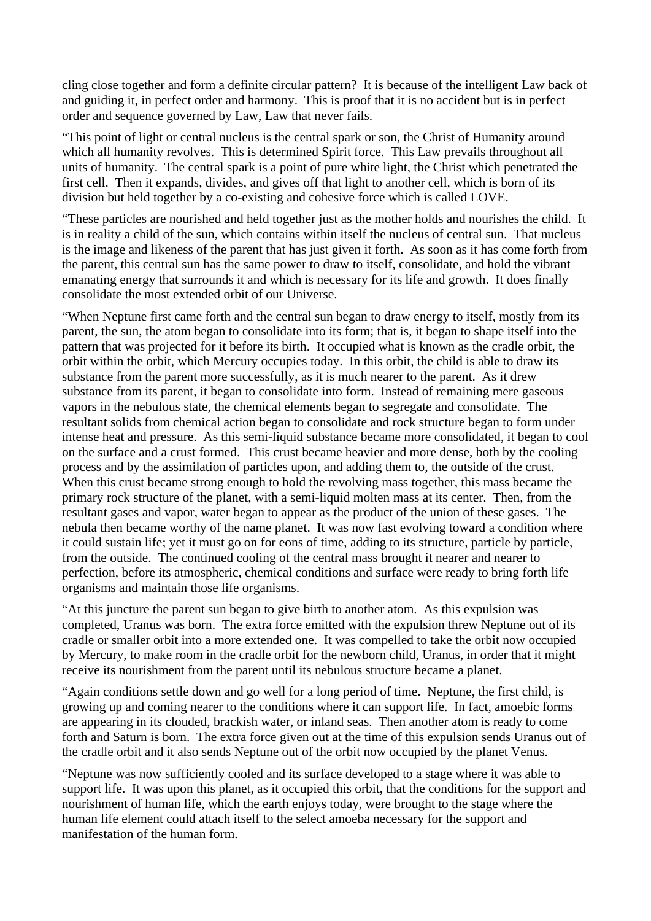cling close together and form a definite circular pattern? It is because of the intelligent Law back of and guiding it, in perfect order and harmony. This is proof that it is no accident but is in perfect order and sequence governed by Law, Law that never fails.

"This point of light or central nucleus is the central spark or son, the Christ of Humanity around which all humanity revolves. This is determined Spirit force. This Law prevails throughout all units of humanity. The central spark is a point of pure white light, the Christ which penetrated the first cell. Then it expands, divides, and gives off that light to another cell, which is born of its division but held together by a co-existing and cohesive force which is called LOVE.

"These particles are nourished and held together just as the mother holds and nourishes the child. It is in reality a child of the sun, which contains within itself the nucleus of central sun. That nucleus is the image and likeness of the parent that has just given it forth. As soon as it has come forth from the parent, this central sun has the same power to draw to itself, consolidate, and hold the vibrant emanating energy that surrounds it and which is necessary for its life and growth. It does finally consolidate the most extended orbit of our Universe.

"When Neptune first came forth and the central sun began to draw energy to itself, mostly from its parent, the sun, the atom began to consolidate into its form; that is, it began to shape itself into the pattern that was projected for it before its birth. It occupied what is known as the cradle orbit, the orbit within the orbit, which Mercury occupies today. In this orbit, the child is able to draw its substance from the parent more successfully, as it is much nearer to the parent. As it drew substance from its parent, it began to consolidate into form. Instead of remaining mere gaseous vapors in the nebulous state, the chemical elements began to segregate and consolidate. The resultant solids from chemical action began to consolidate and rock structure began to form under intense heat and pressure. As this semi-liquid substance became more consolidated, it began to cool on the surface and a crust formed. This crust became heavier and more dense, both by the cooling process and by the assimilation of particles upon, and adding them to, the outside of the crust. When this crust became strong enough to hold the revolving mass together, this mass became the primary rock structure of the planet, with a semi-liquid molten mass at its center. Then, from the resultant gases and vapor, water began to appear as the product of the union of these gases. The nebula then became worthy of the name planet. It was now fast evolving toward a condition where it could sustain life; yet it must go on for eons of time, adding to its structure, particle by particle, from the outside. The continued cooling of the central mass brought it nearer and nearer to perfection, before its atmospheric, chemical conditions and surface were ready to bring forth life organisms and maintain those life organisms.

"At this juncture the parent sun began to give birth to another atom. As this expulsion was completed, Uranus was born. The extra force emitted with the expulsion threw Neptune out of its cradle or smaller orbit into a more extended one. It was compelled to take the orbit now occupied by Mercury, to make room in the cradle orbit for the newborn child, Uranus, in order that it might receive its nourishment from the parent until its nebulous structure became a planet.

"Again conditions settle down and go well for a long period of time. Neptune, the first child, is growing up and coming nearer to the conditions where it can support life. In fact, amoebic forms are appearing in its clouded, brackish water, or inland seas. Then another atom is ready to come forth and Saturn is born. The extra force given out at the time of this expulsion sends Uranus out of the cradle orbit and it also sends Neptune out of the orbit now occupied by the planet Venus.

"Neptune was now sufficiently cooled and its surface developed to a stage where it was able to support life. It was upon this planet, as it occupied this orbit, that the conditions for the support and nourishment of human life, which the earth enjoys today, were brought to the stage where the human life element could attach itself to the select amoeba necessary for the support and manifestation of the human form.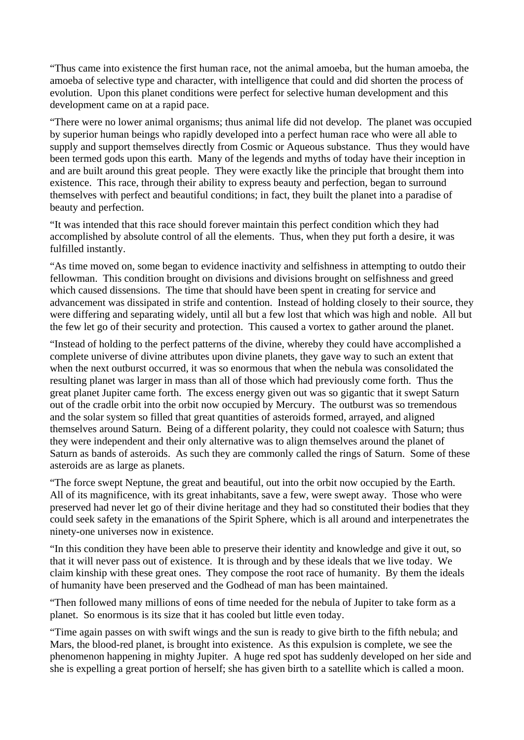"Thus came into existence the first human race, not the animal amoeba, but the human amoeba, the amoeba of selective type and character, with intelligence that could and did shorten the process of evolution. Upon this planet conditions were perfect for selective human development and this development came on at a rapid pace.

"There were no lower animal organisms; thus animal life did not develop. The planet was occupied by superior human beings who rapidly developed into a perfect human race who were all able to supply and support themselves directly from Cosmic or Aqueous substance. Thus they would have been termed gods upon this earth. Many of the legends and myths of today have their inception in and are built around this great people. They were exactly like the principle that brought them into existence. This race, through their ability to express beauty and perfection, began to surround themselves with perfect and beautiful conditions; in fact, they built the planet into a paradise of beauty and perfection.

"It was intended that this race should forever maintain this perfect condition which they had accomplished by absolute control of all the elements. Thus, when they put forth a desire, it was fulfilled instantly.

"As time moved on, some began to evidence inactivity and selfishness in attempting to outdo their fellowman. This condition brought on divisions and divisions brought on selfishness and greed which caused dissensions. The time that should have been spent in creating for service and advancement was dissipated in strife and contention. Instead of holding closely to their source, they were differing and separating widely, until all but a few lost that which was high and noble. All but the few let go of their security and protection. This caused a vortex to gather around the planet.

"Instead of holding to the perfect patterns of the divine, whereby they could have accomplished a complete universe of divine attributes upon divine planets, they gave way to such an extent that when the next outburst occurred, it was so enormous that when the nebula was consolidated the resulting planet was larger in mass than all of those which had previously come forth. Thus the great planet Jupiter came forth. The excess energy given out was so gigantic that it swept Saturn out of the cradle orbit into the orbit now occupied by Mercury. The outburst was so tremendous and the solar system so filled that great quantities of asteroids formed, arrayed, and aligned themselves around Saturn. Being of a different polarity, they could not coalesce with Saturn; thus they were independent and their only alternative was to align themselves around the planet of Saturn as bands of asteroids. As such they are commonly called the rings of Saturn. Some of these asteroids are as large as planets.

"The force swept Neptune, the great and beautiful, out into the orbit now occupied by the Earth. All of its magnificence, with its great inhabitants, save a few, were swept away. Those who were preserved had never let go of their divine heritage and they had so constituted their bodies that they could seek safety in the emanations of the Spirit Sphere, which is all around and interpenetrates the ninety-one universes now in existence.

"In this condition they have been able to preserve their identity and knowledge and give it out, so that it will never pass out of existence. It is through and by these ideals that we live today. We claim kinship with these great ones. They compose the root race of humanity. By them the ideals of humanity have been preserved and the Godhead of man has been maintained.

"Then followed many millions of eons of time needed for the nebula of Jupiter to take form as a planet. So enormous is its size that it has cooled but little even today.

"Time again passes on with swift wings and the sun is ready to give birth to the fifth nebula; and Mars, the blood-red planet, is brought into existence. As this expulsion is complete, we see the phenomenon happening in mighty Jupiter. A huge red spot has suddenly developed on her side and she is expelling a great portion of herself; she has given birth to a satellite which is called a moon.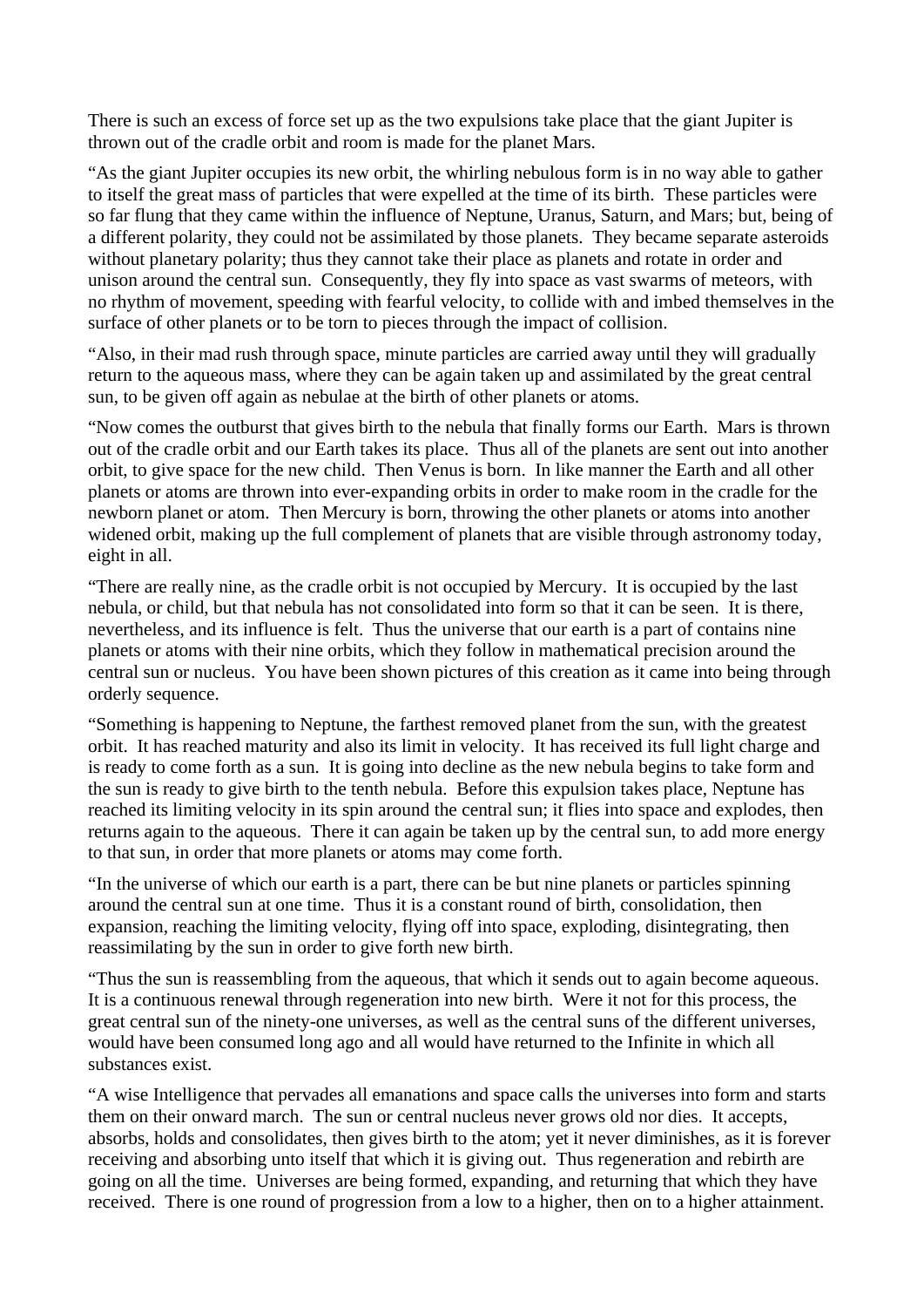There is such an excess of force set up as the two expulsions take place that the giant Jupiter is thrown out of the cradle orbit and room is made for the planet Mars.

"As the giant Jupiter occupies its new orbit, the whirling nebulous form is in no way able to gather to itself the great mass of particles that were expelled at the time of its birth. These particles were so far flung that they came within the influence of Neptune, Uranus, Saturn, and Mars; but, being of a different polarity, they could not be assimilated by those planets. They became separate asteroids without planetary polarity; thus they cannot take their place as planets and rotate in order and unison around the central sun. Consequently, they fly into space as vast swarms of meteors, with no rhythm of movement, speeding with fearful velocity, to collide with and imbed themselves in the surface of other planets or to be torn to pieces through the impact of collision.

"Also, in their mad rush through space, minute particles are carried away until they will gradually return to the aqueous mass, where they can be again taken up and assimilated by the great central sun, to be given off again as nebulae at the birth of other planets or atoms.

"Now comes the outburst that gives birth to the nebula that finally forms our Earth. Mars is thrown out of the cradle orbit and our Earth takes its place. Thus all of the planets are sent out into another orbit, to give space for the new child. Then Venus is born. In like manner the Earth and all other planets or atoms are thrown into ever-expanding orbits in order to make room in the cradle for the newborn planet or atom. Then Mercury is born, throwing the other planets or atoms into another widened orbit, making up the full complement of planets that are visible through astronomy today, eight in all.

"There are really nine, as the cradle orbit is not occupied by Mercury. It is occupied by the last nebula, or child, but that nebula has not consolidated into form so that it can be seen. It is there, nevertheless, and its influence is felt. Thus the universe that our earth is a part of contains nine planets or atoms with their nine orbits, which they follow in mathematical precision around the central sun or nucleus. You have been shown pictures of this creation as it came into being through orderly sequence.

"Something is happening to Neptune, the farthest removed planet from the sun, with the greatest orbit. It has reached maturity and also its limit in velocity. It has received its full light charge and is ready to come forth as a sun. It is going into decline as the new nebula begins to take form and the sun is ready to give birth to the tenth nebula. Before this expulsion takes place, Neptune has reached its limiting velocity in its spin around the central sun; it flies into space and explodes, then returns again to the aqueous. There it can again be taken up by the central sun, to add more energy to that sun, in order that more planets or atoms may come forth.

"In the universe of which our earth is a part, there can be but nine planets or particles spinning around the central sun at one time. Thus it is a constant round of birth, consolidation, then expansion, reaching the limiting velocity, flying off into space, exploding, disintegrating, then reassimilating by the sun in order to give forth new birth.

"Thus the sun is reassembling from the aqueous, that which it sends out to again become aqueous. It is a continuous renewal through regeneration into new birth. Were it not for this process, the great central sun of the ninety-one universes, as well as the central suns of the different universes, would have been consumed long ago and all would have returned to the Infinite in which all substances exist.

"A wise Intelligence that pervades all emanations and space calls the universes into form and starts them on their onward march. The sun or central nucleus never grows old nor dies. It accepts, absorbs, holds and consolidates, then gives birth to the atom; yet it never diminishes, as it is forever receiving and absorbing unto itself that which it is giving out. Thus regeneration and rebirth are going on all the time. Universes are being formed, expanding, and returning that which they have received. There is one round of progression from a low to a higher, then on to a higher attainment.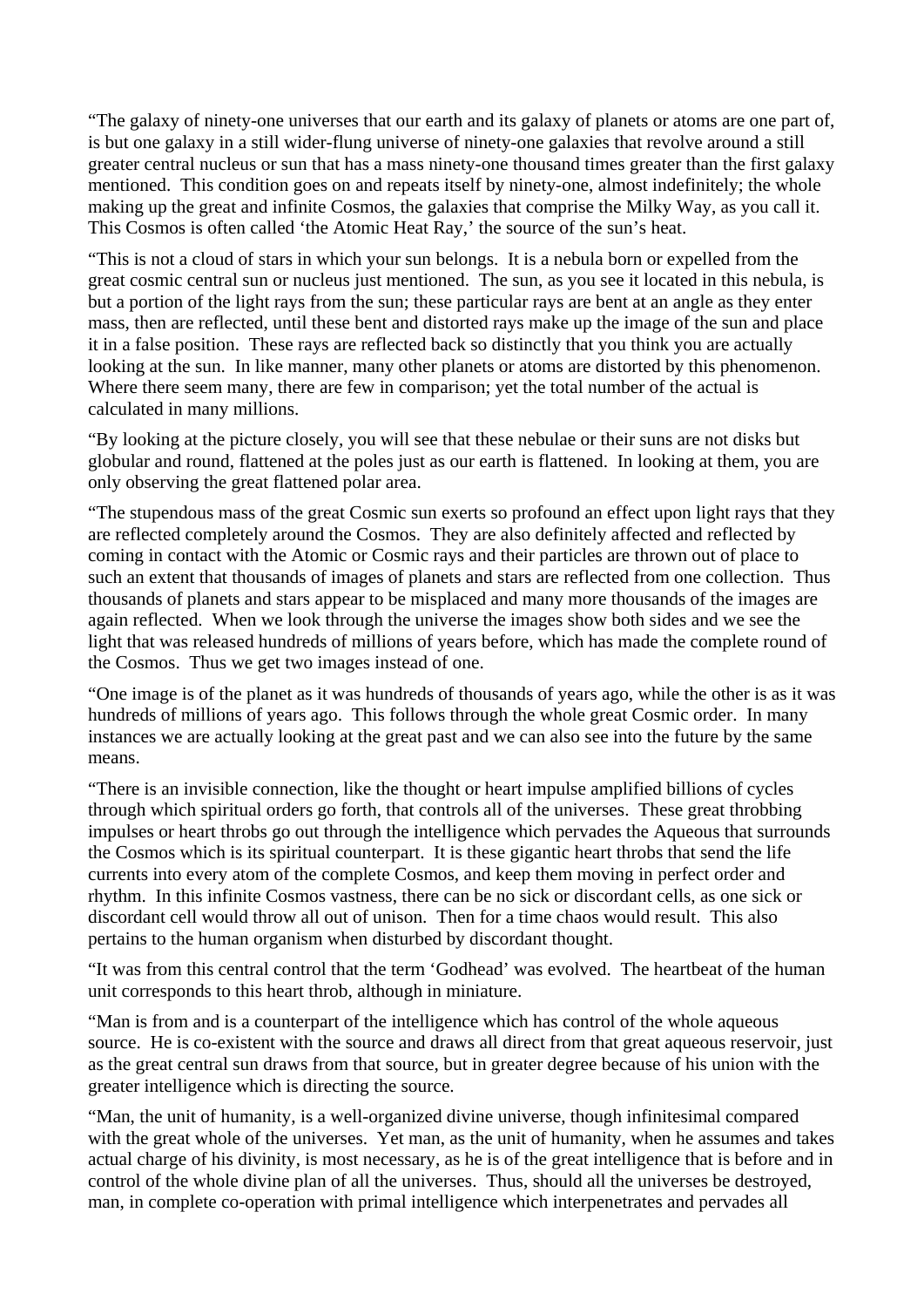"The galaxy of ninety-one universes that our earth and its galaxy of planets or atoms are one part of, is but one galaxy in a still wider-flung universe of ninety-one galaxies that revolve around a still greater central nucleus or sun that has a mass ninety-one thousand times greater than the first galaxy mentioned. This condition goes on and repeats itself by ninety-one, almost indefinitely; the whole making up the great and infinite Cosmos, the galaxies that comprise the Milky Way, as you call it. This Cosmos is often called 'the Atomic Heat Ray,' the source of the sun's heat.

"This is not a cloud of stars in which your sun belongs. It is a nebula born or expelled from the great cosmic central sun or nucleus just mentioned. The sun, as you see it located in this nebula, is but a portion of the light rays from the sun; these particular rays are bent at an angle as they enter mass, then are reflected, until these bent and distorted rays make up the image of the sun and place it in a false position. These rays are reflected back so distinctly that you think you are actually looking at the sun. In like manner, many other planets or atoms are distorted by this phenomenon. Where there seem many, there are few in comparison; yet the total number of the actual is calculated in many millions.

"By looking at the picture closely, you will see that these nebulae or their suns are not disks but globular and round, flattened at the poles just as our earth is flattened. In looking at them, you are only observing the great flattened polar area.

"The stupendous mass of the great Cosmic sun exerts so profound an effect upon light rays that they are reflected completely around the Cosmos. They are also definitely affected and reflected by coming in contact with the Atomic or Cosmic rays and their particles are thrown out of place to such an extent that thousands of images of planets and stars are reflected from one collection. Thus thousands of planets and stars appear to be misplaced and many more thousands of the images are again reflected. When we look through the universe the images show both sides and we see the light that was released hundreds of millions of years before, which has made the complete round of the Cosmos. Thus we get two images instead of one.

"One image is of the planet as it was hundreds of thousands of years ago, while the other is as it was hundreds of millions of years ago. This follows through the whole great Cosmic order. In many instances we are actually looking at the great past and we can also see into the future by the same means.

"There is an invisible connection, like the thought or heart impulse amplified billions of cycles through which spiritual orders go forth, that controls all of the universes. These great throbbing impulses or heart throbs go out through the intelligence which pervades the Aqueous that surrounds the Cosmos which is its spiritual counterpart. It is these gigantic heart throbs that send the life currents into every atom of the complete Cosmos, and keep them moving in perfect order and rhythm. In this infinite Cosmos vastness, there can be no sick or discordant cells, as one sick or discordant cell would throw all out of unison. Then for a time chaos would result. This also pertains to the human organism when disturbed by discordant thought.

"It was from this central control that the term 'Godhead' was evolved. The heartbeat of the human unit corresponds to this heart throb, although in miniature.

"Man is from and is a counterpart of the intelligence which has control of the whole aqueous source. He is co-existent with the source and draws all direct from that great aqueous reservoir, just as the great central sun draws from that source, but in greater degree because of his union with the greater intelligence which is directing the source.

"Man, the unit of humanity, is a well-organized divine universe, though infinitesimal compared with the great whole of the universes. Yet man, as the unit of humanity, when he assumes and takes actual charge of his divinity, is most necessary, as he is of the great intelligence that is before and in control of the whole divine plan of all the universes. Thus, should all the universes be destroyed, man, in complete co-operation with primal intelligence which interpenetrates and pervades all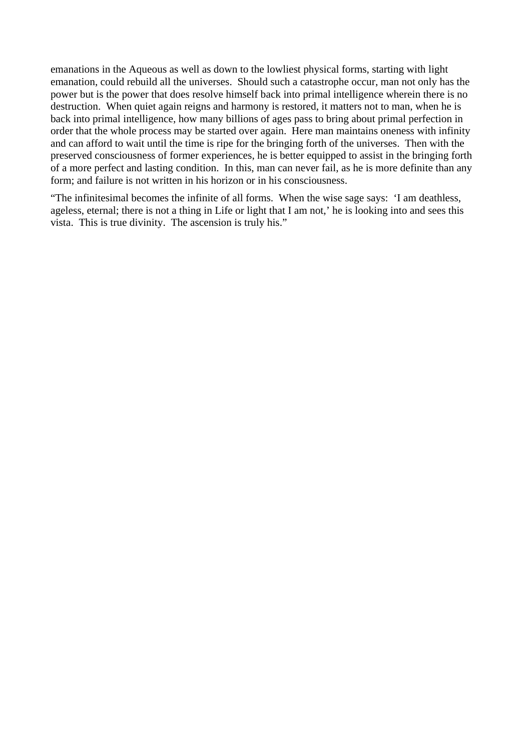emanations in the Aqueous as well as down to the lowliest physical forms, starting with light emanation, could rebuild all the universes. Should such a catastrophe occur, man not only has the power but is the power that does resolve himself back into primal intelligence wherein there is no destruction. When quiet again reigns and harmony is restored, it matters not to man, when he is back into primal intelligence, how many billions of ages pass to bring about primal perfection in order that the whole process may be started over again. Here man maintains oneness with infinity and can afford to wait until the time is ripe for the bringing forth of the universes. Then with the preserved consciousness of former experiences, he is better equipped to assist in the bringing forth of a more perfect and lasting condition. In this, man can never fail, as he is more definite than any form; and failure is not written in his horizon or in his consciousness.

"The infinitesimal becomes the infinite of all forms. When the wise sage says: 'I am deathless, ageless, eternal; there is not a thing in Life or light that I am not,' he is looking into and sees this vista. This is true divinity. The ascension is truly his."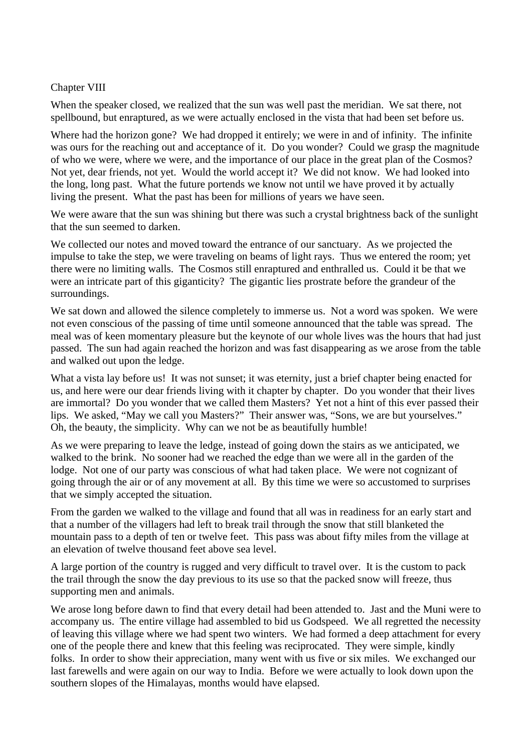## Chapter VIII

When the speaker closed, we realized that the sun was well past the meridian. We sat there, not spellbound, but enraptured, as we were actually enclosed in the vista that had been set before us.

Where had the horizon gone? We had dropped it entirely; we were in and of infinity. The infinite was ours for the reaching out and acceptance of it. Do you wonder? Could we grasp the magnitude of who we were, where we were, and the importance of our place in the great plan of the Cosmos? Not yet, dear friends, not yet. Would the world accept it? We did not know. We had looked into the long, long past. What the future portends we know not until we have proved it by actually living the present. What the past has been for millions of years we have seen.

We were aware that the sun was shining but there was such a crystal brightness back of the sunlight that the sun seemed to darken.

We collected our notes and moved toward the entrance of our sanctuary. As we projected the impulse to take the step, we were traveling on beams of light rays. Thus we entered the room; yet there were no limiting walls. The Cosmos still enraptured and enthralled us. Could it be that we were an intricate part of this giganticity? The gigantic lies prostrate before the grandeur of the surroundings.

We sat down and allowed the silence completely to immerse us. Not a word was spoken. We were not even conscious of the passing of time until someone announced that the table was spread. The meal was of keen momentary pleasure but the keynote of our whole lives was the hours that had just passed. The sun had again reached the horizon and was fast disappearing as we arose from the table and walked out upon the ledge.

What a vista lay before us! It was not sunset; it was eternity, just a brief chapter being enacted for us, and here were our dear friends living with it chapter by chapter. Do you wonder that their lives are immortal? Do you wonder that we called them Masters? Yet not a hint of this ever passed their lips. We asked, "May we call you Masters?" Their answer was, "Sons, we are but yourselves." Oh, the beauty, the simplicity. Why can we not be as beautifully humble!

As we were preparing to leave the ledge, instead of going down the stairs as we anticipated, we walked to the brink. No sooner had we reached the edge than we were all in the garden of the lodge. Not one of our party was conscious of what had taken place. We were not cognizant of going through the air or of any movement at all. By this time we were so accustomed to surprises that we simply accepted the situation.

From the garden we walked to the village and found that all was in readiness for an early start and that a number of the villagers had left to break trail through the snow that still blanketed the mountain pass to a depth of ten or twelve feet. This pass was about fifty miles from the village at an elevation of twelve thousand feet above sea level.

A large portion of the country is rugged and very difficult to travel over. It is the custom to pack the trail through the snow the day previous to its use so that the packed snow will freeze, thus supporting men and animals.

We arose long before dawn to find that every detail had been attended to. Jast and the Muni were to accompany us. The entire village had assembled to bid us Godspeed. We all regretted the necessity of leaving this village where we had spent two winters. We had formed a deep attachment for every one of the people there and knew that this feeling was reciprocated. They were simple, kindly folks. In order to show their appreciation, many went with us five or six miles. We exchanged our last farewells and were again on our way to India. Before we were actually to look down upon the southern slopes of the Himalayas, months would have elapsed.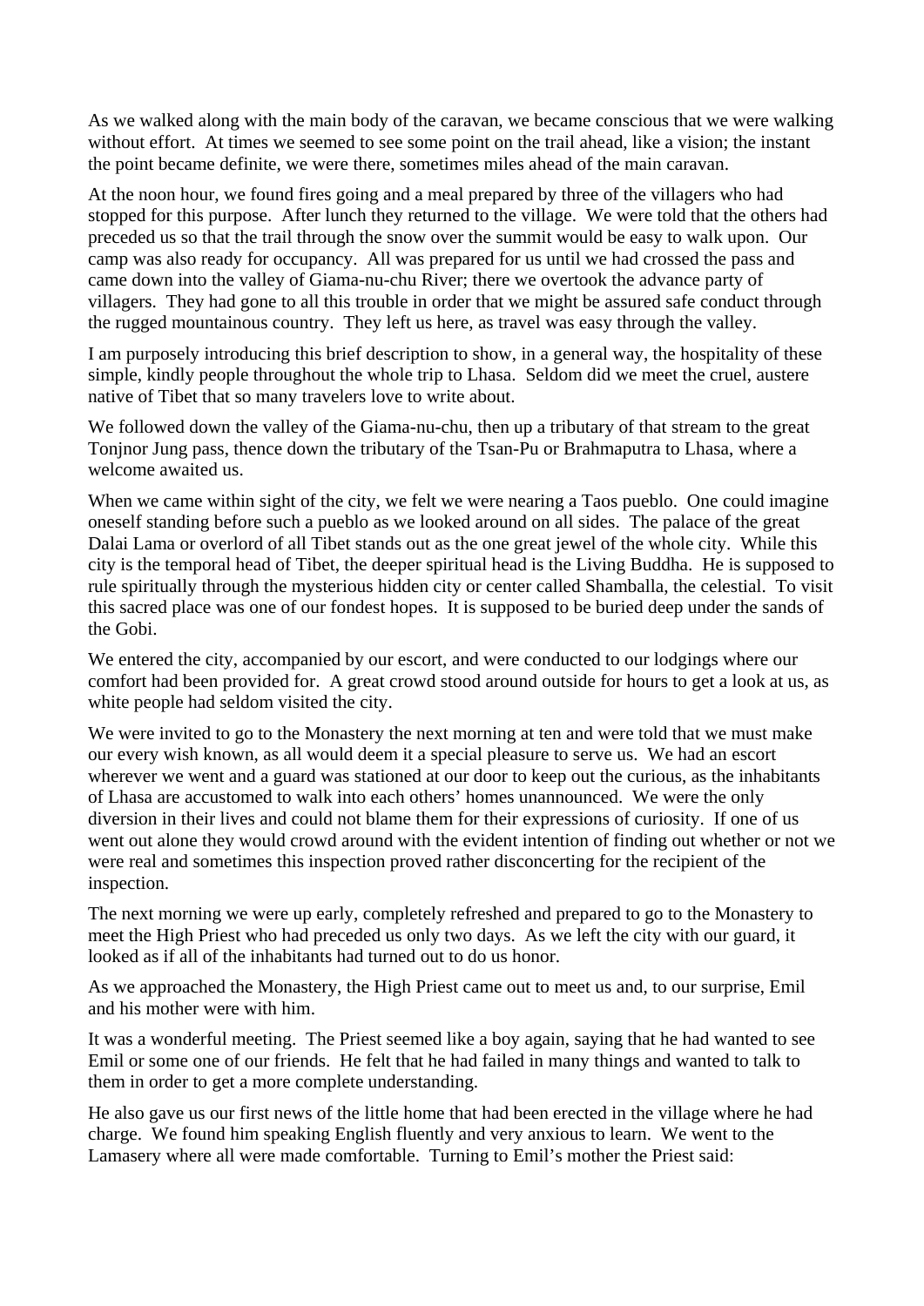As we walked along with the main body of the caravan, we became conscious that we were walking without effort. At times we seemed to see some point on the trail ahead, like a vision; the instant the point became definite, we were there, sometimes miles ahead of the main caravan.

At the noon hour, we found fires going and a meal prepared by three of the villagers who had stopped for this purpose. After lunch they returned to the village. We were told that the others had preceded us so that the trail through the snow over the summit would be easy to walk upon. Our camp was also ready for occupancy. All was prepared for us until we had crossed the pass and came down into the valley of Giama-nu-chu River; there we overtook the advance party of villagers. They had gone to all this trouble in order that we might be assured safe conduct through the rugged mountainous country. They left us here, as travel was easy through the valley.

I am purposely introducing this brief description to show, in a general way, the hospitality of these simple, kindly people throughout the whole trip to Lhasa. Seldom did we meet the cruel, austere native of Tibet that so many travelers love to write about.

We followed down the valley of the Giama-nu-chu, then up a tributary of that stream to the great Tonjnor Jung pass, thence down the tributary of the Tsan-Pu or Brahmaputra to Lhasa, where a welcome awaited us.

When we came within sight of the city, we felt we were nearing a Taos pueblo. One could imagine oneself standing before such a pueblo as we looked around on all sides. The palace of the great Dalai Lama or overlord of all Tibet stands out as the one great jewel of the whole city. While this city is the temporal head of Tibet, the deeper spiritual head is the Living Buddha. He is supposed to rule spiritually through the mysterious hidden city or center called Shamballa, the celestial. To visit this sacred place was one of our fondest hopes. It is supposed to be buried deep under the sands of the Gobi.

We entered the city, accompanied by our escort, and were conducted to our lodgings where our comfort had been provided for. A great crowd stood around outside for hours to get a look at us, as white people had seldom visited the city.

We were invited to go to the Monastery the next morning at ten and were told that we must make our every wish known, as all would deem it a special pleasure to serve us. We had an escort wherever we went and a guard was stationed at our door to keep out the curious, as the inhabitants of Lhasa are accustomed to walk into each others' homes unannounced. We were the only diversion in their lives and could not blame them for their expressions of curiosity. If one of us went out alone they would crowd around with the evident intention of finding out whether or not we were real and sometimes this inspection proved rather disconcerting for the recipient of the inspection.

The next morning we were up early, completely refreshed and prepared to go to the Monastery to meet the High Priest who had preceded us only two days. As we left the city with our guard, it looked as if all of the inhabitants had turned out to do us honor.

As we approached the Monastery, the High Priest came out to meet us and, to our surprise, Emil and his mother were with him.

It was a wonderful meeting. The Priest seemed like a boy again, saying that he had wanted to see Emil or some one of our friends. He felt that he had failed in many things and wanted to talk to them in order to get a more complete understanding.

He also gave us our first news of the little home that had been erected in the village where he had charge. We found him speaking English fluently and very anxious to learn. We went to the Lamasery where all were made comfortable. Turning to Emil's mother the Priest said: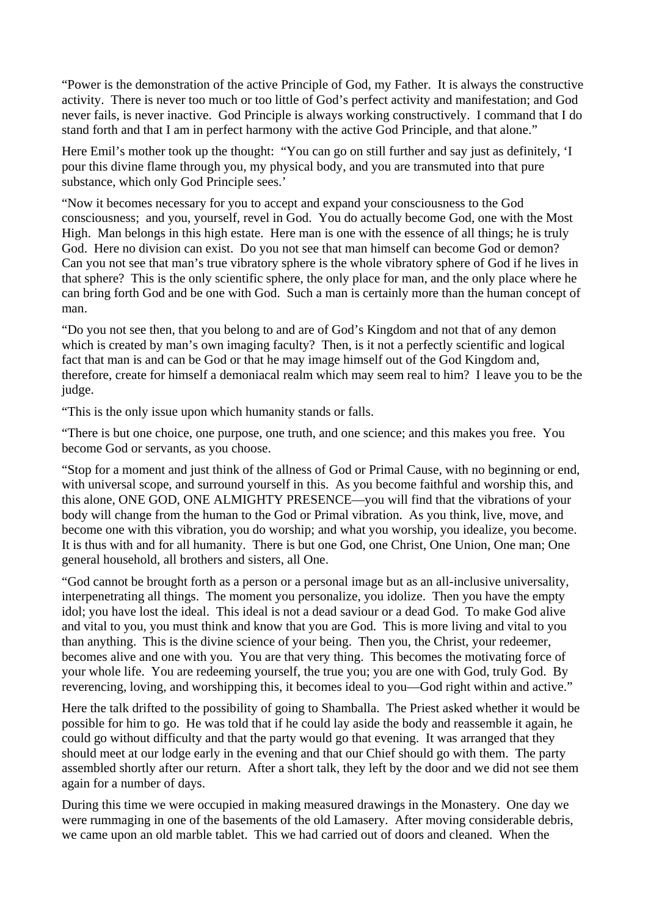"Power is the demonstration of the active Principle of God, my Father. It is always the constructive activity. There is never too much or too little of God's perfect activity and manifestation; and God never fails, is never inactive. God Principle is always working constructively. I command that I do stand forth and that I am in perfect harmony with the active God Principle, and that alone."

Here Emil's mother took up the thought: "You can go on still further and say just as definitely, 'I pour this divine flame through you, my physical body, and you are transmuted into that pure substance, which only God Principle sees.'

"Now it becomes necessary for you to accept and expand your consciousness to the God consciousness; and you, yourself, revel in God. You do actually become God, one with the Most High. Man belongs in this high estate. Here man is one with the essence of all things; he is truly God. Here no division can exist. Do you not see that man himself can become God or demon? Can you not see that man's true vibratory sphere is the whole vibratory sphere of God if he lives in that sphere? This is the only scientific sphere, the only place for man, and the only place where he can bring forth God and be one with God. Such a man is certainly more than the human concept of man.

"Do you not see then, that you belong to and are of God's Kingdom and not that of any demon which is created by man's own imaging faculty? Then, is it not a perfectly scientific and logical fact that man is and can be God or that he may image himself out of the God Kingdom and, therefore, create for himself a demoniacal realm which may seem real to him? I leave you to be the judge.

"This is the only issue upon which humanity stands or falls.

"There is but one choice, one purpose, one truth, and one science; and this makes you free. You become God or servants, as you choose.

"Stop for a moment and just think of the allness of God or Primal Cause, with no beginning or end, with universal scope, and surround yourself in this. As you become faithful and worship this, and this alone, ONE GOD, ONE ALMIGHTY PRESENCE—you will find that the vibrations of your body will change from the human to the God or Primal vibration. As you think, live, move, and become one with this vibration, you do worship; and what you worship, you idealize, you become. It is thus with and for all humanity. There is but one God, one Christ, One Union, One man; One general household, all brothers and sisters, all One.

"God cannot be brought forth as a person or a personal image but as an all-inclusive universality, interpenetrating all things. The moment you personalize, you idolize. Then you have the empty idol; you have lost the ideal. This ideal is not a dead saviour or a dead God. To make God alive and vital to you, you must think and know that you are God. This is more living and vital to you than anything. This is the divine science of your being. Then you, the Christ, your redeemer, becomes alive and one with you. You are that very thing. This becomes the motivating force of your whole life. You are redeeming yourself, the true you; you are one with God, truly God. By reverencing, loving, and worshipping this, it becomes ideal to you—God right within and active."

Here the talk drifted to the possibility of going to Shamballa. The Priest asked whether it would be possible for him to go. He was told that if he could lay aside the body and reassemble it again, he could go without difficulty and that the party would go that evening. It was arranged that they should meet at our lodge early in the evening and that our Chief should go with them. The party assembled shortly after our return. After a short talk, they left by the door and we did not see them again for a number of days.

During this time we were occupied in making measured drawings in the Monastery. One day we were rummaging in one of the basements of the old Lamasery. After moving considerable debris, we came upon an old marble tablet. This we had carried out of doors and cleaned. When the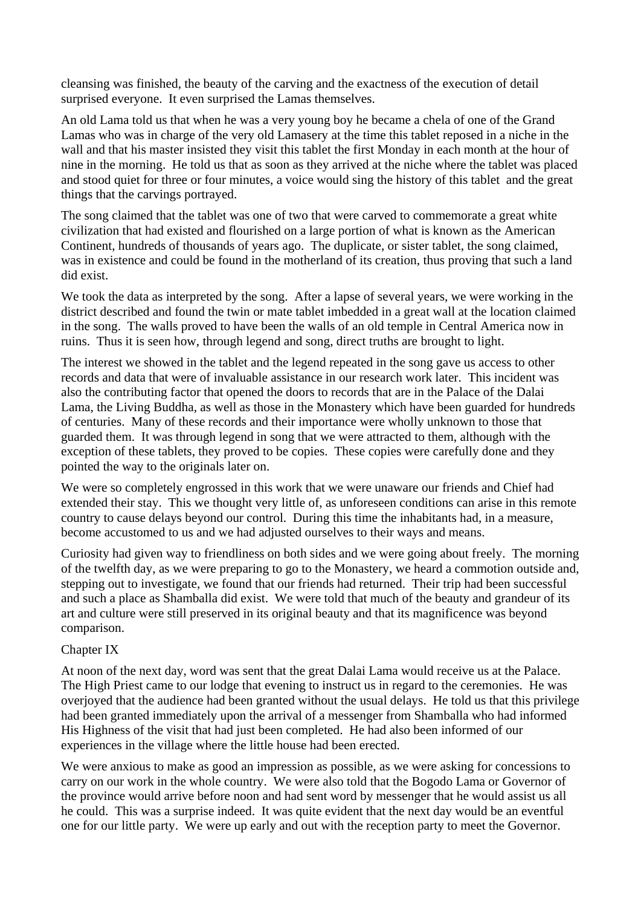cleansing was finished, the beauty of the carving and the exactness of the execution of detail surprised everyone. It even surprised the Lamas themselves.

An old Lama told us that when he was a very young boy he became a chela of one of the Grand Lamas who was in charge of the very old Lamasery at the time this tablet reposed in a niche in the wall and that his master insisted they visit this tablet the first Monday in each month at the hour of nine in the morning. He told us that as soon as they arrived at the niche where the tablet was placed and stood quiet for three or four minutes, a voice would sing the history of this tablet and the great things that the carvings portrayed.

The song claimed that the tablet was one of two that were carved to commemorate a great white civilization that had existed and flourished on a large portion of what is known as the American Continent, hundreds of thousands of years ago. The duplicate, or sister tablet, the song claimed, was in existence and could be found in the motherland of its creation, thus proving that such a land did exist.

We took the data as interpreted by the song. After a lapse of several years, we were working in the district described and found the twin or mate tablet imbedded in a great wall at the location claimed in the song. The walls proved to have been the walls of an old temple in Central America now in ruins. Thus it is seen how, through legend and song, direct truths are brought to light.

The interest we showed in the tablet and the legend repeated in the song gave us access to other records and data that were of invaluable assistance in our research work later. This incident was also the contributing factor that opened the doors to records that are in the Palace of the Dalai Lama, the Living Buddha, as well as those in the Monastery which have been guarded for hundreds of centuries. Many of these records and their importance were wholly unknown to those that guarded them. It was through legend in song that we were attracted to them, although with the exception of these tablets, they proved to be copies. These copies were carefully done and they pointed the way to the originals later on.

We were so completely engrossed in this work that we were unaware our friends and Chief had extended their stay. This we thought very little of, as unforeseen conditions can arise in this remote country to cause delays beyond our control. During this time the inhabitants had, in a measure, become accustomed to us and we had adjusted ourselves to their ways and means.

Curiosity had given way to friendliness on both sides and we were going about freely. The morning of the twelfth day, as we were preparing to go to the Monastery, we heard a commotion outside and, stepping out to investigate, we found that our friends had returned. Their trip had been successful and such a place as Shamballa did exist. We were told that much of the beauty and grandeur of its art and culture were still preserved in its original beauty and that its magnificence was beyond comparison.

## Chapter IX

At noon of the next day, word was sent that the great Dalai Lama would receive us at the Palace. The High Priest came to our lodge that evening to instruct us in regard to the ceremonies. He was overjoyed that the audience had been granted without the usual delays. He told us that this privilege had been granted immediately upon the arrival of a messenger from Shamballa who had informed His Highness of the visit that had just been completed. He had also been informed of our experiences in the village where the little house had been erected.

We were anxious to make as good an impression as possible, as we were asking for concessions to carry on our work in the whole country. We were also told that the Bogodo Lama or Governor of the province would arrive before noon and had sent word by messenger that he would assist us all he could. This was a surprise indeed. It was quite evident that the next day would be an eventful one for our little party. We were up early and out with the reception party to meet the Governor.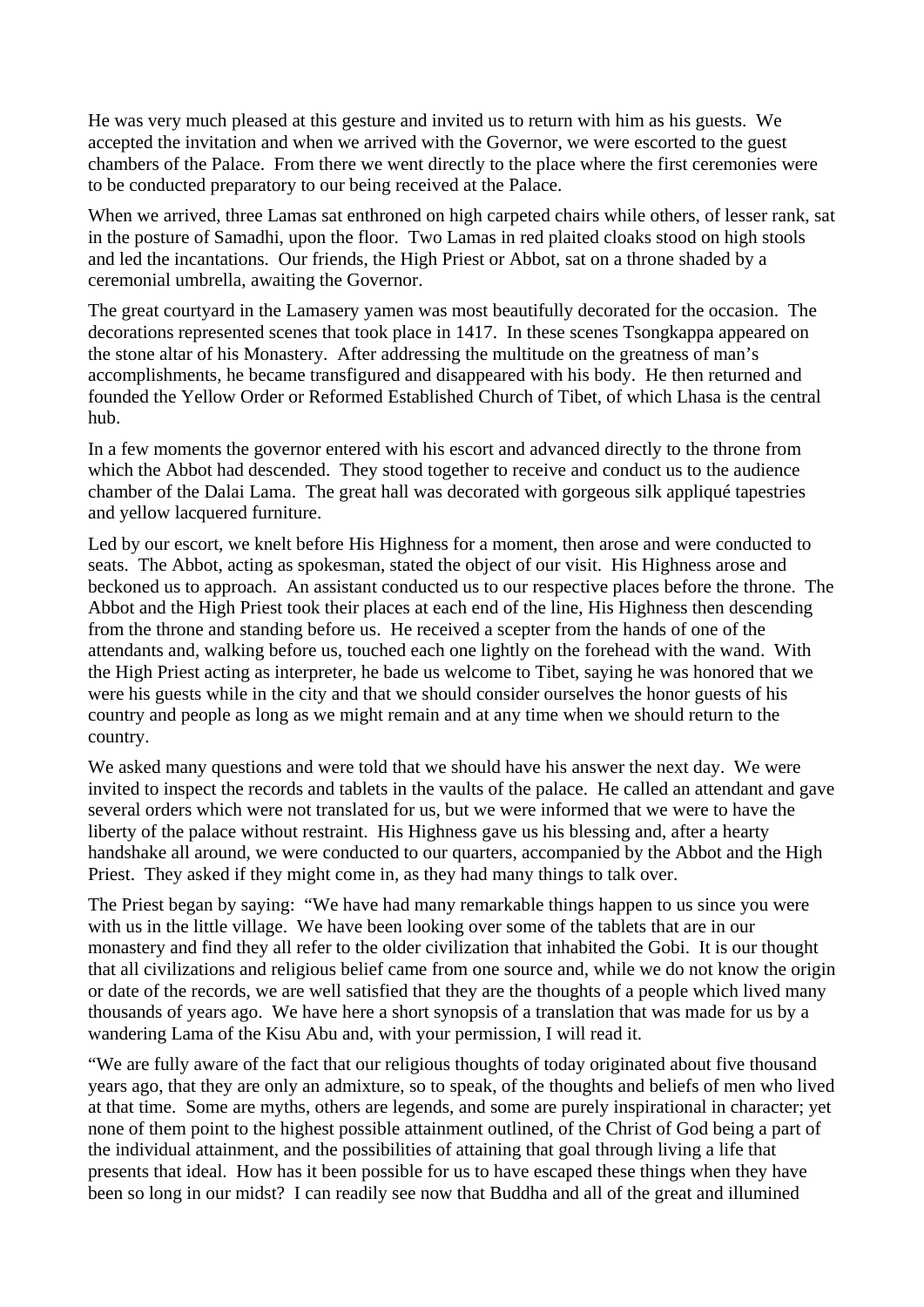He was very much pleased at this gesture and invited us to return with him as his guests. We accepted the invitation and when we arrived with the Governor, we were escorted to the guest chambers of the Palace. From there we went directly to the place where the first ceremonies were to be conducted preparatory to our being received at the Palace.

When we arrived, three Lamas sat enthroned on high carpeted chairs while others, of lesser rank, sat in the posture of Samadhi, upon the floor. Two Lamas in red plaited cloaks stood on high stools and led the incantations. Our friends, the High Priest or Abbot, sat on a throne shaded by a ceremonial umbrella, awaiting the Governor.

The great courtyard in the Lamasery yamen was most beautifully decorated for the occasion. The decorations represented scenes that took place in 1417. In these scenes Tsongkappa appeared on the stone altar of his Monastery. After addressing the multitude on the greatness of man's accomplishments, he became transfigured and disappeared with his body. He then returned and founded the Yellow Order or Reformed Established Church of Tibet, of which Lhasa is the central hub.

In a few moments the governor entered with his escort and advanced directly to the throne from which the Abbot had descended. They stood together to receive and conduct us to the audience chamber of the Dalai Lama. The great hall was decorated with gorgeous silk appliqué tapestries and yellow lacquered furniture.

Led by our escort, we knelt before His Highness for a moment, then arose and were conducted to seats. The Abbot, acting as spokesman, stated the object of our visit. His Highness arose and beckoned us to approach. An assistant conducted us to our respective places before the throne. The Abbot and the High Priest took their places at each end of the line, His Highness then descending from the throne and standing before us. He received a scepter from the hands of one of the attendants and, walking before us, touched each one lightly on the forehead with the wand. With the High Priest acting as interpreter, he bade us welcome to Tibet, saying he was honored that we were his guests while in the city and that we should consider ourselves the honor guests of his country and people as long as we might remain and at any time when we should return to the country.

We asked many questions and were told that we should have his answer the next day. We were invited to inspect the records and tablets in the vaults of the palace. He called an attendant and gave several orders which were not translated for us, but we were informed that we were to have the liberty of the palace without restraint. His Highness gave us his blessing and, after a hearty handshake all around, we were conducted to our quarters, accompanied by the Abbot and the High Priest. They asked if they might come in, as they had many things to talk over.

The Priest began by saying: "We have had many remarkable things happen to us since you were with us in the little village. We have been looking over some of the tablets that are in our monastery and find they all refer to the older civilization that inhabited the Gobi. It is our thought that all civilizations and religious belief came from one source and, while we do not know the origin or date of the records, we are well satisfied that they are the thoughts of a people which lived many thousands of years ago. We have here a short synopsis of a translation that was made for us by a wandering Lama of the Kisu Abu and, with your permission, I will read it.

"We are fully aware of the fact that our religious thoughts of today originated about five thousand years ago, that they are only an admixture, so to speak, of the thoughts and beliefs of men who lived at that time. Some are myths, others are legends, and some are purely inspirational in character; yet none of them point to the highest possible attainment outlined, of the Christ of God being a part of the individual attainment, and the possibilities of attaining that goal through living a life that presents that ideal. How has it been possible for us to have escaped these things when they have been so long in our midst? I can readily see now that Buddha and all of the great and illumined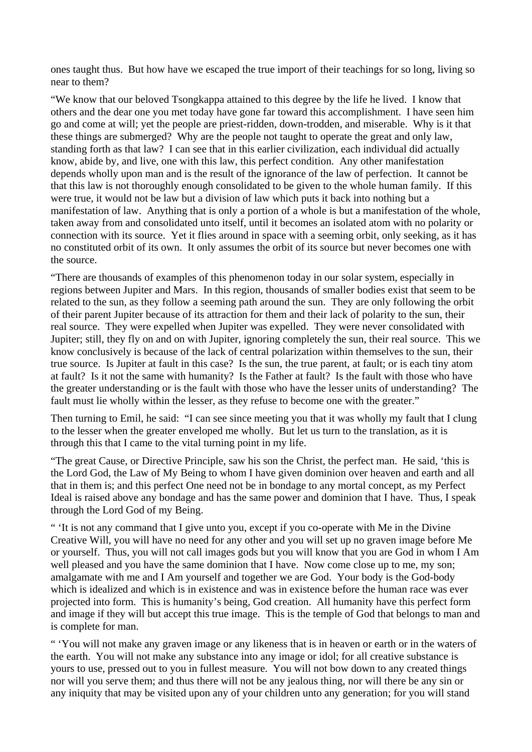ones taught thus. But how have we escaped the true import of their teachings for so long, living so near to them?

"We know that our beloved Tsongkappa attained to this degree by the life he lived. I know that others and the dear one you met today have gone far toward this accomplishment. I have seen him go and come at will; yet the people are priest-ridden, down-trodden, and miserable. Why is it that these things are submerged? Why are the people not taught to operate the great and only law, standing forth as that law? I can see that in this earlier civilization, each individual did actually know, abide by, and live, one with this law, this perfect condition. Any other manifestation depends wholly upon man and is the result of the ignorance of the law of perfection. It cannot be that this law is not thoroughly enough consolidated to be given to the whole human family. If this were true, it would not be law but a division of law which puts it back into nothing but a manifestation of law. Anything that is only a portion of a whole is but a manifestation of the whole, taken away from and consolidated unto itself, until it becomes an isolated atom with no polarity or connection with its source. Yet it flies around in space with a seeming orbit, only seeking, as it has no constituted orbit of its own. It only assumes the orbit of its source but never becomes one with the source.

"There are thousands of examples of this phenomenon today in our solar system, especially in regions between Jupiter and Mars. In this region, thousands of smaller bodies exist that seem to be related to the sun, as they follow a seeming path around the sun. They are only following the orbit of their parent Jupiter because of its attraction for them and their lack of polarity to the sun, their real source. They were expelled when Jupiter was expelled. They were never consolidated with Jupiter; still, they fly on and on with Jupiter, ignoring completely the sun, their real source. This we know conclusively is because of the lack of central polarization within themselves to the sun, their true source. Is Jupiter at fault in this case? Is the sun, the true parent, at fault; or is each tiny atom at fault? Is it not the same with humanity? Is the Father at fault? Is the fault with those who have the greater understanding or is the fault with those who have the lesser units of understanding? The fault must lie wholly within the lesser, as they refuse to become one with the greater."

Then turning to Emil, he said: "I can see since meeting you that it was wholly my fault that I clung to the lesser when the greater enveloped me wholly. But let us turn to the translation, as it is through this that I came to the vital turning point in my life.

"The great Cause, or Directive Principle, saw his son the Christ, the perfect man. He said, 'this is the Lord God, the Law of My Being to whom I have given dominion over heaven and earth and all that in them is; and this perfect One need not be in bondage to any mortal concept, as my Perfect Ideal is raised above any bondage and has the same power and dominion that I have. Thus, I speak through the Lord God of my Being.

" 'It is not any command that I give unto you, except if you co-operate with Me in the Divine Creative Will, you will have no need for any other and you will set up no graven image before Me or yourself. Thus, you will not call images gods but you will know that you are God in whom I Am well pleased and you have the same dominion that I have. Now come close up to me, my son; amalgamate with me and I Am yourself and together we are God. Your body is the God-body which is idealized and which is in existence and was in existence before the human race was ever projected into form. This is humanity's being, God creation. All humanity have this perfect form and image if they will but accept this true image. This is the temple of God that belongs to man and is complete for man.

" 'You will not make any graven image or any likeness that is in heaven or earth or in the waters of the earth. You will not make any substance into any image or idol; for all creative substance is yours to use, pressed out to you in fullest measure. You will not bow down to any created things nor will you serve them; and thus there will not be any jealous thing, nor will there be any sin or any iniquity that may be visited upon any of your children unto any generation; for you will stand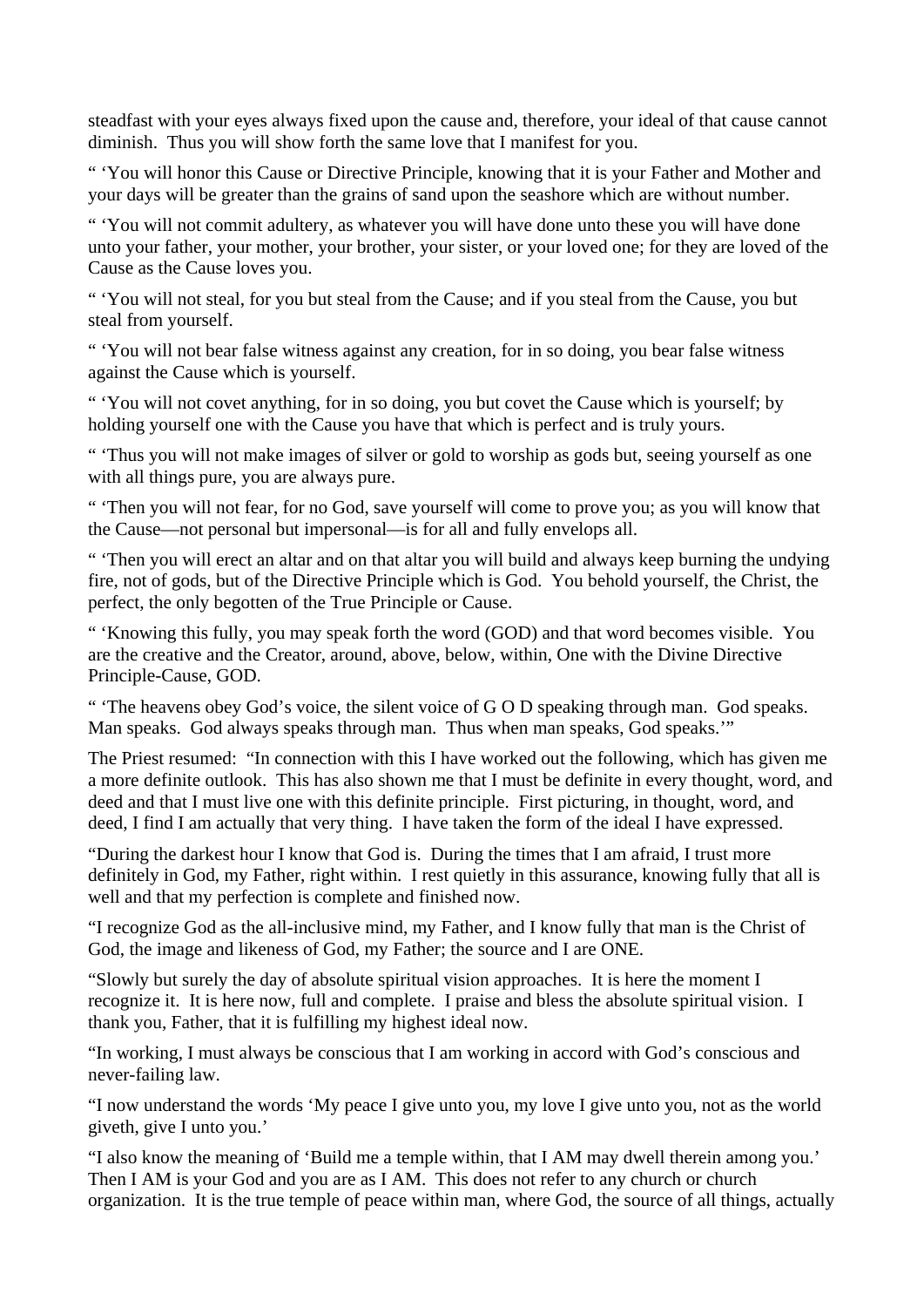steadfast with your eyes always fixed upon the cause and, therefore, your ideal of that cause cannot diminish. Thus you will show forth the same love that I manifest for you.

" 'You will honor this Cause or Directive Principle, knowing that it is your Father and Mother and your days will be greater than the grains of sand upon the seashore which are without number.

" 'You will not commit adultery, as whatever you will have done unto these you will have done unto your father, your mother, your brother, your sister, or your loved one; for they are loved of the Cause as the Cause loves you.

" 'You will not steal, for you but steal from the Cause; and if you steal from the Cause, you but steal from yourself.

" 'You will not bear false witness against any creation, for in so doing, you bear false witness against the Cause which is yourself.

" 'You will not covet anything, for in so doing, you but covet the Cause which is yourself; by holding yourself one with the Cause you have that which is perfect and is truly yours.

" 'Thus you will not make images of silver or gold to worship as gods but, seeing yourself as one with all things pure, you are always pure.

" 'Then you will not fear, for no God, save yourself will come to prove you; as you will know that the Cause—not personal but impersonal—is for all and fully envelops all.

" 'Then you will erect an altar and on that altar you will build and always keep burning the undying fire, not of gods, but of the Directive Principle which is God. You behold yourself, the Christ, the perfect, the only begotten of the True Principle or Cause.

" 'Knowing this fully, you may speak forth the word (GOD) and that word becomes visible. You are the creative and the Creator, around, above, below, within, One with the Divine Directive Principle-Cause, GOD.

" 'The heavens obey God's voice, the silent voice of G O D speaking through man. God speaks. Man speaks. God always speaks through man. Thus when man speaks, God speaks.' "

The Priest resumed: "In connection with this I have worked out the following, which has given me a more definite outlook. This has also shown me that I must be definite in every thought, word, and deed and that I must live one with this definite principle. First picturing, in thought, word, and deed, I find I am actually that very thing. I have taken the form of the ideal I have expressed.

"During the darkest hour I know that God is. During the times that I am afraid, I trust more definitely in God, my Father, right within. I rest quietly in this assurance, knowing fully that all is well and that my perfection is complete and finished now.

"I recognize God as the all-inclusive mind, my Father, and I know fully that man is the Christ of God, the image and likeness of God, my Father; the source and I are ONE.

"Slowly but surely the day of absolute spiritual vision approaches. It is here the moment I recognize it. It is here now, full and complete. I praise and bless the absolute spiritual vision. I thank you, Father, that it is fulfilling my highest ideal now.

"In working, I must always be conscious that I am working in accord with God's conscious and never-failing law.

"I now understand the words 'My peace I give unto you, my love I give unto you, not as the world giveth, give I unto you.'

"I also know the meaning of 'Build me a temple within, that I AM may dwell therein among you.' Then I AM is your God and you are as I AM. This does not refer to any church or church organization. It is the true temple of peace within man, where God, the source of all things, actually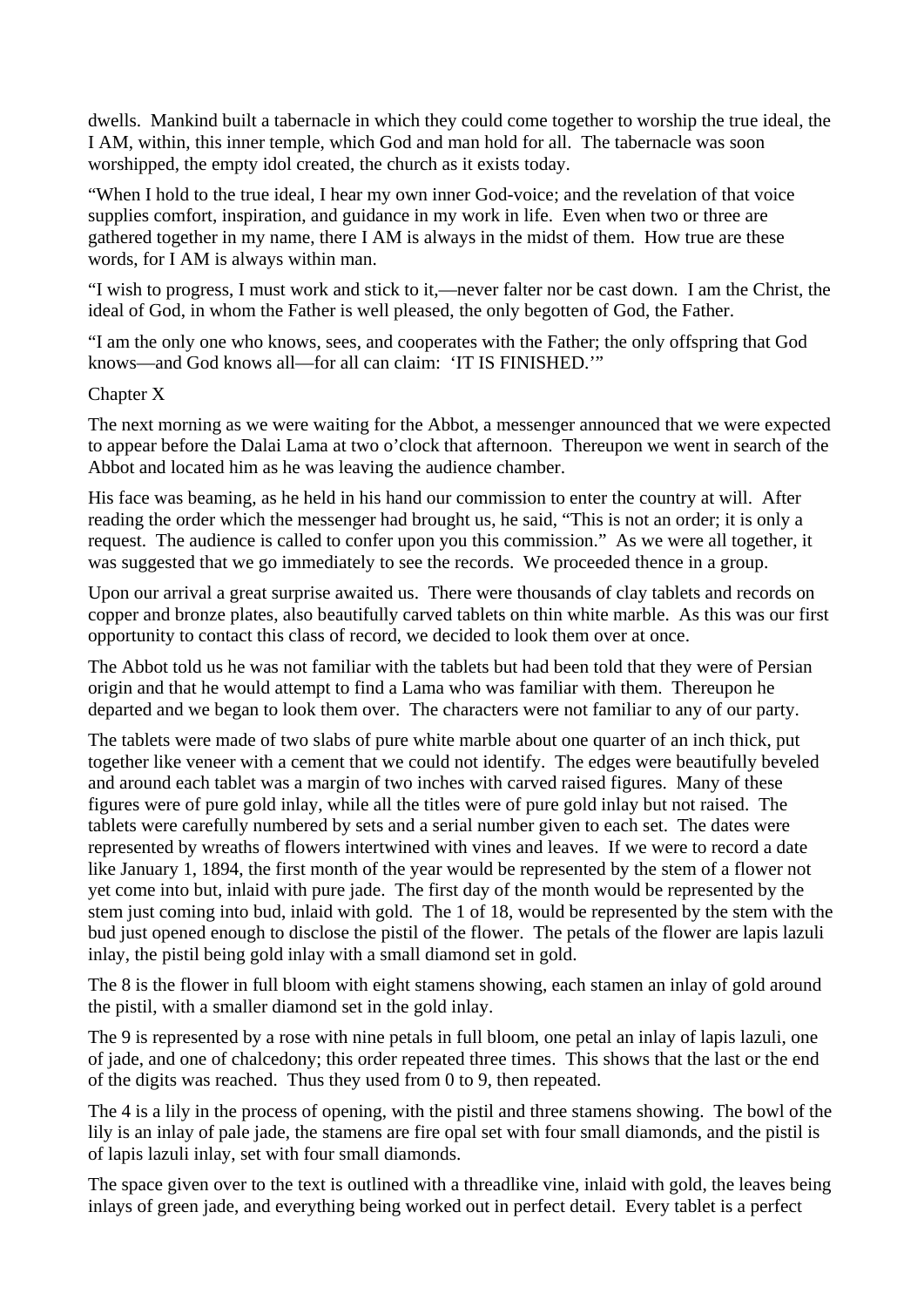dwells. Mankind built a tabernacle in which they could come together to worship the true ideal, the I AM, within, this inner temple, which God and man hold for all. The tabernacle was soon worshipped, the empty idol created, the church as it exists today.

"When I hold to the true ideal, I hear my own inner God-voice; and the revelation of that voice supplies comfort, inspiration, and guidance in my work in life. Even when two or three are gathered together in my name, there I AM is always in the midst of them. How true are these words, for I AM is always within man.

"I wish to progress, I must work and stick to it,—never falter nor be cast down. I am the Christ, the ideal of God, in whom the Father is well pleased, the only begotten of God, the Father.

"I am the only one who knows, sees, and cooperates with the Father; the only offspring that God knows—and God knows all—for all can claim: 'IT IS FINISHED.'"

## Chapter X

The next morning as we were waiting for the Abbot, a messenger announced that we were expected to appear before the Dalai Lama at two o'clock that afternoon. Thereupon we went in search of the Abbot and located him as he was leaving the audience chamber.

His face was beaming, as he held in his hand our commission to enter the country at will. After reading the order which the messenger had brought us, he said, "This is not an order; it is only a request. The audience is called to confer upon you this commission." As we were all together, it was suggested that we go immediately to see the records. We proceeded thence in a group.

Upon our arrival a great surprise awaited us. There were thousands of clay tablets and records on copper and bronze plates, also beautifully carved tablets on thin white marble. As this was our first opportunity to contact this class of record, we decided to look them over at once.

The Abbot told us he was not familiar with the tablets but had been told that they were of Persian origin and that he would attempt to find a Lama who was familiar with them. Thereupon he departed and we began to look them over. The characters were not familiar to any of our party.

The tablets were made of two slabs of pure white marble about one quarter of an inch thick, put together like veneer with a cement that we could not identify. The edges were beautifully beveled and around each tablet was a margin of two inches with carved raised figures. Many of these figures were of pure gold inlay, while all the titles were of pure gold inlay but not raised. The tablets were carefully numbered by sets and a serial number given to each set. The dates were represented by wreaths of flowers intertwined with vines and leaves. If we were to record a date like January 1, 1894, the first month of the year would be represented by the stem of a flower not yet come into but, inlaid with pure jade. The first day of the month would be represented by the stem just coming into bud, inlaid with gold. The 1 of 18, would be represented by the stem with the bud just opened enough to disclose the pistil of the flower. The petals of the flower are lapis lazuli inlay, the pistil being gold inlay with a small diamond set in gold.

The 8 is the flower in full bloom with eight stamens showing, each stamen an inlay of gold around the pistil, with a smaller diamond set in the gold inlay.

The 9 is represented by a rose with nine petals in full bloom, one petal an inlay of lapis lazuli, one of jade, and one of chalcedony; this order repeated three times. This shows that the last or the end of the digits was reached. Thus they used from 0 to 9, then repeated.

The 4 is a lily in the process of opening, with the pistil and three stamens showing. The bowl of the lily is an inlay of pale jade, the stamens are fire opal set with four small diamonds, and the pistil is of lapis lazuli inlay, set with four small diamonds.

The space given over to the text is outlined with a threadlike vine, inlaid with gold, the leaves being inlays of green jade, and everything being worked out in perfect detail. Every tablet is a perfect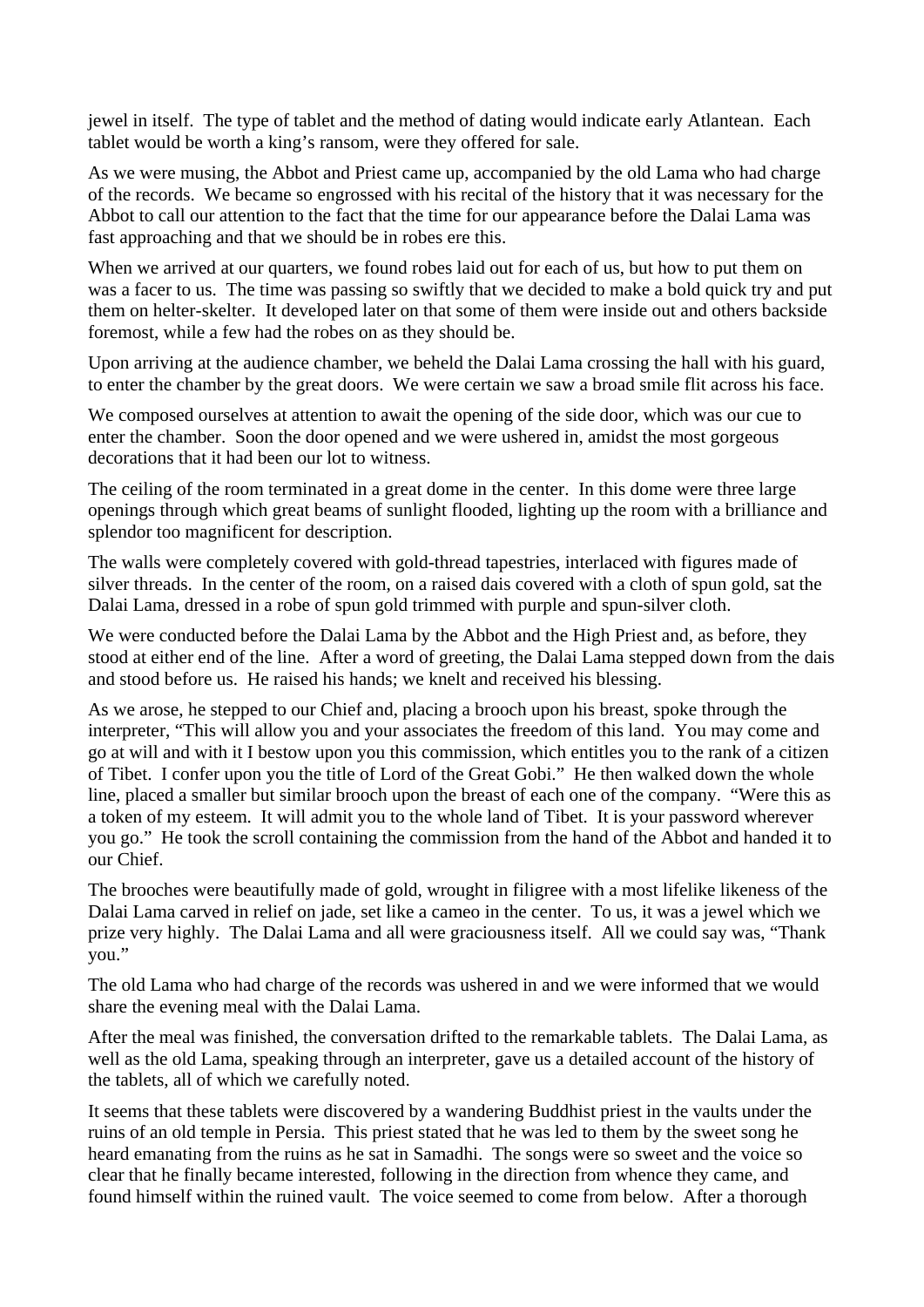jewel in itself. The type of tablet and the method of dating would indicate early Atlantean. Each tablet would be worth a king's ransom, were they offered for sale.

As we were musing, the Abbot and Priest came up, accompanied by the old Lama who had charge of the records. We became so engrossed with his recital of the history that it was necessary for the Abbot to call our attention to the fact that the time for our appearance before the Dalai Lama was fast approaching and that we should be in robes ere this.

When we arrived at our quarters, we found robes laid out for each of us, but how to put them on was a facer to us. The time was passing so swiftly that we decided to make a bold quick try and put them on helter-skelter. It developed later on that some of them were inside out and others backside foremost, while a few had the robes on as they should be.

Upon arriving at the audience chamber, we beheld the Dalai Lama crossing the hall with his guard, to enter the chamber by the great doors. We were certain we saw a broad smile flit across his face.

We composed ourselves at attention to await the opening of the side door, which was our cue to enter the chamber. Soon the door opened and we were ushered in, amidst the most gorgeous decorations that it had been our lot to witness.

The ceiling of the room terminated in a great dome in the center. In this dome were three large openings through which great beams of sunlight flooded, lighting up the room with a brilliance and splendor too magnificent for description.

The walls were completely covered with gold-thread tapestries, interlaced with figures made of silver threads. In the center of the room, on a raised dais covered with a cloth of spun gold, sat the Dalai Lama, dressed in a robe of spun gold trimmed with purple and spun-silver cloth.

We were conducted before the Dalai Lama by the Abbot and the High Priest and, as before, they stood at either end of the line. After a word of greeting, the Dalai Lama stepped down from the dais and stood before us. He raised his hands; we knelt and received his blessing.

As we arose, he stepped to our Chief and, placing a brooch upon his breast, spoke through the interpreter, "This will allow you and your associates the freedom of this land. You may come and go at will and with it I bestow upon you this commission, which entitles you to the rank of a citizen of Tibet. I confer upon you the title of Lord of the Great Gobi." He then walked down the whole line, placed a smaller but similar brooch upon the breast of each one of the company. "Were this as a token of my esteem. It will admit you to the whole land of Tibet. It is your password wherever you go." He took the scroll containing the commission from the hand of the Abbot and handed it to our Chief.

The brooches were beautifully made of gold, wrought in filigree with a most lifelike likeness of the Dalai Lama carved in relief on jade, set like a cameo in the center. To us, it was a jewel which we prize very highly. The Dalai Lama and all were graciousness itself. All we could say was, "Thank you."

The old Lama who had charge of the records was ushered in and we were informed that we would share the evening meal with the Dalai Lama.

After the meal was finished, the conversation drifted to the remarkable tablets. The Dalai Lama, as well as the old Lama, speaking through an interpreter, gave us a detailed account of the history of the tablets, all of which we carefully noted.

It seems that these tablets were discovered by a wandering Buddhist priest in the vaults under the ruins of an old temple in Persia. This priest stated that he was led to them by the sweet song he heard emanating from the ruins as he sat in Samadhi. The songs were so sweet and the voice so clear that he finally became interested, following in the direction from whence they came, and found himself within the ruined vault. The voice seemed to come from below. After a thorough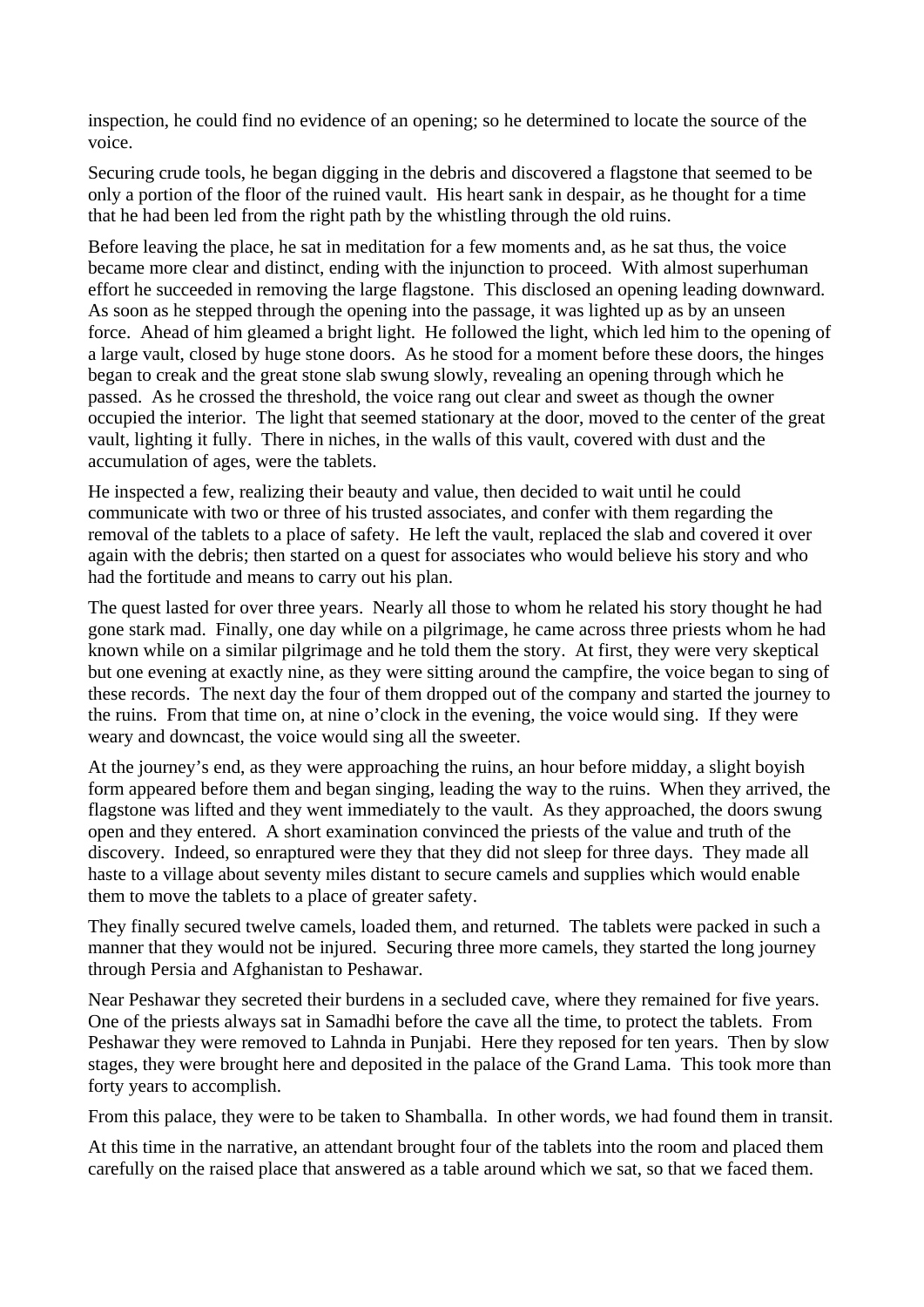inspection, he could find no evidence of an opening; so he determined to locate the source of the voice.

Securing crude tools, he began digging in the debris and discovered a flagstone that seemed to be only a portion of the floor of the ruined vault. His heart sank in despair, as he thought for a time that he had been led from the right path by the whistling through the old ruins.

Before leaving the place, he sat in meditation for a few moments and, as he sat thus, the voice became more clear and distinct, ending with the injunction to proceed. With almost superhuman effort he succeeded in removing the large flagstone. This disclosed an opening leading downward. As soon as he stepped through the opening into the passage, it was lighted up as by an unseen force. Ahead of him gleamed a bright light. He followed the light, which led him to the opening of a large vault, closed by huge stone doors. As he stood for a moment before these doors, the hinges began to creak and the great stone slab swung slowly, revealing an opening through which he passed. As he crossed the threshold, the voice rang out clear and sweet as though the owner occupied the interior. The light that seemed stationary at the door, moved to the center of the great vault, lighting it fully. There in niches, in the walls of this vault, covered with dust and the accumulation of ages, were the tablets.

He inspected a few, realizing their beauty and value, then decided to wait until he could communicate with two or three of his trusted associates, and confer with them regarding the removal of the tablets to a place of safety. He left the vault, replaced the slab and covered it over again with the debris; then started on a quest for associates who would believe his story and who had the fortitude and means to carry out his plan.

The quest lasted for over three years. Nearly all those to whom he related his story thought he had gone stark mad. Finally, one day while on a pilgrimage, he came across three priests whom he had known while on a similar pilgrimage and he told them the story. At first, they were very skeptical but one evening at exactly nine, as they were sitting around the campfire, the voice began to sing of these records. The next day the four of them dropped out of the company and started the journey to the ruins. From that time on, at nine o'clock in the evening, the voice would sing. If they were weary and downcast, the voice would sing all the sweeter.

At the journey's end, as they were approaching the ruins, an hour before midday, a slight boyish form appeared before them and began singing, leading the way to the ruins. When they arrived, the flagstone was lifted and they went immediately to the vault. As they approached, the doors swung open and they entered. A short examination convinced the priests of the value and truth of the discovery. Indeed, so enraptured were they that they did not sleep for three days. They made all haste to a village about seventy miles distant to secure camels and supplies which would enable them to move the tablets to a place of greater safety.

They finally secured twelve camels, loaded them, and returned. The tablets were packed in such a manner that they would not be injured. Securing three more camels, they started the long journey through Persia and Afghanistan to Peshawar.

Near Peshawar they secreted their burdens in a secluded cave, where they remained for five years. One of the priests always sat in Samadhi before the cave all the time, to protect the tablets. From Peshawar they were removed to Lahnda in Punjabi. Here they reposed for ten years. Then by slow stages, they were brought here and deposited in the palace of the Grand Lama. This took more than forty years to accomplish.

From this palace, they were to be taken to Shamballa. In other words, we had found them in transit.

At this time in the narrative, an attendant brought four of the tablets into the room and placed them carefully on the raised place that answered as a table around which we sat, so that we faced them.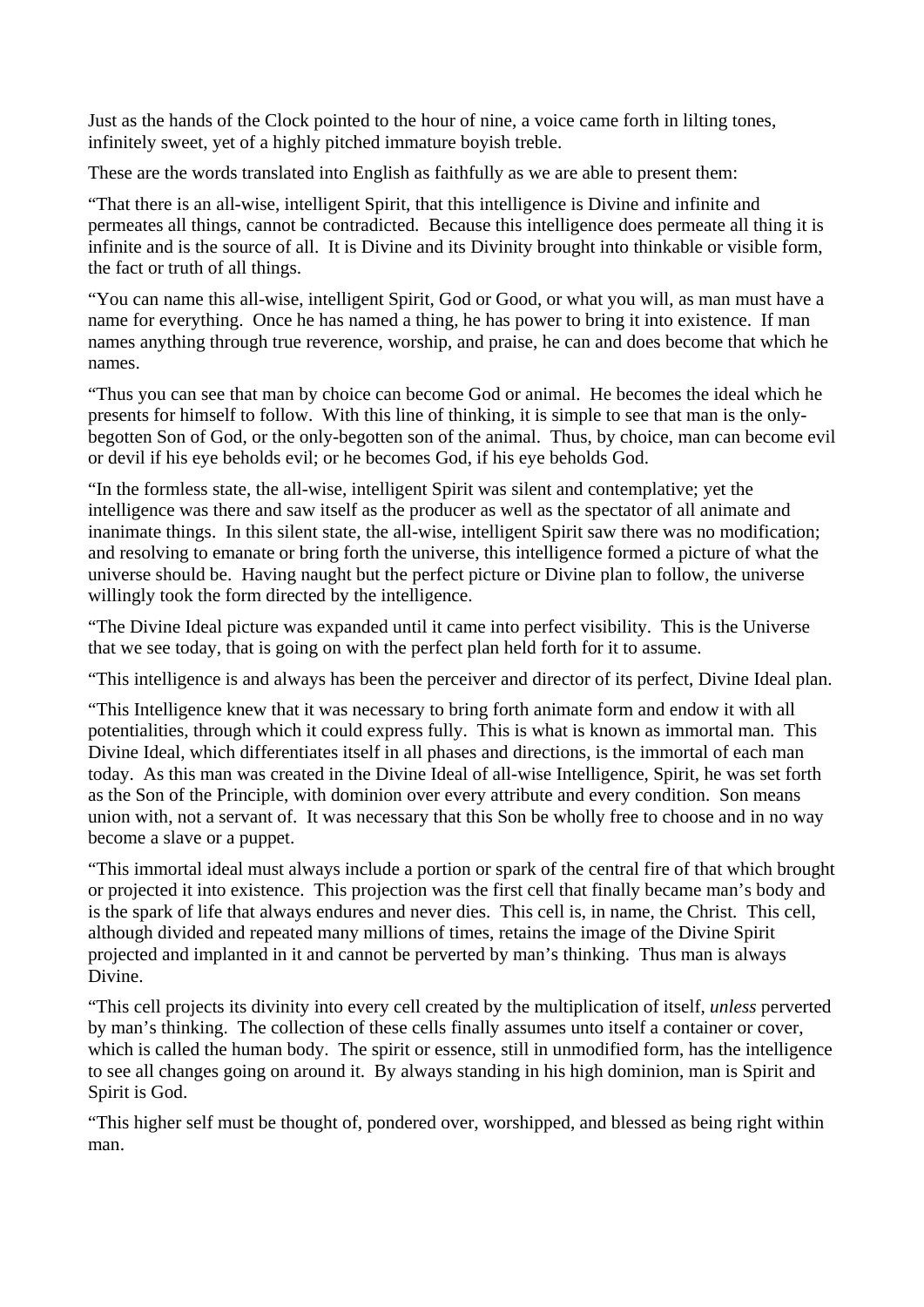Just as the hands of the Clock pointed to the hour of nine, a voice came forth in lilting tones, infinitely sweet, yet of a highly pitched immature boyish treble.

These are the words translated into English as faithfully as we are able to present them:

"That there is an all-wise, intelligent Spirit, that this intelligence is Divine and infinite and permeates all things, cannot be contradicted. Because this intelligence does permeate all thing it is infinite and is the source of all. It is Divine and its Divinity brought into thinkable or visible form, the fact or truth of all things.

"You can name this all-wise, intelligent Spirit, God or Good, or what you will, as man must have a name for everything. Once he has named a thing, he has power to bring it into existence. If man names anything through true reverence, worship, and praise, he can and does become that which he names.

"Thus you can see that man by choice can become God or animal. He becomes the ideal which he presents for himself to follow. With this line of thinking, it is simple to see that man is the only-begotten Son of God, or the only-begotten son of the animal. Thus, by choice, man can become evil or devil if his eye beholds evil; or he becomes God, if his eye beholds God.

"In the formless state, the all-wise, intelligent Spirit was silent and contemplative; yet the intelligence was there and saw itself as the producer as well as the spectator of all animate and inanimate things. In this silent state, the all-wise, intelligent Spirit saw there was no modification; and resolving to emanate or bring forth the universe, this intelligence formed a picture of what the universe should be. Having naught but the perfect picture or Divine plan to follow, the universe willingly took the form directed by the intelligence.

"The Divine Ideal picture was expanded until it came into perfect visibility. This is the Universe that we see today, that is going on with the perfect plan held forth for it to assume.

"This intelligence is and always has been the perceiver and director of its perfect, Divine Ideal plan.

"This Intelligence knew that it was necessary to bring forth animate form and endow it with all potentialities, through which it could express fully. This is what is known as immortal man. This Divine Ideal, which differentiates itself in all phases and directions, is the immortal of each man today. As this man was created in the Divine Ideal of all-wise Intelligence, Spirit, he was set forth as the Son of the Principle, with dominion over every attribute and every condition. Son means union with, not a servant of. It was necessary that this Son be wholly free to choose and in no way become a slave or a puppet.

"This immortal ideal must always include a portion or spark of the central fire of that which brought or projected it into existence. This projection was the first cell that finally became man's body and is the spark of life that always endures and never dies. This cell is, in name, the Christ. This cell, although divided and repeated many millions of times, retains the image of the Divine Spirit projected and implanted in it and cannot be perverted by man's thinking. Thus man is always Divine.

"This cell projects its divinity into every cell created by the multiplication of itself, *unless* perverted by man's thinking. The collection of these cells finally assumes unto itself a container or cover, which is called the human body. The spirit or essence, still in unmodified form, has the intelligence to see all changes going on around it. By always standing in his high dominion, man is Spirit and Spirit is God.

"This higher self must be thought of, pondered over, worshipped, and blessed as being right within man.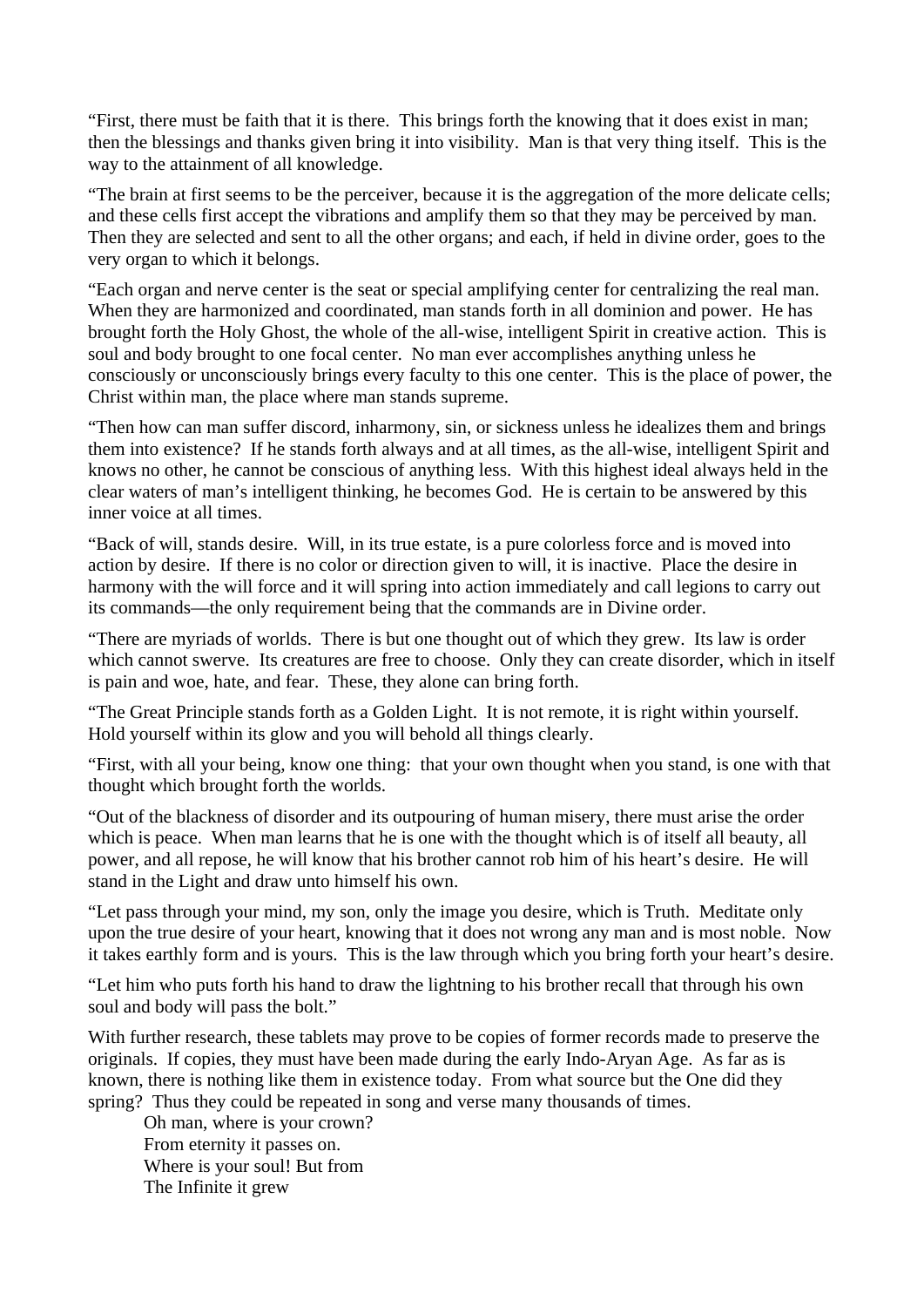"First, there must be faith that it is there. This brings forth the knowing that it does exist in man; then the blessings and thanks given bring it into visibility. Man is that very thing itself. This is the way to the attainment of all knowledge.

"The brain at first seems to be the perceiver, because it is the aggregation of the more delicate cells; and these cells first accept the vibrations and amplify them so that they may be perceived by man. Then they are selected and sent to all the other organs; and each, if held in divine order, goes to the very organ to which it belongs.

"Each organ and nerve center is the seat or special amplifying center for centralizing the real man. When they are harmonized and coordinated, man stands forth in all dominion and power. He has brought forth the Holy Ghost, the whole of the all-wise, intelligent Spirit in creative action. This is soul and body brought to one focal center. No man ever accomplishes anything unless he consciously or unconsciously brings every faculty to this one center. This is the place of power, the Christ within man, the place where man stands supreme.

"Then how can man suffer discord, inharmony, sin, or sickness unless he idealizes them and brings them into existence? If he stands forth always and at all times, as the all-wise, intelligent Spirit and knows no other, he cannot be conscious of anything less. With this highest ideal always held in the clear waters of man's intelligent thinking, he becomes God. He is certain to be answered by this inner voice at all times.

"Back of will, stands desire. Will, in its true estate, is a pure colorless force and is moved into action by desire. If there is no color or direction given to will, it is inactive. Place the desire in harmony with the will force and it will spring into action immediately and call legions to carry out its commands—the only requirement being that the commands are in Divine order.

"There are myriads of worlds. There is but one thought out of which they grew. Its law is order which cannot swerve. Its creatures are free to choose. Only they can create disorder, which in itself is pain and woe, hate, and fear. These, they alone can bring forth.

"The Great Principle stands forth as a Golden Light. It is not remote, it is right within yourself. Hold yourself within its glow and you will behold all things clearly.

"First, with all your being, know one thing: that your own thought when you stand, is one with that thought which brought forth the worlds.

"Out of the blackness of disorder and its outpouring of human misery, there must arise the order which is peace. When man learns that he is one with the thought which is of itself all beauty, all power, and all repose, he will know that his brother cannot rob him of his heart's desire. He will stand in the Light and draw unto himself his own.

"Let pass through your mind, my son, only the image you desire, which is Truth. Meditate only upon the true desire of your heart, knowing that it does not wrong any man and is most noble. Now it takes earthly form and is yours. This is the law through which you bring forth your heart's desire.

"Let him who puts forth his hand to draw the lightning to his brother recall that through his own soul and body will pass the bolt."

With further research, these tablets may prove to be copies of former records made to preserve the originals. If copies, they must have been made during the early Indo-Aryan Age. As far as is known, there is nothing like them in existence today. From what source but the One did they spring? Thus they could be repeated in song and verse many thousands of times.

> Oh man, where is your crown?
> From eternity it passes on.
> Where is your soul! But from
> The Infinite it grew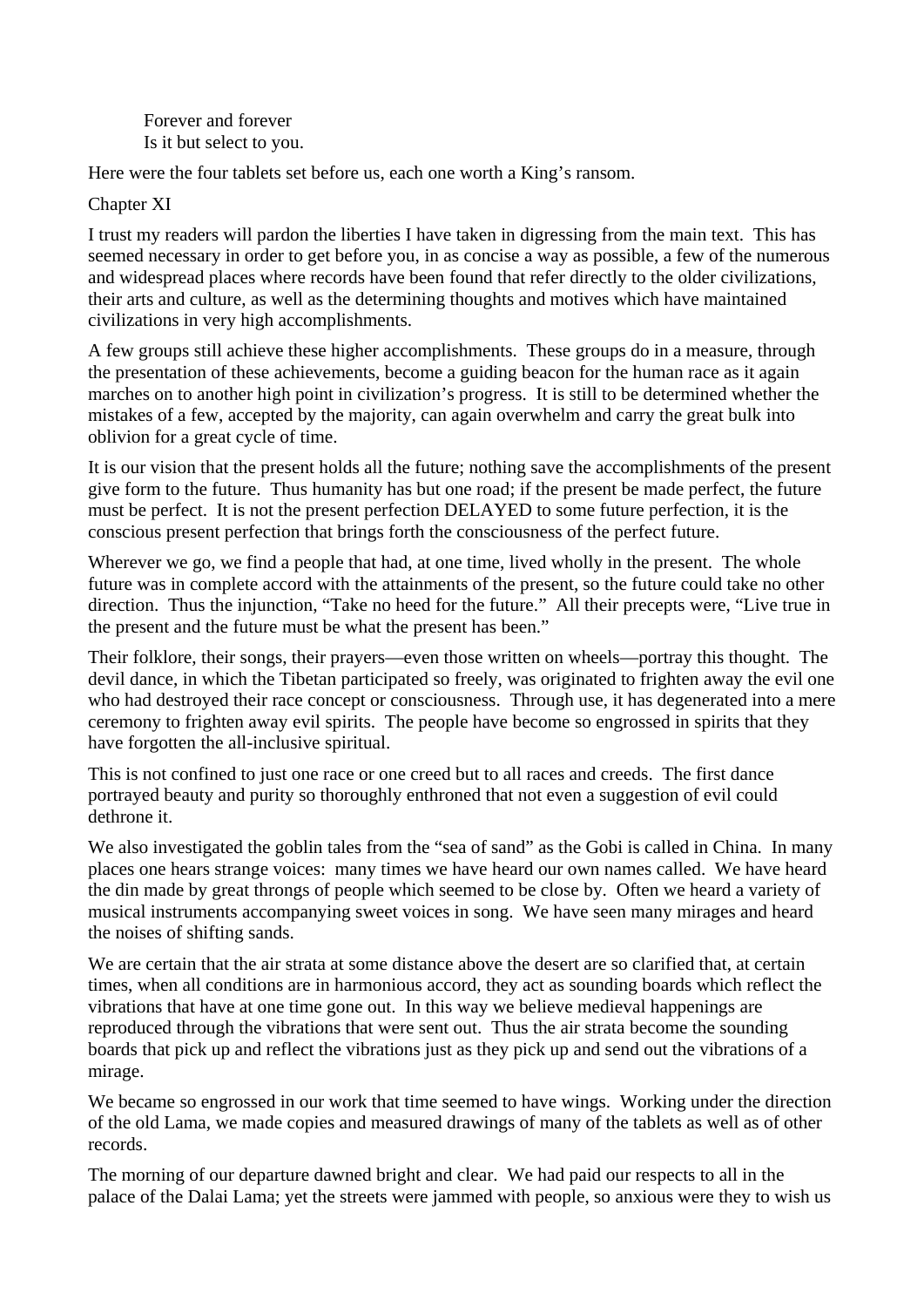Forever and forever  
Is it but select to you.

Here were the four tablets set before us, each one worth a King's ransom.

## Chapter XI

I trust my readers will pardon the liberties I have taken in digressing from the main text. This has seemed necessary in order to get before you, in as concise a way as possible, a few of the numerous and widespread places where records have been found that refer directly to the older civilizations, their arts and culture, as well as the determining thoughts and motives which have maintained civilizations in very high accomplishments.

A few groups still achieve these higher accomplishments. These groups do in a measure, through the presentation of these achievements, become a guiding beacon for the human race as it again marches on to another high point in civilization's progress. It is still to be determined whether the mistakes of a few, accepted by the majority, can again overwhelm and carry the great bulk into oblivion for a great cycle of time.

It is our vision that the present holds all the future; nothing save the accomplishments of the present give form to the future. Thus humanity has but one road; if the present be made perfect, the future must be perfect. It is not the present perfection DELAYED to some future perfection, it is the conscious present perfection that brings forth the consciousness of the perfect future.

Wherever we go, we find a people that had, at one time, lived wholly in the present. The whole future was in complete accord with the attainments of the present, so the future could take no other direction. Thus the injunction, "Take no heed for the future." All their precepts were, "Live true in the present and the future must be what the present has been."

Their folklore, their songs, their prayers—even those written on wheels—portray this thought. The devil dance, in which the Tibetan participated so freely, was originated to frighten away the evil one who had destroyed their race concept or consciousness. Through use, it has degenerated into a mere ceremony to frighten away evil spirits. The people have become so engrossed in spirits that they have forgotten the all-inclusive spiritual.

This is not confined to just one race or one creed but to all races and creeds. The first dance portrayed beauty and purity so thoroughly enthroned that not even a suggestion of evil could dethrone it.

We also investigated the goblin tales from the "sea of sand" as the Gobi is called in China. In many places one hears strange voices: many times we have heard our own names called. We have heard the din made by great throngs of people which seemed to be close by. Often we heard a variety of musical instruments accompanying sweet voices in song. We have seen many mirages and heard the noises of shifting sands.

We are certain that the air strata at some distance above the desert are so clarified that, at certain times, when all conditions are in harmonious accord, they act as sounding boards which reflect the vibrations that have at one time gone out. In this way we believe medieval happenings are reproduced through the vibrations that were sent out. Thus the air strata become the sounding boards that pick up and reflect the vibrations just as they pick up and send out the vibrations of a mirage.

We became so engrossed in our work that time seemed to have wings. Working under the direction of the old Lama, we made copies and measured drawings of many of the tablets as well as of other records.

The morning of our departure dawned bright and clear. We had paid our respects to all in the palace of the Dalai Lama; yet the streets were jammed with people, so anxious were they to wish us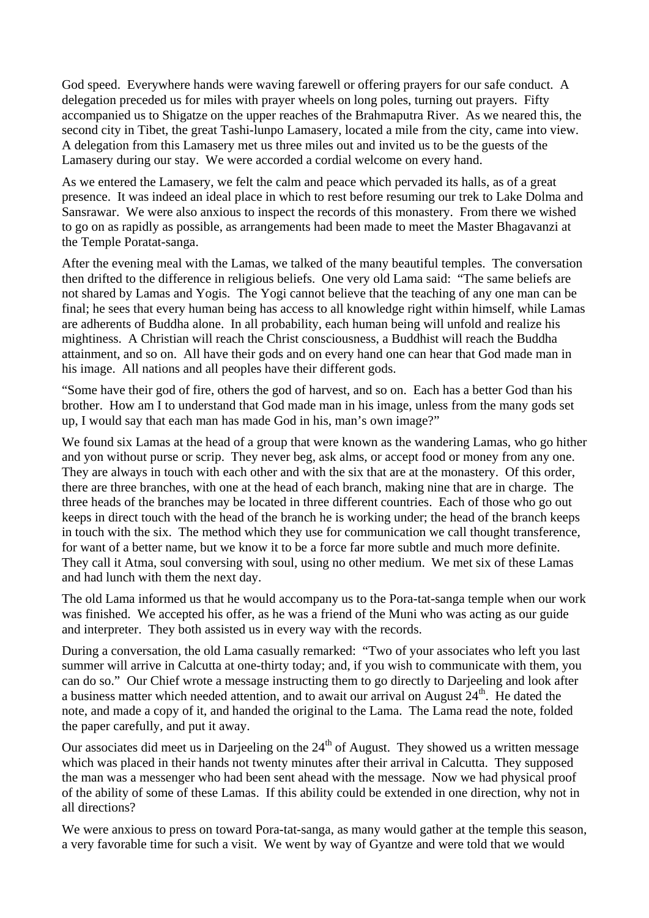God speed. Everywhere hands were waving farewell or offering prayers for our safe conduct. A delegation preceded us for miles with prayer wheels on long poles, turning out prayers. Fifty accompanied us to Shigatze on the upper reaches of the Brahmaputra River. As we neared this, the second city in Tibet, the great Tashi-lunpo Lamasery, located a mile from the city, came into view. A delegation from this Lamasery met us three miles out and invited us to be the guests of the Lamasery during our stay. We were accorded a cordial welcome on every hand.

As we entered the Lamasery, we felt the calm and peace which pervaded its halls, as of a great presence. It was indeed an ideal place in which to rest before resuming our trek to Lake Dolma and Sansrawar. We were also anxious to inspect the records of this monastery. From there we wished to go on as rapidly as possible, as arrangements had been made to meet the Master Bhagavanzi at the Temple Poratat-sanga.

After the evening meal with the Lamas, we talked of the many beautiful temples. The conversation then drifted to the difference in religious beliefs. One very old Lama said: "The same beliefs are not shared by Lamas and Yogis. The Yogi cannot believe that the teaching of any one man can be final; he sees that every human being has access to all knowledge right within himself, while Lamas are adherents of Buddha alone. In all probability, each human being will unfold and realize his mightiness. A Christian will reach the Christ consciousness, a Buddhist will reach the Buddha attainment, and so on. All have their gods and on every hand one can hear that God made man in his image. All nations and all peoples have their different gods.

"Some have their god of fire, others the god of harvest, and so on. Each has a better God than his brother. How am I to understand that God made man in his image, unless from the many gods set up, I would say that each man has made God in his, man's own image?"

We found six Lamas at the head of a group that were known as the wandering Lamas, who go hither and yon without purse or scrip. They never beg, ask alms, or accept food or money from any one. They are always in touch with each other and with the six that are at the monastery. Of this order, there are three branches, with one at the head of each branch, making nine that are in charge. The three heads of the branches may be located in three different countries. Each of those who go out keeps in direct touch with the head of the branch he is working under; the head of the branch keeps in touch with the six. The method which they use for communication we call thought transference, for want of a better name, but we know it to be a force far more subtle and much more definite. They call it Atma, soul conversing with soul, using no other medium. We met six of these Lamas and had lunch with them the next day.

The old Lama informed us that he would accompany us to the Pora-tat-sanga temple when our work was finished. We accepted his offer, as he was a friend of the Muni who was acting as our guide and interpreter. They both assisted us in every way with the records.

During a conversation, the old Lama casually remarked: "Two of your associates who left you last summer will arrive in Calcutta at one-thirty today; and, if you wish to communicate with them, you can do so." Our Chief wrote a message instructing them to go directly to Darjeeling and look after a business matter which needed attention, and to await our arrival on August 24th. He dated the note, and made a copy of it, and handed the original to the Lama. The Lama read the note, folded the paper carefully, and put it away.

Our associates did meet us in Darjeeling on the 24th of August. They showed us a written message which was placed in their hands not twenty minutes after their arrival in Calcutta. They supposed the man was a messenger who had been sent ahead with the message. Now we had physical proof of the ability of some of these Lamas. If this ability could be extended in one direction, why not in all directions?

We were anxious to press on toward Pora-tat-sanga, as many would gather at the temple this season, a very favorable time for such a visit. We went by way of Gyantze and were told that we would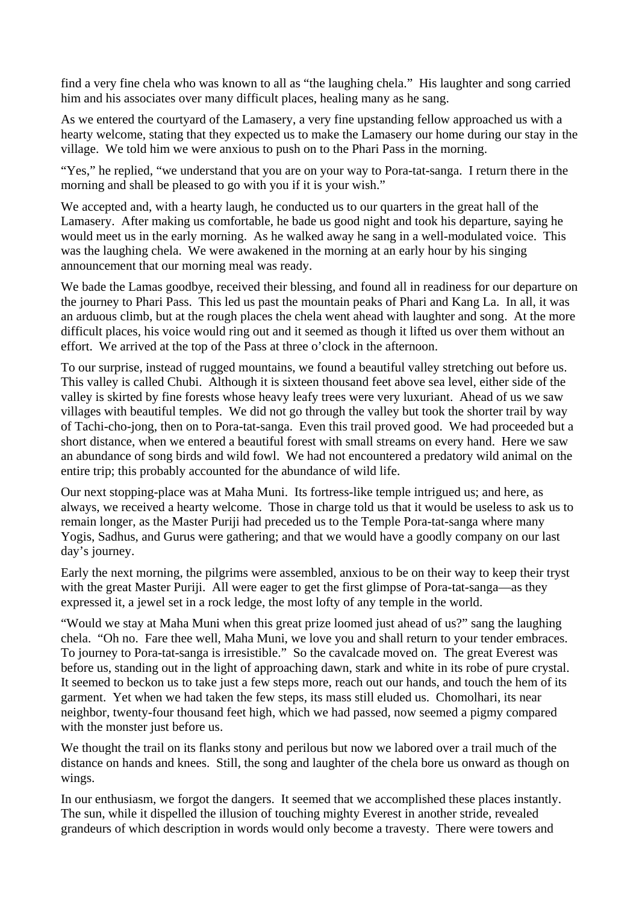find a very fine chela who was known to all as "the laughing chela." His laughter and song carried him and his associates over many difficult places, healing many as he sang.

As we entered the courtyard of the Lamasery, a very fine upstanding fellow approached us with a hearty welcome, stating that they expected us to make the Lamasery our home during our stay in the village. We told him we were anxious to push on to the Phari Pass in the morning.

"Yes," he replied, "we understand that you are on your way to Pora-tat-sanga. I return there in the morning and shall be pleased to go with you if it is your wish."

We accepted and, with a hearty laugh, he conducted us to our quarters in the great hall of the Lamasery. After making us comfortable, he bade us good night and took his departure, saying he would meet us in the early morning. As he walked away he sang in a well-modulated voice. This was the laughing chela. We were awakened in the morning at an early hour by his singing announcement that our morning meal was ready.

We bade the Lamas goodbye, received their blessing, and found all in readiness for our departure on the journey to Phari Pass. This led us past the mountain peaks of Phari and Kang La. In all, it was an arduous climb, but at the rough places the chela went ahead with laughter and song. At the more difficult places, his voice would ring out and it seemed as though it lifted us over them without an effort. We arrived at the top of the Pass at three o'clock in the afternoon.

To our surprise, instead of rugged mountains, we found a beautiful valley stretching out before us. This valley is called Chubi. Although it is sixteen thousand feet above sea level, either side of the valley is skirted by fine forests whose heavy leafy trees were very luxuriant. Ahead of us we saw villages with beautiful temples. We did not go through the valley but took the shorter trail by way of Tachi-cho-jong, then on to Pora-tat-sanga. Even this trail proved good. We had proceeded but a short distance, when we entered a beautiful forest with small streams on every hand. Here we saw an abundance of song birds and wild fowl. We had not encountered a predatory wild animal on the entire trip; this probably accounted for the abundance of wild life.

Our next stopping-place was at Maha Muni. Its fortress-like temple intrigued us; and here, as always, we received a hearty welcome. Those in charge told us that it would be useless to ask us to remain longer, as the Master Puriji had preceded us to the Temple Pora-tat-sanga where many Yogis, Sadhus, and Gurus were gathering; and that we would have a goodly company on our last day's journey.

Early the next morning, the pilgrims were assembled, anxious to be on their way to keep their tryst with the great Master Puriji. All were eager to get the first glimpse of Pora-tat-sanga—as they expressed it, a jewel set in a rock ledge, the most lofty of any temple in the world.

"Would we stay at Maha Muni when this great prize loomed just ahead of us?" sang the laughing chela. "Oh no. Fare thee well, Maha Muni, we love you and shall return to your tender embraces. To journey to Pora-tat-sanga is irresistible." So the cavalcade moved on. The great Everest was before us, standing out in the light of approaching dawn, stark and white in its robe of pure crystal. It seemed to beckon us to take just a few steps more, reach out our hands, and touch the hem of its garment. Yet when we had taken the few steps, its mass still eluded us. Chomolhari, its near neighbor, twenty-four thousand feet high, which we had passed, now seemed a pigmy compared with the monster just before us.

We thought the trail on its flanks stony and perilous but now we labored over a trail much of the distance on hands and knees. Still, the song and laughter of the chela bore us onward as though on wings.

In our enthusiasm, we forgot the dangers. It seemed that we accomplished these places instantly. The sun, while it dispelled the illusion of touching mighty Everest in another stride, revealed grandeurs of which description in words would only become a travesty. There were towers and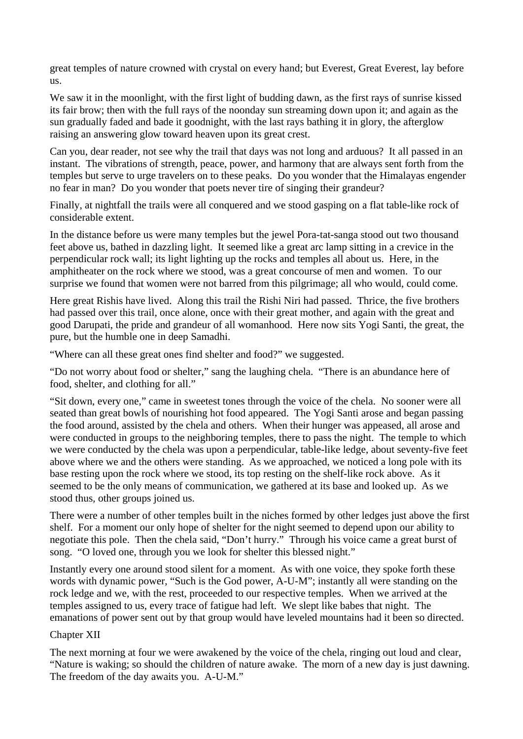great temples of nature crowned with crystal on every hand; but Everest, Great Everest, lay before us.

We saw it in the moonlight, with the first light of budding dawn, as the first rays of sunrise kissed its fair brow; then with the full rays of the noonday sun streaming down upon it; and again as the sun gradually faded and bade it goodnight, with the last rays bathing it in glory, the afterglow raising an answering glow toward heaven upon its great crest.

Can you, dear reader, not see why the trail that days was not long and arduous? It all passed in an instant. The vibrations of strength, peace, power, and harmony that are always sent forth from the temples but serve to urge travelers on to these peaks. Do you wonder that the Himalayas engender no fear in man? Do you wonder that poets never tire of singing their grandeur?

Finally, at nightfall the trails were all conquered and we stood gasping on a flat table-like rock of considerable extent.

In the distance before us were many temples but the jewel Pora-tat-sanga stood out two thousand feet above us, bathed in dazzling light. It seemed like a great arc lamp sitting in a crevice in the perpendicular rock wall; its light lighting up the rocks and temples all about us. Here, in the amphitheater on the rock where we stood, was a great concourse of men and women. To our surprise we found that women were not barred from this pilgrimage; all who would, could come.

Here great Rishis have lived. Along this trail the Rishi Niri had passed. Thrice, the five brothers had passed over this trail, once alone, once with their great mother, and again with the great and good Darupati, the pride and grandeur of all womanhood. Here now sits Yogi Santi, the great, the pure, but the humble one in deep Samadhi.

"Where can all these great ones find shelter and food?" we suggested.

"Do not worry about food or shelter," sang the laughing chela. "There is an abundance here of food, shelter, and clothing for all."

"Sit down, every one," came in sweetest tones through the voice of the chela. No sooner were all seated than great bowls of nourishing hot food appeared. The Yogi Santi arose and began passing the food around, assisted by the chela and others. When their hunger was appeased, all arose and were conducted in groups to the neighboring temples, there to pass the night. The temple to which we were conducted by the chela was upon a perpendicular, table-like ledge, about seventy-five feet above where we and the others were standing. As we approached, we noticed a long pole with its base resting upon the rock where we stood, its top resting on the shelf-like rock above. As it seemed to be the only means of communication, we gathered at its base and looked up. As we stood thus, other groups joined us.

There were a number of other temples built in the niches formed by other ledges just above the first shelf. For a moment our only hope of shelter for the night seemed to depend upon our ability to negotiate this pole. Then the chela said, "Don't hurry." Through his voice came a great burst of song. "O loved one, through you we look for shelter this blessed night."

Instantly every one around stood silent for a moment. As with one voice, they spoke forth these words with dynamic power, "Such is the God power, A-U-M"; instantly all were standing on the rock ledge and we, with the rest, proceeded to our respective temples. When we arrived at the temples assigned to us, every trace of fatigue had left. We slept like babes that night. The emanations of power sent out by that group would have leveled mountains had it been so directed.

## Chapter XII

The next morning at four we were awakened by the voice of the chela, ringing out loud and clear, "Nature is waking; so should the children of nature awake. The morn of a new day is just dawning. The freedom of the day awaits you. A-U-M."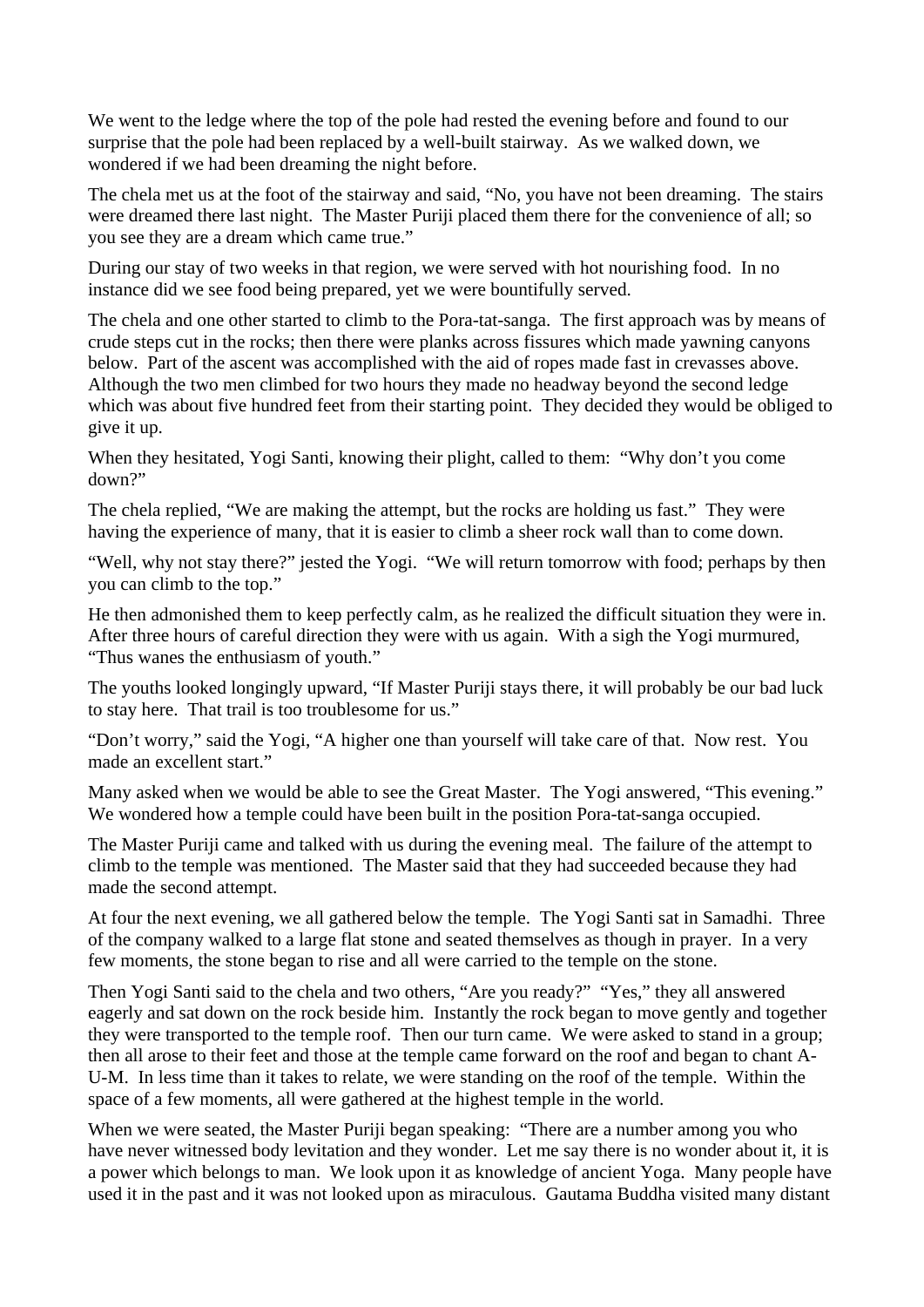We went to the ledge where the top of the pole had rested the evening before and found to our surprise that the pole had been replaced by a well-built stairway. As we walked down, we wondered if we had been dreaming the night before.

The chela met us at the foot of the stairway and said, “No, you have not been dreaming. The stairs were dreamed there last night. The Master Puriji placed them there for the convenience of all; so you see they are a dream which came true.”

During our stay of two weeks in that region, we were served with hot nourishing food. In no instance did we see food being prepared, yet we were bountifully served.

The chela and one other started to climb to the Pora-tat-sanga. The first approach was by means of crude steps cut in the rocks; then there were planks across fissures which made yawning canyons below. Part of the ascent was accomplished with the aid of ropes made fast in crevasses above. Although the two men climbed for two hours they made no headway beyond the second ledge which was about five hundred feet from their starting point. They decided they would be obliged to give it up.

When they hesitated, Yogi Santi, knowing their plight, called to them: “Why don’t you come down?”

The chela replied, “We are making the attempt, but the rocks are holding us fast.” They were having the experience of many, that it is easier to climb a sheer rock wall than to come down.

“Well, why not stay there?” jested the Yogi. “We will return tomorrow with food; perhaps by then you can climb to the top.”

He then admonished them to keep perfectly calm, as he realized the difficult situation they were in. After three hours of careful direction they were with us again. With a sigh the Yogi murmured, “Thus wanes the enthusiasm of youth.”

The youths looked longingly upward, “If Master Puriji stays there, it will probably be our bad luck to stay here. That trail is too troublesome for us.”

“Don’t worry,” said the Yogi, “A higher one than yourself will take care of that. Now rest. You made an excellent start.”

Many asked when we would be able to see the Great Master. The Yogi answered, “This evening.” We wondered how a temple could have been built in the position Pora-tat-sanga occupied.

The Master Puriji came and talked with us during the evening meal. The failure of the attempt to climb to the temple was mentioned. The Master said that they had succeeded because they had made the second attempt.

At four the next evening, we all gathered below the temple. The Yogi Santi sat in Samadhi. Three of the company walked to a large flat stone and seated themselves as though in prayer. In a very few moments, the stone began to rise and all were carried to the temple on the stone.

Then Yogi Santi said to the chela and two others, “Are you ready?” “Yes,” they all answered eagerly and sat down on the rock beside him. Instantly the rock began to move gently and together they were transported to the temple roof. Then our turn came. We were asked to stand in a group; then all arose to their feet and those at the temple came forward on the roof and began to chant A-U-M. In less time than it takes to relate, we were standing on the roof of the temple. Within the space of a few moments, all were gathered at the highest temple in the world.

When we were seated, the Master Puriji began speaking: “There are a number among you who have never witnessed body levitation and they wonder. Let me say there is no wonder about it, it is a power which belongs to man. We look upon it as knowledge of ancient Yoga. Many people have used it in the past and it was not looked upon as miraculous. Gautama Buddha visited many distant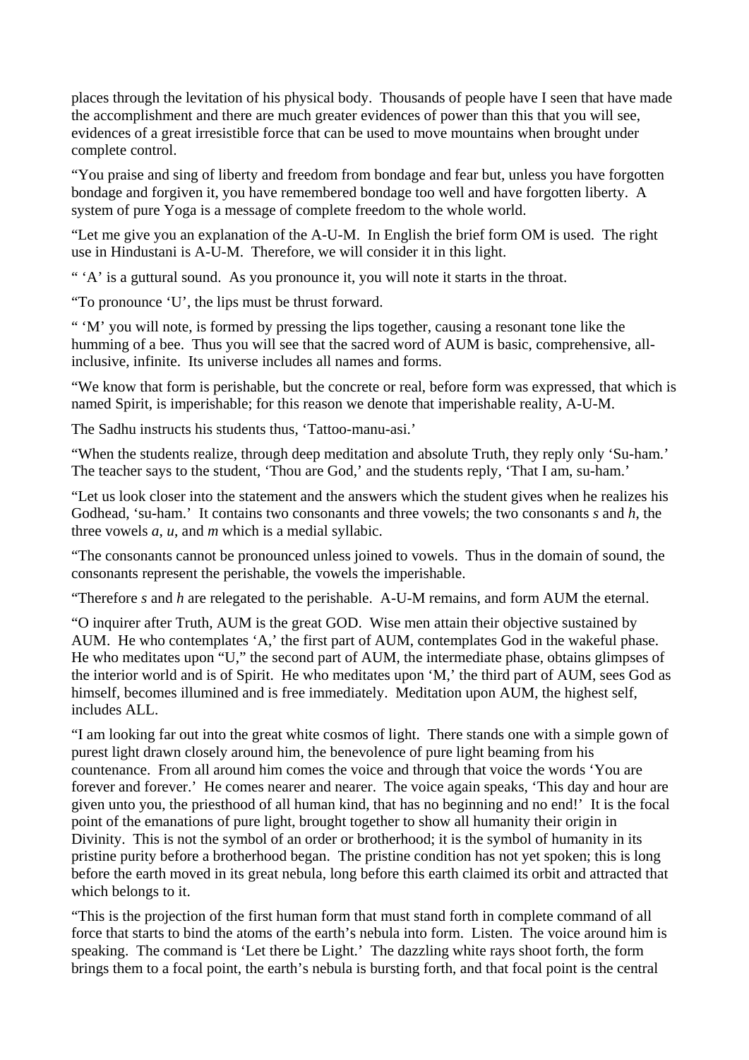places through the levitation of his physical body. Thousands of people have I seen that have made the accomplishment and there are much greater evidences of power than this that you will see, evidences of a great irresistible force that can be used to move mountains when brought under complete control.

"You praise and sing of liberty and freedom from bondage and fear but, unless you have forgotten bondage and forgiven it, you have remembered bondage too well and have forgotten liberty. A system of pure Yoga is a message of complete freedom to the whole world.

"Let me give you an explanation of the A-U-M. In English the brief form OM is used. The right use in Hindustani is A-U-M. Therefore, we will consider it in this light.

" 'A' is a guttural sound. As you pronounce it, you will note it starts in the throat.

"To pronounce 'U', the lips must be thrust forward.

" 'M' you will note, is formed by pressing the lips together, causing a resonant tone like the humming of a bee. Thus you will see that the sacred word of AUM is basic, comprehensive, all-inclusive, infinite. Its universe includes all names and forms.

"We know that form is perishable, but the concrete or real, before form was expressed, that which is named Spirit, is imperishable; for this reason we denote that imperishable reality, A-U-M.

The Sadhu instructs his students thus, 'Tattoo-manu-asi.'

"When the students realize, through deep meditation and absolute Truth, they reply only 'Su-ham.' The teacher says to the student, 'Thou are God,' and the students reply, 'That I am, su-ham.'

"Let us look closer into the statement and the answers which the student gives when he realizes his Godhead, 'su-ham.' It contains two consonants and three vowels; the two consonants *s* and *h*, the three vowels *a*, *u*, and *m* which is a medial syllabic.

"The consonants cannot be pronounced unless joined to vowels. Thus in the domain of sound, the consonants represent the perishable, the vowels the imperishable.

"Therefore *s* and *h* are relegated to the perishable. A-U-M remains, and form AUM the eternal.

"O inquirer after Truth, AUM is the great GOD. Wise men attain their objective sustained by AUM. He who contemplates 'A,' the first part of AUM, contemplates God in the wakeful phase. He who meditates upon "U," the second part of AUM, the intermediate phase, obtains glimpses of the interior world and is of Spirit. He who meditates upon 'M,' the third part of AUM, sees God as himself, becomes illumined and is free immediately. Meditation upon AUM, the highest self, includes ALL.

"I am looking far out into the great white cosmos of light. There stands one with a simple gown of purest light drawn closely around him, the benevolence of pure light beaming from his countenance. From all around him comes the voice and through that voice the words 'You are forever and forever.' He comes nearer and nearer. The voice again speaks, 'This day and hour are given unto you, the priesthood of all human kind, that has no beginning and no end!' It is the focal point of the emanations of pure light, brought together to show all humanity their origin in Divinity. This is not the symbol of an order or brotherhood; it is the symbol of humanity in its pristine purity before a brotherhood began. The pristine condition has not yet spoken; this is long before the earth moved in its great nebula, long before this earth claimed its orbit and attracted that which belongs to it.

"This is the projection of the first human form that must stand forth in complete command of all force that starts to bind the atoms of the earth's nebula into form. Listen. The voice around him is speaking. The command is 'Let there be Light.' The dazzling white rays shoot forth, the form brings them to a focal point, the earth's nebula is bursting forth, and that focal point is the central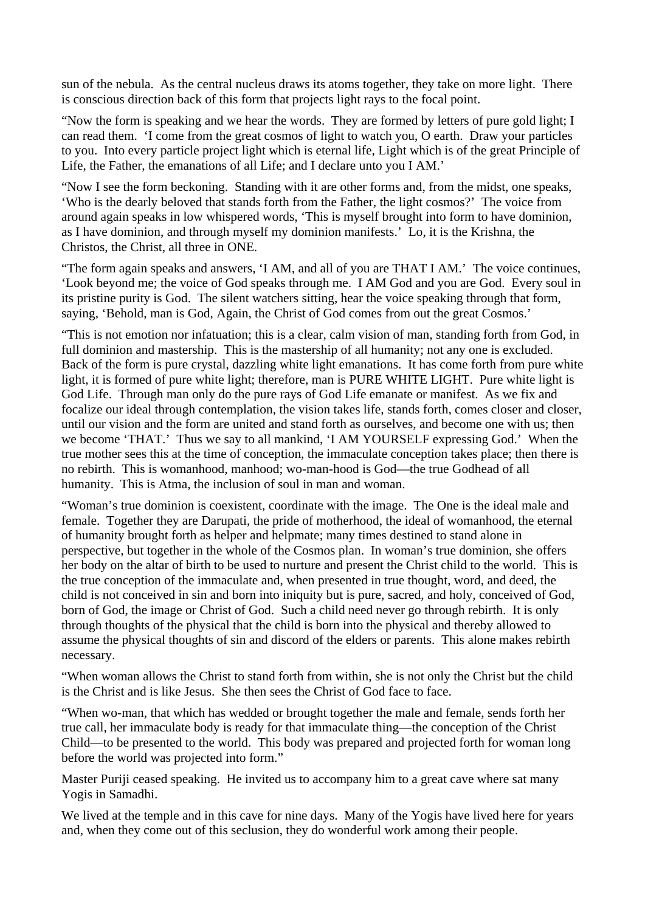sun of the nebula. As the central nucleus draws its atoms together, they take on more light. There is conscious direction back of this form that projects light rays to the focal point.

“Now the form is speaking and we hear the words. They are formed by letters of pure gold light; I can read them. ‘I come from the great cosmos of light to watch you, O earth. Draw your particles to you. Into every particle project light which is eternal life, Light which is of the great Principle of Life, the Father, the emanations of all Life; and I declare unto you I AM.’

“Now I see the form beckoning. Standing with it are other forms and, from the midst, one speaks, ‘Who is the dearly beloved that stands forth from the Father, the light cosmos?’ The voice from around again speaks in low whispered words, ‘This is myself brought into form to have dominion, as I have dominion, and through myself my dominion manifests.’ Lo, it is the Krishna, the Christos, the Christ, all three in ONE.

“The form again speaks and answers, ‘I AM, and all of you are THAT I AM.’ The voice continues, ‘Look beyond me; the voice of God speaks through me. I AM God and you are God. Every soul in its pristine purity is God. The silent watchers sitting, hear the voice speaking through that form, saying, ‘Behold, man is God, Again, the Christ of God comes from out the great Cosmos.’

“This is not emotion nor infatuation; this is a clear, calm vision of man, standing forth from God, in full dominion and mastership. This is the mastership of all humanity; not any one is excluded. Back of the form is pure crystal, dazzling white light emanations. It has come forth from pure white light, it is formed of pure white light; therefore, man is PURE WHITE LIGHT. Pure white light is God Life. Through man only do the pure rays of God Life emanate or manifest. As we fix and focalize our ideal through contemplation, the vision takes life, stands forth, comes closer and closer, until our vision and the form are united and stand forth as ourselves, and become one with us; then we become ‘THAT.’ Thus we say to all mankind, ‘I AM YOURSELF expressing God.’ When the true mother sees this at the time of conception, the immaculate conception takes place; then there is no rebirth. This is womanhood, manhood; wo-man-hood is God—the true Godhead of all humanity. This is Atma, the inclusion of soul in man and woman.

“Woman’s true dominion is coexistent, coordinate with the image. The One is the ideal male and female. Together they are Darupati, the pride of motherhood, the ideal of womanhood, the eternal of humanity brought forth as helper and helpmate; many times destined to stand alone in perspective, but together in the whole of the Cosmos plan. In woman’s true dominion, she offers her body on the altar of birth to be used to nurture and present the Christ child to the world. This is the true conception of the immaculate and, when presented in true thought, word, and deed, the child is not conceived in sin and born into iniquity but is pure, sacred, and holy, conceived of God, born of God, the image or Christ of God. Such a child need never go through rebirth. It is only through thoughts of the physical that the child is born into the physical and thereby allowed to assume the physical thoughts of sin and discord of the elders or parents. This alone makes rebirth necessary.

“When woman allows the Christ to stand forth from within, she is not only the Christ but the child is the Christ and is like Jesus. She then sees the Christ of God face to face.

“When wo-man, that which has wedded or brought together the male and female, sends forth her true call, her immaculate body is ready for that immaculate thing—the conception of the Christ Child—to be presented to the world. This body was prepared and projected forth for woman long before the world was projected into form.”

Master Puriji ceased speaking. He invited us to accompany him to a great cave where sat many Yogis in Samadhi.

We lived at the temple and in this cave for nine days. Many of the Yogis have lived here for years and, when they come out of this seclusion, they do wonderful work among their people.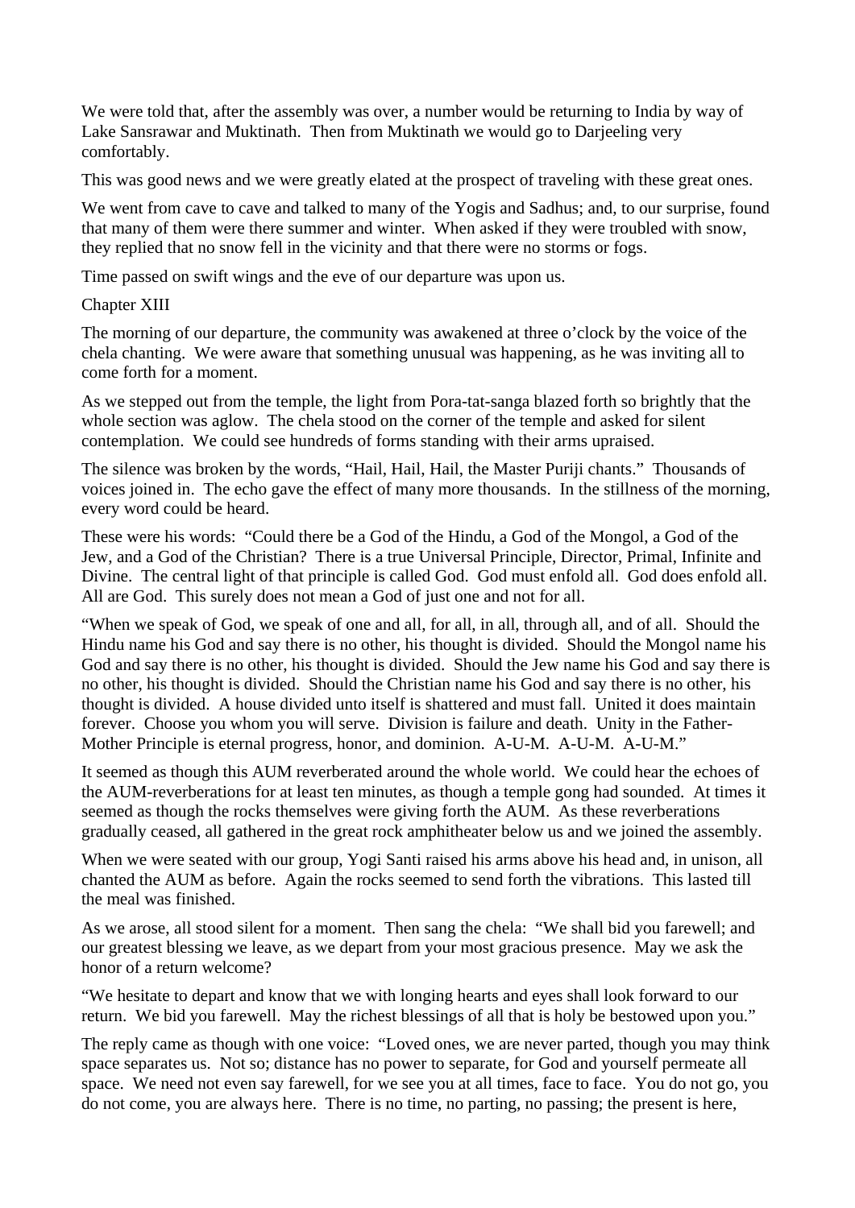We were told that, after the assembly was over, a number would be returning to India by way of Lake Sansrawar and Muktinath. Then from Muktinath we would go to Darjeeling very comfortably.

This was good news and we were greatly elated at the prospect of traveling with these great ones.

We went from cave to cave and talked to many of the Yogis and Sadhus; and, to our surprise, found that many of them were there summer and winter. When asked if they were troubled with snow, they replied that no snow fell in the vicinity and that there were no storms or fogs.

Time passed on swift wings and the eve of our departure was upon us.

## Chapter XIII

The morning of our departure, the community was awakened at three o'clock by the voice of the chela chanting. We were aware that something unusual was happening, as he was inviting all to come forth for a moment.

As we stepped out from the temple, the light from Pora-tat-sanga blazed forth so brightly that the whole section was aglow. The chela stood on the corner of the temple and asked for silent contemplation. We could see hundreds of forms standing with their arms upraised.

The silence was broken by the words, "Hail, Hail, Hail, the Master Puriji chants." Thousands of voices joined in. The echo gave the effect of many more thousands. In the stillness of the morning, every word could be heard.

These were his words: "Could there be a God of the Hindu, a God of the Mongol, a God of the Jew, and a God of the Christian? There is a true Universal Principle, Director, Primal, Infinite and Divine. The central light of that principle is called God. God must enfold all. God does enfold all. All are God. This surely does not mean a God of just one and not for all.

"When we speak of God, we speak of one and all, for all, in all, through all, and of all. Should the Hindu name his God and say there is no other, his thought is divided. Should the Mongol name his God and say there is no other, his thought is divided. Should the Jew name his God and say there is no other, his thought is divided. Should the Christian name his God and say there is no other, his thought is divided. A house divided unto itself is shattered and must fall. United it does maintain forever. Choose you whom you will serve. Division is failure and death. Unity in the Father-Mother Principle is eternal progress, honor, and dominion. A-U-M. A-U-M. A-U-M."

It seemed as though this AUM reverberated around the whole world. We could hear the echoes of the AUM-reverberations for at least ten minutes, as though a temple gong had sounded. At times it seemed as though the rocks themselves were giving forth the AUM. As these reverberations gradually ceased, all gathered in the great rock amphitheater below us and we joined the assembly.

When we were seated with our group, Yogi Santi raised his arms above his head and, in unison, all chanted the AUM as before. Again the rocks seemed to send forth the vibrations. This lasted till the meal was finished.

As we arose, all stood silent for a moment. Then sang the chela: "We shall bid you farewell; and our greatest blessing we leave, as we depart from your most gracious presence. May we ask the honor of a return welcome?

"We hesitate to depart and know that we with longing hearts and eyes shall look forward to our return. We bid you farewell. May the richest blessings of all that is holy be bestowed upon you."

The reply came as though with one voice: "Loved ones, we are never parted, though you may think space separates us. Not so; distance has no power to separate, for God and yourself permeate all space. We need not even say farewell, for we see you at all times, face to face. You do not go, you do not come, you are always here. There is no time, no parting, no passing; the present is here,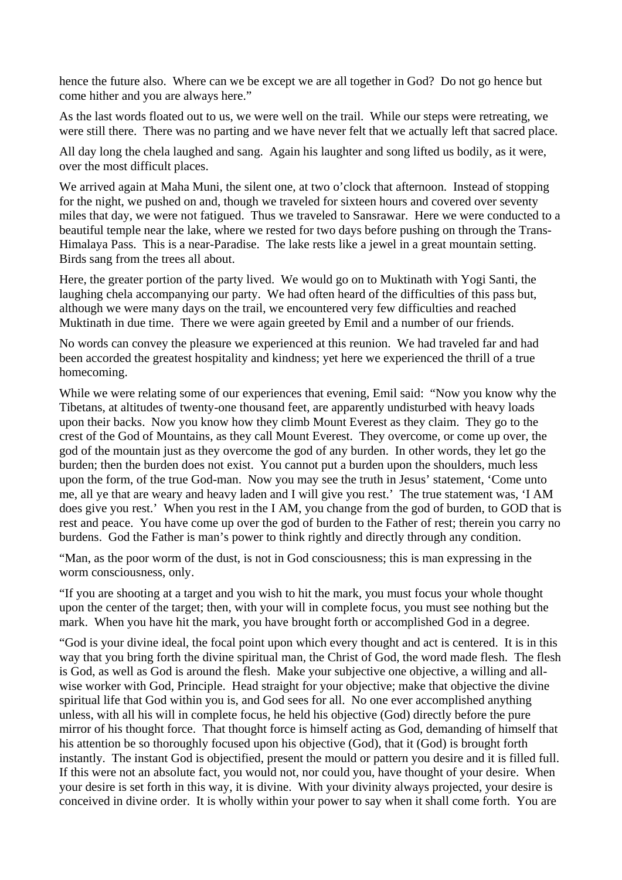hence the future also. Where can we be except we are all together in God? Do not go hence but come hither and you are always here."

As the last words floated out to us, we were well on the trail. While our steps were retreating, we were still there. There was no parting and we have never felt that we actually left that sacred place.

All day long the chela laughed and sang. Again his laughter and song lifted us bodily, as it were, over the most difficult places.

We arrived again at Maha Muni, the silent one, at two o'clock that afternoon. Instead of stopping for the night, we pushed on and, though we traveled for sixteen hours and covered over seventy miles that day, we were not fatigued. Thus we traveled to Sansrawar. Here we were conducted to a beautiful temple near the lake, where we rested for two days before pushing on through the Trans-Himalaya Pass. This is a near-Paradise. The lake rests like a jewel in a great mountain setting. Birds sang from the trees all about.

Here, the greater portion of the party lived. We would go on to Muktinath with Yogi Santi, the laughing chela accompanying our party. We had often heard of the difficulties of this pass but, although we were many days on the trail, we encountered very few difficulties and reached Muktinath in due time. There we were again greeted by Emil and a number of our friends.

No words can convey the pleasure we experienced at this reunion. We had traveled far and had been accorded the greatest hospitality and kindness; yet here we experienced the thrill of a true homecoming.

While we were relating some of our experiences that evening, Emil said: "Now you know why the Tibetans, at altitudes of twenty-one thousand feet, are apparently undisturbed with heavy loads upon their backs. Now you know how they climb Mount Everest as they claim. They go to the crest of the God of Mountains, as they call Mount Everest. They overcome, or come up over, the god of the mountain just as they overcome the god of any burden. In other words, they let go the burden; then the burden does not exist. You cannot put a burden upon the shoulders, much less upon the form, of the true God-man. Now you may see the truth in Jesus' statement, 'Come unto me, all ye that are weary and heavy laden and I will give you rest.' The true statement was, 'I AM does give you rest.' When you rest in the I AM, you change from the god of burden, to GOD that is rest and peace. You have come up over the god of burden to the Father of rest; therein you carry no burdens. God the Father is man's power to think rightly and directly through any condition.

"Man, as the poor worm of the dust, is not in God consciousness; this is man expressing in the worm consciousness, only.

"If you are shooting at a target and you wish to hit the mark, you must focus your whole thought upon the center of the target; then, with your will in complete focus, you must see nothing but the mark. When you have hit the mark, you have brought forth or accomplished God in a degree.

"God is your divine ideal, the focal point upon which every thought and act is centered. It is in this way that you bring forth the divine spiritual man, the Christ of God, the word made flesh. The flesh is God, as well as God is around the flesh. Make your subjective one objective, a willing and all-wise worker with God, Principle. Head straight for your objective; make that objective the divine spiritual life that God within you is, and God sees for all. No one ever accomplished anything unless, with all his will in complete focus, he held his objective (God) directly before the pure mirror of his thought force. That thought force is himself acting as God, demanding of himself that his attention be so thoroughly focused upon his objective (God), that it (God) is brought forth instantly. The instant God is objectified, present the mould or pattern you desire and it is filled full. If this were not an absolute fact, you would not, nor could you, have thought of your desire. When your desire is set forth in this way, it is divine. With your divinity always projected, your desire is conceived in divine order. It is wholly within your power to say when it shall come forth. You are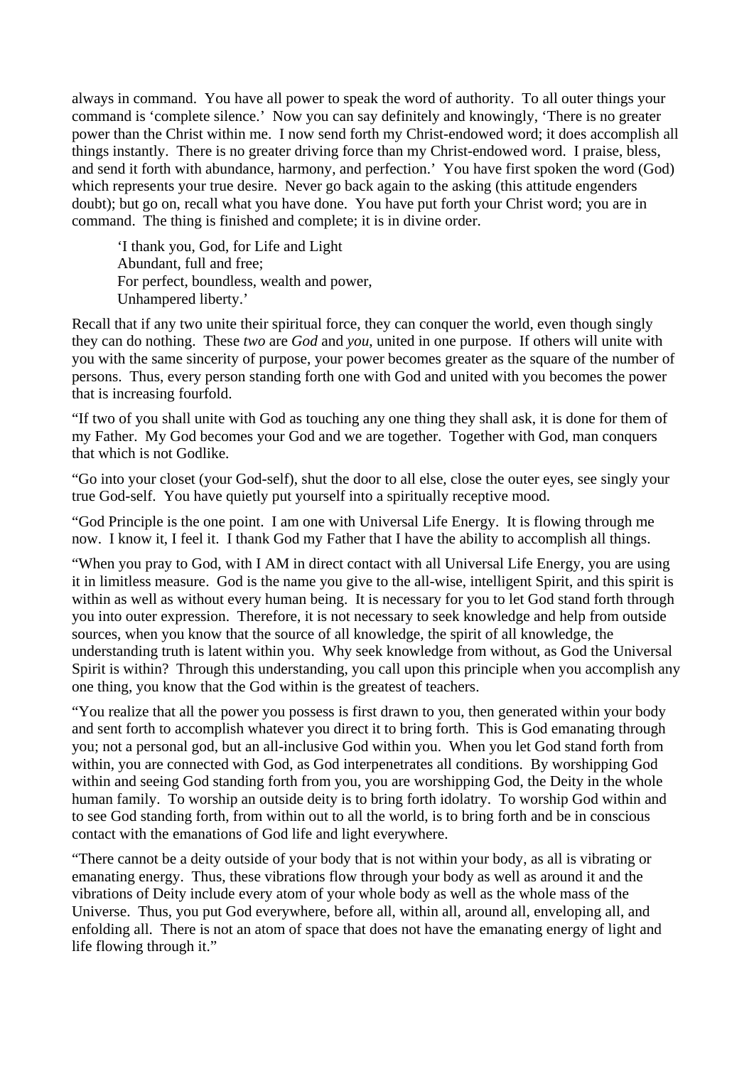always in command. You have all power to speak the word of authority. To all outer things your command is 'complete silence.' Now you can say definitely and knowingly, 'There is no greater power than the Christ within me. I now send forth my Christ-endowed word; it does accomplish all things instantly. There is no greater driving force than my Christ-endowed word. I praise, bless, and send it forth with abundance, harmony, and perfection.' You have first spoken the word (God) which represents your true desire. Never go back again to the asking (this attitude engenders doubt); but go on, recall what you have done. You have put forth your Christ word; you are in command. The thing is finished and complete; it is in divine order.

> 'I thank you, God, for Life and Light
> Abundant, full and free;
> For perfect, boundless, wealth and power,
> Unhampered liberty.'

Recall that if any two unite their spiritual force, they can conquer the world, even though singly they can do nothing. These *two* are *God* and *you*, united in one purpose. If others will unite with you with the same sincerity of purpose, your power becomes greater as the square of the number of persons. Thus, every person standing forth one with God and united with you becomes the power that is increasing fourfold.

"If two of you shall unite with God as touching any one thing they shall ask, it is done for them of my Father. My God becomes your God and we are together. Together with God, man conquers that which is not Godlike.

"Go into your closet (your God-self), shut the door to all else, close the outer eyes, see singly your true God-self. You have quietly put yourself into a spiritually receptive mood.

"God Principle is the one point. I am one with Universal Life Energy. It is flowing through me now. I know it, I feel it. I thank God my Father that I have the ability to accomplish all things.

"When you pray to God, with I AM in direct contact with all Universal Life Energy, you are using it in limitless measure. God is the name you give to the all-wise, intelligent Spirit, and this spirit is within as well as without every human being. It is necessary for you to let God stand forth through you into outer expression. Therefore, it is not necessary to seek knowledge and help from outside sources, when you know that the source of all knowledge, the spirit of all knowledge, the understanding truth is latent within you. Why seek knowledge from without, as God the Universal Spirit is within? Through this understanding, you call upon this principle when you accomplish any one thing, you know that the God within is the greatest of teachers.

"You realize that all the power you possess is first drawn to you, then generated within your body and sent forth to accomplish whatever you direct it to bring forth. This is God emanating through you; not a personal god, but an all-inclusive God within you. When you let God stand forth from within, you are connected with God, as God interpenetrates all conditions. By worshipping God within and seeing God standing forth from you, you are worshipping God, the Deity in the whole human family. To worship an outside deity is to bring forth idolatry. To worship God within and to see God standing forth, from within out to all the world, is to bring forth and be in conscious contact with the emanations of God life and light everywhere.

"There cannot be a deity outside of your body that is not within your body, as all is vibrating or emanating energy. Thus, these vibrations flow through your body as well as around it and the vibrations of Deity include every atom of your whole body as well as the whole mass of the Universe. Thus, you put God everywhere, before all, within all, around all, enveloping all, and enfolding all. There is not an atom of space that does not have the emanating energy of light and life flowing through it."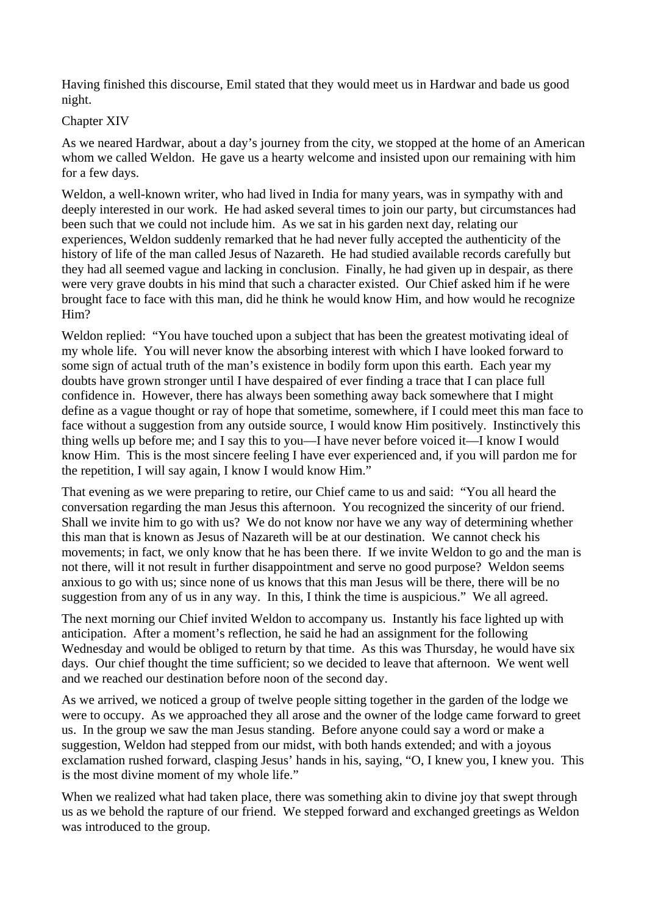Having finished this discourse, Emil stated that they would meet us in Hardwar and bade us good night.

## Chapter XIV

As we neared Hardwar, about a day's journey from the city, we stopped at the home of an American whom we called Weldon. He gave us a hearty welcome and insisted upon our remaining with him for a few days.

Weldon, a well-known writer, who had lived in India for many years, was in sympathy with and deeply interested in our work. He had asked several times to join our party, but circumstances had been such that we could not include him. As we sat in his garden next day, relating our experiences, Weldon suddenly remarked that he had never fully accepted the authenticity of the history of life of the man called Jesus of Nazareth. He had studied available records carefully but they had all seemed vague and lacking in conclusion. Finally, he had given up in despair, as there were very grave doubts in his mind that such a character existed. Our Chief asked him if he were brought face to face with this man, did he think he would know Him, and how would he recognize Him?

Weldon replied: "You have touched upon a subject that has been the greatest motivating ideal of my whole life. You will never know the absorbing interest with which I have looked forward to some sign of actual truth of the man's existence in bodily form upon this earth. Each year my doubts have grown stronger until I have despaired of ever finding a trace that I can place full confidence in. However, there has always been something away back somewhere that I might define as a vague thought or ray of hope that sometime, somewhere, if I could meet this man face to face without a suggestion from any outside source, I would know Him positively. Instinctively this thing wells up before me; and I say this to you—I have never before voiced it—I know I would know Him. This is the most sincere feeling I have ever experienced and, if you will pardon me for the repetition, I will say again, I know I would know Him."

That evening as we were preparing to retire, our Chief came to us and said: "You all heard the conversation regarding the man Jesus this afternoon. You recognized the sincerity of our friend. Shall we invite him to go with us? We do not know nor have we any way of determining whether this man that is known as Jesus of Nazareth will be at our destination. We cannot check his movements; in fact, we only know that he has been there. If we invite Weldon to go and the man is not there, will it not result in further disappointment and serve no good purpose? Weldon seems anxious to go with us; since none of us knows that this man Jesus will be there, there will be no suggestion from any of us in any way. In this, I think the time is auspicious." We all agreed.

The next morning our Chief invited Weldon to accompany us. Instantly his face lighted up with anticipation. After a moment's reflection, he said he had an assignment for the following Wednesday and would be obliged to return by that time. As this was Thursday, he would have six days. Our chief thought the time sufficient; so we decided to leave that afternoon. We went well and we reached our destination before noon of the second day.

As we arrived, we noticed a group of twelve people sitting together in the garden of the lodge we were to occupy. As we approached they all arose and the owner of the lodge came forward to greet us. In the group we saw the man Jesus standing. Before anyone could say a word or make a suggestion, Weldon had stepped from our midst, with both hands extended; and with a joyous exclamation rushed forward, clasping Jesus' hands in his, saying, "O, I knew you, I knew you. This is the most divine moment of my whole life."

When we realized what had taken place, there was something akin to divine joy that swept through us as we behold the rapture of our friend. We stepped forward and exchanged greetings as Weldon was introduced to the group.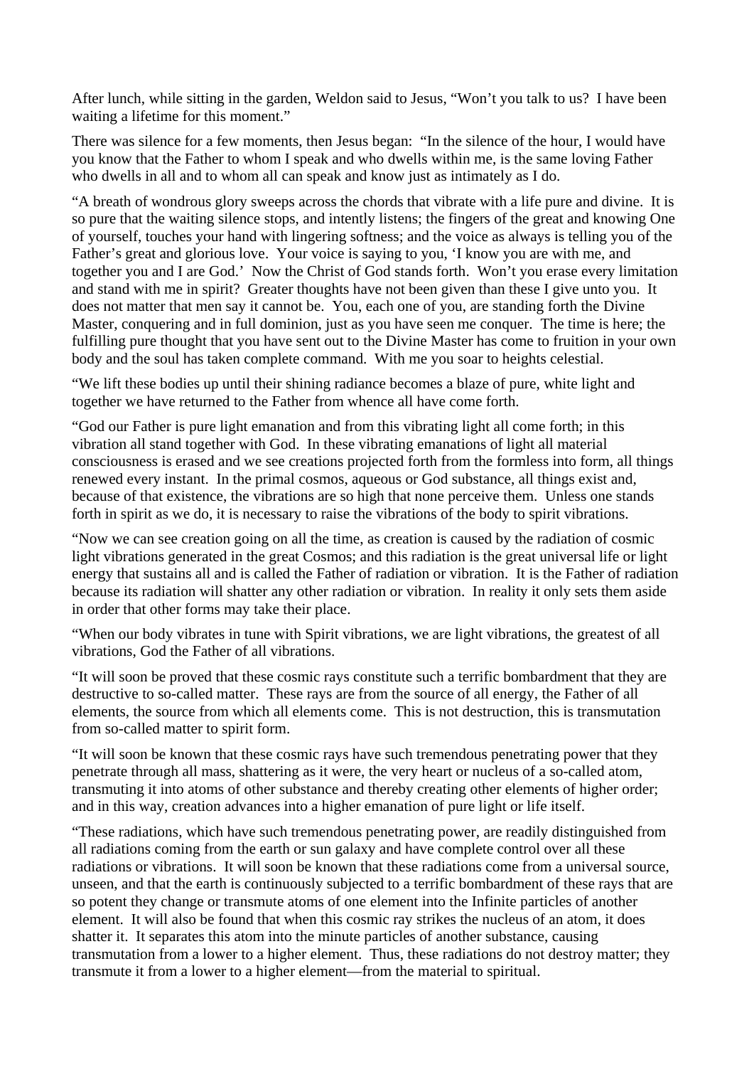After lunch, while sitting in the garden, Weldon said to Jesus, "Won't you talk to us? I have been waiting a lifetime for this moment."

There was silence for a few moments, then Jesus began: "In the silence of the hour, I would have you know that the Father to whom I speak and who dwells within me, is the same loving Father who dwells in all and to whom all can speak and know just as intimately as I do.

"A breath of wondrous glory sweeps across the chords that vibrate with a life pure and divine. It is so pure that the waiting silence stops, and intently listens; the fingers of the great and knowing One of yourself, touches your hand with lingering softness; and the voice as always is telling you of the Father's great and glorious love. Your voice is saying to you, 'I know you are with me, and together you and I are God.' Now the Christ of God stands forth. Won't you erase every limitation and stand with me in spirit? Greater thoughts have not been given than these I give unto you. It does not matter that men say it cannot be. You, each one of you, are standing forth the Divine Master, conquering and in full dominion, just as you have seen me conquer. The time is here; the fulfilling pure thought that you have sent out to the Divine Master has come to fruition in your own body and the soul has taken complete command. With me you soar to heights celestial.

"We lift these bodies up until their shining radiance becomes a blaze of pure, white light and together we have returned to the Father from whence all have come forth.

"God our Father is pure light emanation and from this vibrating light all come forth; in this vibration all stand together with God. In these vibrating emanations of light all material consciousness is erased and we see creations projected forth from the formless into form, all things renewed every instant. In the primal cosmos, aqueous or God substance, all things exist and, because of that existence, the vibrations are so high that none perceive them. Unless one stands forth in spirit as we do, it is necessary to raise the vibrations of the body to spirit vibrations.

"Now we can see creation going on all the time, as creation is caused by the radiation of cosmic light vibrations generated in the great Cosmos; and this radiation is the great universal life or light energy that sustains all and is called the Father of radiation or vibration. It is the Father of radiation because its radiation will shatter any other radiation or vibration. In reality it only sets them aside in order that other forms may take their place.

"When our body vibrates in tune with Spirit vibrations, we are light vibrations, the greatest of all vibrations, God the Father of all vibrations.

"It will soon be proved that these cosmic rays constitute such a terrific bombardment that they are destructive to so-called matter. These rays are from the source of all energy, the Father of all elements, the source from which all elements come. This is not destruction, this is transmutation from so-called matter to spirit form.

"It will soon be known that these cosmic rays have such tremendous penetrating power that they penetrate through all mass, shattering as it were, the very heart or nucleus of a so-called atom, transmuting it into atoms of other substance and thereby creating other elements of higher order; and in this way, creation advances into a higher emanation of pure light or life itself.

"These radiations, which have such tremendous penetrating power, are readily distinguished from all radiations coming from the earth or sun galaxy and have complete control over all these radiations or vibrations. It will soon be known that these radiations come from a universal source, unseen, and that the earth is continuously subjected to a terrific bombardment of these rays that are so potent they change or transmute atoms of one element into the Infinite particles of another element. It will also be found that when this cosmic ray strikes the nucleus of an atom, it does shatter it. It separates this atom into the minute particles of another substance, causing transmutation from a lower to a higher element. Thus, these radiations do not destroy matter; they transmute it from a lower to a higher element—from the material to spiritual.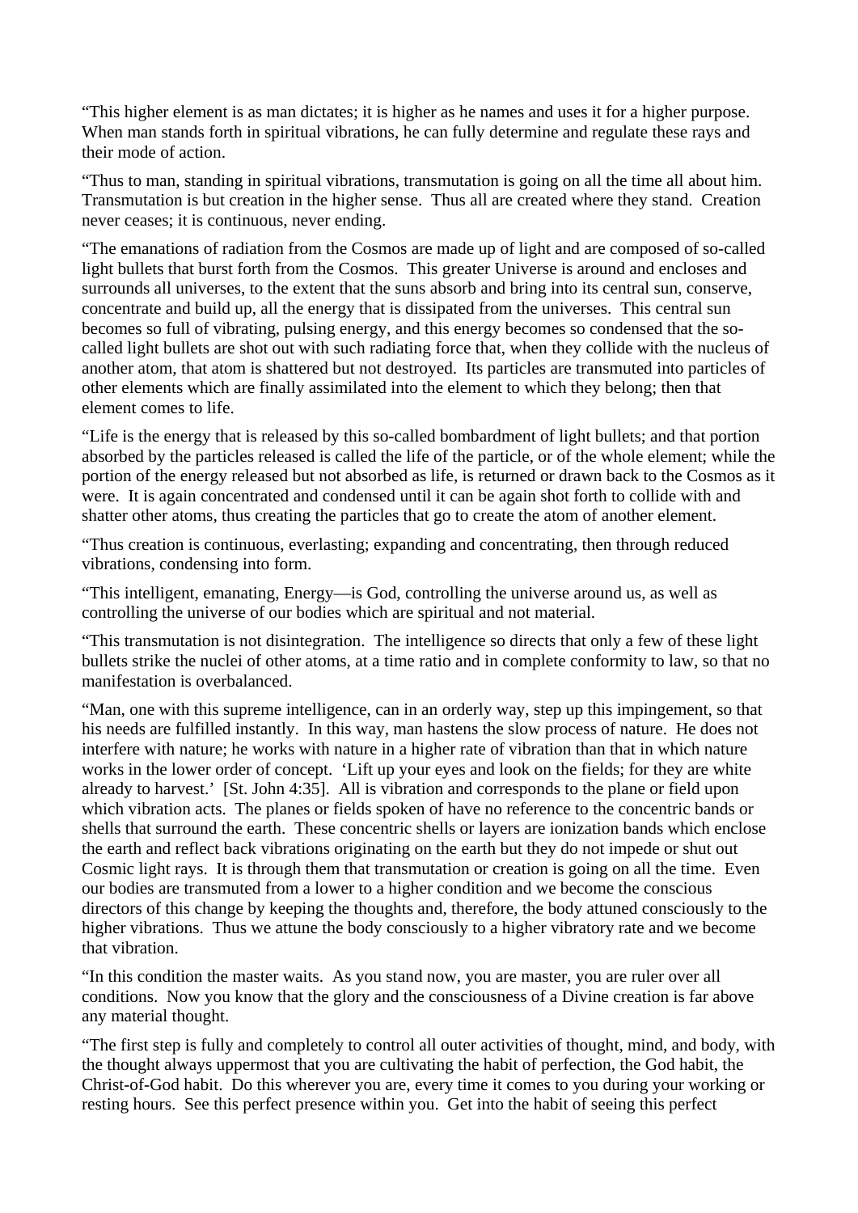"This higher element is as man dictates; it is higher as he names and uses it for a higher purpose. When man stands forth in spiritual vibrations, he can fully determine and regulate these rays and their mode of action.

"Thus to man, standing in spiritual vibrations, transmutation is going on all the time all about him. Transmutation is but creation in the higher sense. Thus all are created where they stand. Creation never ceases; it is continuous, never ending.

"The emanations of radiation from the Cosmos are made up of light and are composed of so-called light bullets that burst forth from the Cosmos. This greater Universe is around and encloses and surrounds all universes, to the extent that the suns absorb and bring into its central sun, conserve, concentrate and build up, all the energy that is dissipated from the universes. This central sun becomes so full of vibrating, pulsing energy, and this energy becomes so condensed that the so-called light bullets are shot out with such radiating force that, when they collide with the nucleus of another atom, that atom is shattered but not destroyed. Its particles are transmuted into particles of other elements which are finally assimilated into the element to which they belong; then that element comes to life.

"Life is the energy that is released by this so-called bombardment of light bullets; and that portion absorbed by the particles released is called the life of the particle, or of the whole element; while the portion of the energy released but not absorbed as life, is returned or drawn back to the Cosmos as it were. It is again concentrated and condensed until it can be again shot forth to collide with and shatter other atoms, thus creating the particles that go to create the atom of another element.

"Thus creation is continuous, everlasting; expanding and concentrating, then through reduced vibrations, condensing into form.

"This intelligent, emanating, Energy—is God, controlling the universe around us, as well as controlling the universe of our bodies which are spiritual and not material.

"This transmutation is not disintegration. The intelligence so directs that only a few of these light bullets strike the nuclei of other atoms, at a time ratio and in complete conformity to law, so that no manifestation is overbalanced.

"Man, one with this supreme intelligence, can in an orderly way, step up this impingement, so that his needs are fulfilled instantly. In this way, man hastens the slow process of nature. He does not interfere with nature; he works with nature in a higher rate of vibration than that in which nature works in the lower order of concept. 'Lift up your eyes and look on the fields; for they are white already to harvest.' [St. John 4:35]. All is vibration and corresponds to the plane or field upon which vibration acts. The planes or fields spoken of have no reference to the concentric bands or shells that surround the earth. These concentric shells or layers are ionization bands which enclose the earth and reflect back vibrations originating on the earth but they do not impede or shut out Cosmic light rays. It is through them that transmutation or creation is going on all the time. Even our bodies are transmuted from a lower to a higher condition and we become the conscious directors of this change by keeping the thoughts and, therefore, the body attuned consciously to the higher vibrations. Thus we attune the body consciously to a higher vibratory rate and we become that vibration.

"In this condition the master waits. As you stand now, you are master, you are ruler over all conditions. Now you know that the glory and the consciousness of a Divine creation is far above any material thought.

"The first step is fully and completely to control all outer activities of thought, mind, and body, with the thought always uppermost that you are cultivating the habit of perfection, the God habit, the Christ-of-God habit. Do this wherever you are, every time it comes to you during your working or resting hours. See this perfect presence within you. Get into the habit of seeing this perfect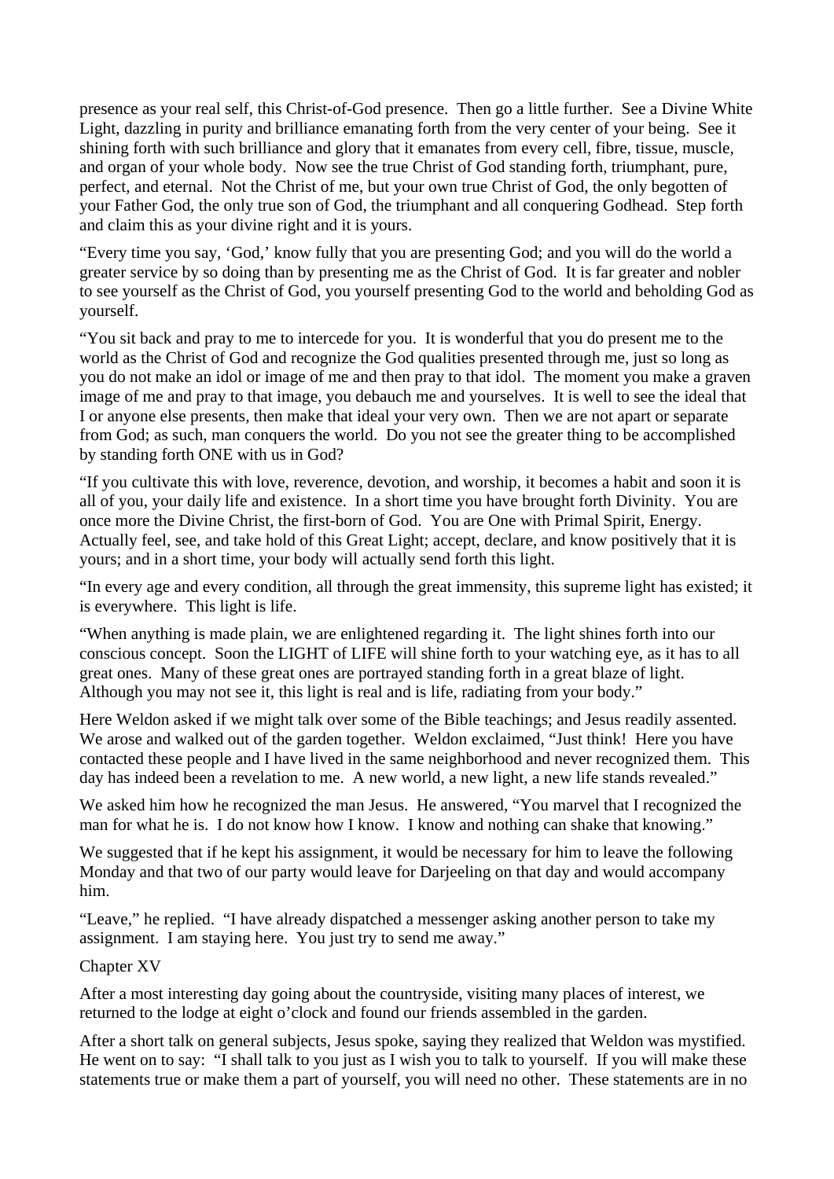presence as your real self, this Christ-of-God presence. Then go a little further. See a Divine White Light, dazzling in purity and brilliance emanating forth from the very center of your being. See it shining forth with such brilliance and glory that it emanates from every cell, fibre, tissue, muscle, and organ of your whole body. Now see the true Christ of God standing forth, triumphant, pure, perfect, and eternal. Not the Christ of me, but your own true Christ of God, the only begotten of your Father God, the only true son of God, the triumphant and all conquering Godhead. Step forth and claim this as your divine right and it is yours.

"Every time you say, 'God,' know fully that you are presenting God; and you will do the world a greater service by so doing than by presenting me as the Christ of God. It is far greater and nobler to see yourself as the Christ of God, you yourself presenting God to the world and beholding God as yourself.

"You sit back and pray to me to intercede for you. It is wonderful that you do present me to the world as the Christ of God and recognize the God qualities presented through me, just so long as you do not make an idol or image of me and then pray to that idol. The moment you make a graven image of me and pray to that image, you debauch me and yourselves. It is well to see the ideal that I or anyone else presents, then make that ideal your very own. Then we are not apart or separate from God; as such, man conquers the world. Do you not see the greater thing to be accomplished by standing forth ONE with us in God?

"If you cultivate this with love, reverence, devotion, and worship, it becomes a habit and soon it is all of you, your daily life and existence. In a short time you have brought forth Divinity. You are once more the Divine Christ, the first-born of God. You are One with Primal Spirit, Energy. Actually feel, see, and take hold of this Great Light; accept, declare, and know positively that it is yours; and in a short time, your body will actually send forth this light.

"In every age and every condition, all through the great immensity, this supreme light has existed; it is everywhere. This light is life.

"When anything is made plain, we are enlightened regarding it. The light shines forth into our conscious concept. Soon the LIGHT of LIFE will shine forth to your watching eye, as it has to all great ones. Many of these great ones are portrayed standing forth in a great blaze of light. Although you may not see it, this light is real and is life, radiating from your body."

Here Weldon asked if we might talk over some of the Bible teachings; and Jesus readily assented. We arose and walked out of the garden together. Weldon exclaimed, "Just think! Here you have contacted these people and I have lived in the same neighborhood and never recognized them. This day has indeed been a revelation to me. A new world, a new light, a new life stands revealed."

We asked him how he recognized the man Jesus. He answered, "You marvel that I recognized the man for what he is. I do not know how I know. I know and nothing can shake that knowing."

We suggested that if he kept his assignment, it would be necessary for him to leave the following Monday and that two of our party would leave for Darjeeling on that day and would accompany him.

"Leave," he replied. "I have already dispatched a messenger asking another person to take my assignment. I am staying here. You just try to send me away."

## Chapter XV

After a most interesting day going about the countryside, visiting many places of interest, we returned to the lodge at eight o'clock and found our friends assembled in the garden.

After a short talk on general subjects, Jesus spoke, saying they realized that Weldon was mystified. He went on to say: "I shall talk to you just as I wish you to talk to yourself. If you will make these statements true or make them a part of yourself, you will need no other. These statements are in no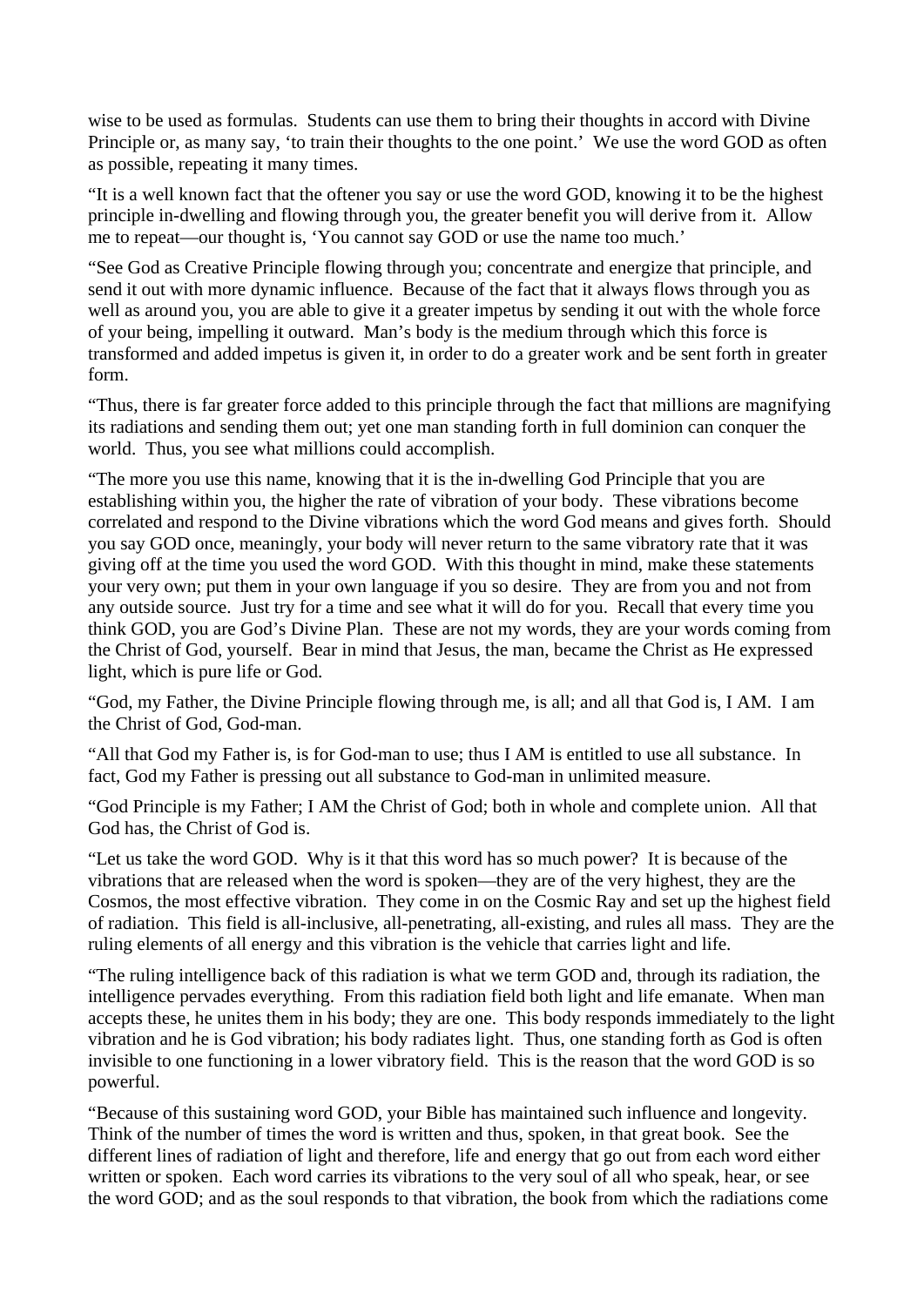wise to be used as formulas. Students can use them to bring their thoughts in accord with Divine Principle or, as many say, 'to train their thoughts to the one point.' We use the word GOD as often as possible, repeating it many times.

"It is a well known fact that the oftener you say or use the word GOD, knowing it to be the highest principle in-dwelling and flowing through you, the greater benefit you will derive from it. Allow me to repeat—our thought is, 'You cannot say GOD or use the name too much.'

"See God as Creative Principle flowing through you; concentrate and energize that principle, and send it out with more dynamic influence. Because of the fact that it always flows through you as well as around you, you are able to give it a greater impetus by sending it out with the whole force of your being, impelling it outward. Man's body is the medium through which this force is transformed and added impetus is given it, in order to do a greater work and be sent forth in greater form.

"Thus, there is far greater force added to this principle through the fact that millions are magnifying its radiations and sending them out; yet one man standing forth in full dominion can conquer the world. Thus, you see what millions could accomplish.

"The more you use this name, knowing that it is the in-dwelling God Principle that you are establishing within you, the higher the rate of vibration of your body. These vibrations become correlated and respond to the Divine vibrations which the word God means and gives forth. Should you say GOD once, meaningly, your body will never return to the same vibratory rate that it was giving off at the time you used the word GOD. With this thought in mind, make these statements your very own; put them in your own language if you so desire. They are from you and not from any outside source. Just try for a time and see what it will do for you. Recall that every time you think GOD, you are God's Divine Plan. These are not my words, they are your words coming from the Christ of God, yourself. Bear in mind that Jesus, the man, became the Christ as He expressed light, which is pure life or God.

"God, my Father, the Divine Principle flowing through me, is all; and all that God is, I AM. I am the Christ of God, God-man.

"All that God my Father is, is for God-man to use; thus I AM is entitled to use all substance. In fact, God my Father is pressing out all substance to God-man in unlimited measure.

"God Principle is my Father; I AM the Christ of God; both in whole and complete union. All that God has, the Christ of God is.

"Let us take the word GOD. Why is it that this word has so much power? It is because of the vibrations that are released when the word is spoken—they are of the very highest, they are the Cosmos, the most effective vibration. They come in on the Cosmic Ray and set up the highest field of radiation. This field is all-inclusive, all-penetrating, all-existing, and rules all mass. They are the ruling elements of all energy and this vibration is the vehicle that carries light and life.

"The ruling intelligence back of this radiation is what we term GOD and, through its radiation, the intelligence pervades everything. From this radiation field both light and life emanate. When man accepts these, he unites them in his body; they are one. This body responds immediately to the light vibration and he is God vibration; his body radiates light. Thus, one standing forth as God is often invisible to one functioning in a lower vibratory field. This is the reason that the word GOD is so powerful.

"Because of this sustaining word GOD, your Bible has maintained such influence and longevity. Think of the number of times the word is written and thus, spoken, in that great book. See the different lines of radiation of light and therefore, life and energy that go out from each word either written or spoken. Each word carries its vibrations to the very soul of all who speak, hear, or see the word GOD; and as the soul responds to that vibration, the book from which the radiations come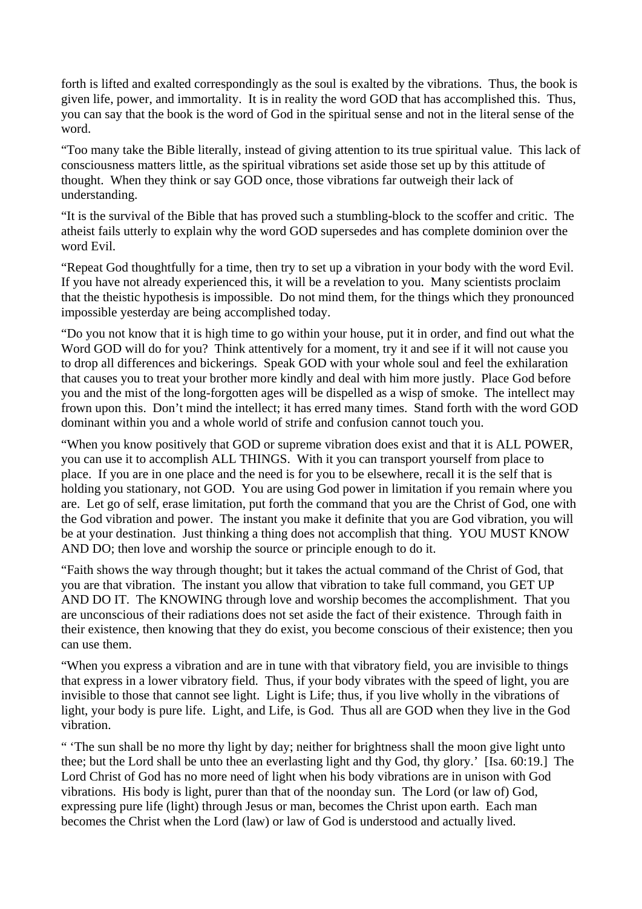forth is lifted and exalted correspondingly as the soul is exalted by the vibrations.  Thus, the book is given life, power, and immortality.  It is in reality the word GOD that has accomplished this.  Thus, you can say that the book is the word of God in the spiritual sense and not in the literal sense of the word.

“Too many take the Bible literally, instead of giving attention to its true spiritual value.  This lack of consciousness matters little, as the spiritual vibrations set aside those set up by this attitude of thought.  When they think or say GOD once, those vibrations far outweigh their lack of understanding.

“It is the survival of the Bible that has proved such a stumbling-block to the scoffer and critic.  The atheist fails utterly to explain why the word GOD supersedes and has complete dominion over the word Evil.

“Repeat God thoughtfully for a time, then try to set up a vibration in your body with the word Evil.  If you have not already experienced this, it will be a revelation to you.  Many scientists proclaim that the theistic hypothesis is impossible.  Do not mind them, for the things which they pronounced impossible yesterday are being accomplished today.

“Do you not know that it is high time to go within your house, put it in order, and find out what the Word GOD will do for you?  Think attentively for a moment, try it and see if it will not cause you to drop all differences and bickerings.  Speak GOD with your whole soul and feel the exhilaration that causes you to treat your brother more kindly and deal with him more justly.  Place God before you and the mist of the long-forgotten ages will be dispelled as a wisp of smoke.  The intellect may frown upon this.  Don’t mind the intellect; it has erred many times.  Stand forth with the word GOD dominant within you and a whole world of strife and confusion cannot touch you.

“When you know positively that GOD or supreme vibration does exist and that it is ALL POWER, you can use it to accomplish ALL THINGS.  With it you can transport yourself from place to place.  If you are in one place and the need is for you to be elsewhere, recall it is the self that is holding you stationary, not GOD.  You are using God power in limitation if you remain where you are.  Let go of self, erase limitation, put forth the command that you are the Christ of God, one with the God vibration and power.  The instant you make it definite that you are God vibration, you will be at your destination.  Just thinking a thing does not accomplish that thing.  YOU MUST KNOW AND DO; then love and worship the source or principle enough to do it.

“Faith shows the way through thought; but it takes the actual command of the Christ of God, that you are that vibration.  The instant you allow that vibration to take full command, you GET UP AND DO IT.  The KNOWING through love and worship becomes the accomplishment.  That you are unconscious of their radiations does not set aside the fact of their existence.  Through faith in their existence, then knowing that they do exist, you become conscious of their existence; then you can use them.

“When you express a vibration and are in tune with that vibratory field, you are invisible to things that express in a lower vibratory field.  Thus, if your body vibrates with the speed of light, you are invisible to those that cannot see light.  Light is Life; thus, if you live wholly in the vibrations of light, your body is pure life.  Light, and Life, is God.  Thus all are GOD when they live in the God vibration.

“ ‘The sun shall be no more thy light by day; neither for brightness shall the moon give light unto thee; but the Lord shall be unto thee an everlasting light and thy God, thy glory.’  [Isa. 60:19.]  The Lord Christ of God has no more need of light when his body vibrations are in unison with God vibrations.  His body is light, purer than that of the noonday sun.  The Lord (or law of) God, expressing pure life (light) through Jesus or man, becomes the Christ upon earth.  Each man becomes the Christ when the Lord (law) or law of God is understood and actually lived.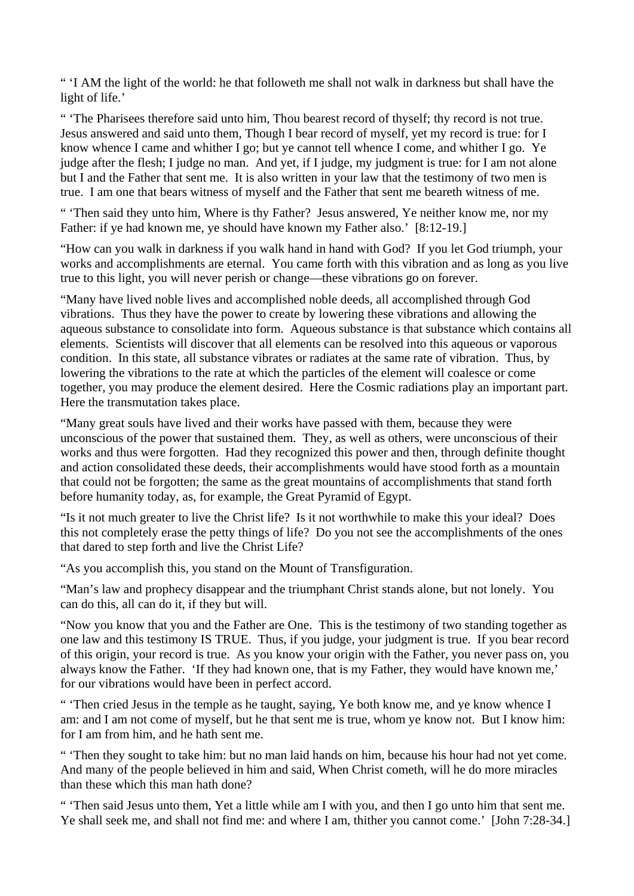" 'I AM the light of the world: he that followeth me shall not walk in darkness but shall have the light of life.'

" 'The Pharisees therefore said unto him, Thou bearest record of thyself; thy record is not true. Jesus answered and said unto them, Though I bear record of myself, yet my record is true: for I know whence I came and whither I go; but ye cannot tell whence I come, and whither I go. Ye judge after the flesh; I judge no man. And yet, if I judge, my judgment is true: for I am not alone but I and the Father that sent me. It is also written in your law that the testimony of two men is true. I am one that bears witness of myself and the Father that sent me beareth witness of me.

" 'Then said they unto him, Where is thy Father? Jesus answered, Ye neither know me, nor my Father: if ye had known me, ye should have known my Father also.' [8:12-19.]

"How can you walk in darkness if you walk hand in hand with God? If you let God triumph, your works and accomplishments are eternal. You came forth with this vibration and as long as you live true to this light, you will never perish or change—these vibrations go on forever.

"Many have lived noble lives and accomplished noble deeds, all accomplished through God vibrations. Thus they have the power to create by lowering these vibrations and allowing the aqueous substance to consolidate into form. Aqueous substance is that substance which contains all elements. Scientists will discover that all elements can be resolved into this aqueous or vaporous condition. In this state, all substance vibrates or radiates at the same rate of vibration. Thus, by lowering the vibrations to the rate at which the particles of the element will coalesce or come together, you may produce the element desired. Here the Cosmic radiations play an important part. Here the transmutation takes place.

"Many great souls have lived and their works have passed with them, because they were unconscious of the power that sustained them. They, as well as others, were unconscious of their works and thus were forgotten. Had they recognized this power and then, through definite thought and action consolidated these deeds, their accomplishments would have stood forth as a mountain that could not be forgotten; the same as the great mountains of accomplishments that stand forth before humanity today, as, for example, the Great Pyramid of Egypt.

"Is it not much greater to live the Christ life? Is it not worthwhile to make this your ideal? Does this not completely erase the petty things of life? Do you not see the accomplishments of the ones that dared to step forth and live the Christ Life?

"As you accomplish this, you stand on the Mount of Transfiguration.

"Man's law and prophecy disappear and the triumphant Christ stands alone, but not lonely. You can do this, all can do it, if they but will.

"Now you know that you and the Father are One. This is the testimony of two standing together as one law and this testimony IS TRUE. Thus, if you judge, your judgment is true. If you bear record of this origin, your record is true. As you know your origin with the Father, you never pass on, you always know the Father. 'If they had known one, that is my Father, they would have known me,' for our vibrations would have been in perfect accord.

" 'Then cried Jesus in the temple as he taught, saying, Ye both know me, and ye know whence I am: and I am not come of myself, but he that sent me is true, whom ye know not. But I know him: for I am from him, and he hath sent me.

" 'Then they sought to take him: but no man laid hands on him, because his hour had not yet come. And many of the people believed in him and said, When Christ cometh, will he do more miracles than these which this man hath done?

" 'Then said Jesus unto them, Yet a little while am I with you, and then I go unto him that sent me. Ye shall seek me, and shall not find me: and where I am, thither you cannot come.' [John 7:28-34.]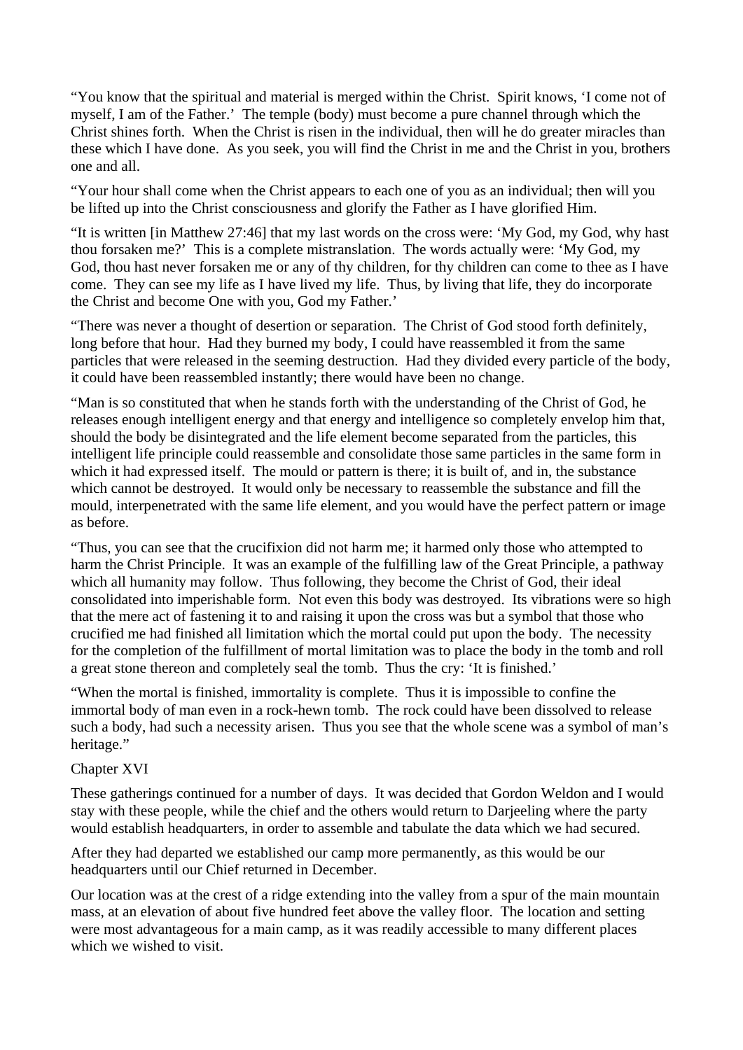"You know that the spiritual and material is merged within the Christ. Spirit knows, 'I come not of myself, I am of the Father.' The temple (body) must become a pure channel through which the Christ shines forth. When the Christ is risen in the individual, then will he do greater miracles than these which I have done. As you seek, you will find the Christ in me and the Christ in you, brothers one and all.

"Your hour shall come when the Christ appears to each one of you as an individual; then will you be lifted up into the Christ consciousness and glorify the Father as I have glorified Him.

"It is written [in Matthew 27:46] that my last words on the cross were: 'My God, my God, why hast thou forsaken me?' This is a complete mistranslation. The words actually were: 'My God, my God, thou hast never forsaken me or any of thy children, for thy children can come to thee as I have come. They can see my life as I have lived my life. Thus, by living that life, they do incorporate the Christ and become One with you, God my Father.'

"There was never a thought of desertion or separation. The Christ of God stood forth definitely, long before that hour. Had they burned my body, I could have reassembled it from the same particles that were released in the seeming destruction. Had they divided every particle of the body, it could have been reassembled instantly; there would have been no change.

"Man is so constituted that when he stands forth with the understanding of the Christ of God, he releases enough intelligent energy and that energy and intelligence so completely envelop him that, should the body be disintegrated and the life element become separated from the particles, this intelligent life principle could reassemble and consolidate those same particles in the same form in which it had expressed itself. The mould or pattern is there; it is built of, and in, the substance which cannot be destroyed. It would only be necessary to reassemble the substance and fill the mould, interpenetrated with the same life element, and you would have the perfect pattern or image as before.

"Thus, you can see that the crucifixion did not harm me; it harmed only those who attempted to harm the Christ Principle. It was an example of the fulfilling law of the Great Principle, a pathway which all humanity may follow. Thus following, they become the Christ of God, their ideal consolidated into imperishable form. Not even this body was destroyed. Its vibrations were so high that the mere act of fastening it to and raising it upon the cross was but a symbol that those who crucified me had finished all limitation which the mortal could put upon the body. The necessity for the completion of the fulfillment of mortal limitation was to place the body in the tomb and roll a great stone thereon and completely seal the tomb. Thus the cry: 'It is finished.'

"When the mortal is finished, immortality is complete. Thus it is impossible to confine the immortal body of man even in a rock-hewn tomb. The rock could have been dissolved to release such a body, had such a necessity arisen. Thus you see that the whole scene was a symbol of man's heritage."

## Chapter XVI

These gatherings continued for a number of days. It was decided that Gordon Weldon and I would stay with these people, while the chief and the others would return to Darjeeling where the party would establish headquarters, in order to assemble and tabulate the data which we had secured.

After they had departed we established our camp more permanently, as this would be our headquarters until our Chief returned in December.

Our location was at the crest of a ridge extending into the valley from a spur of the main mountain mass, at an elevation of about five hundred feet above the valley floor. The location and setting were most advantageous for a main camp, as it was readily accessible to many different places which we wished to visit.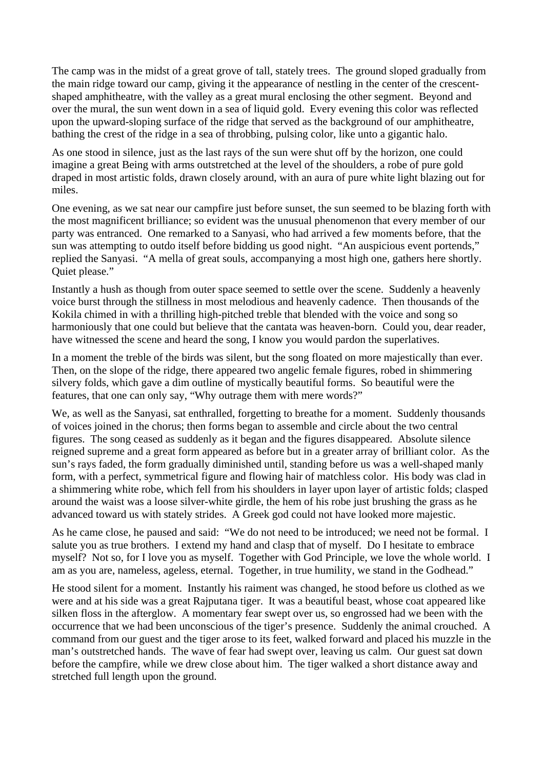The camp was in the midst of a great grove of tall, stately trees. The ground sloped gradually from the main ridge toward our camp, giving it the appearance of nestling in the center of the crescent-shaped amphitheatre, with the valley as a great mural enclosing the other segment. Beyond and over the mural, the sun went down in a sea of liquid gold. Every evening this color was reflected upon the upward-sloping surface of the ridge that served as the background of our amphitheatre, bathing the crest of the ridge in a sea of throbbing, pulsing color, like unto a gigantic halo.

As one stood in silence, just as the last rays of the sun were shut off by the horizon, one could imagine a great Being with arms outstretched at the level of the shoulders, a robe of pure gold draped in most artistic folds, drawn closely around, with an aura of pure white light blazing out for miles.

One evening, as we sat near our campfire just before sunset, the sun seemed to be blazing forth with the most magnificent brilliance; so evident was the unusual phenomenon that every member of our party was entranced. One remarked to a Sanyasi, who had arrived a few moments before, that the sun was attempting to outdo itself before bidding us good night. "An auspicious event portends," replied the Sanyasi. "A mella of great souls, accompanying a most high one, gathers here shortly. Quiet please."

Instantly a hush as though from outer space seemed to settle over the scene. Suddenly a heavenly voice burst through the stillness in most melodious and heavenly cadence. Then thousands of the Kokila chimed in with a thrilling high-pitched treble that blended with the voice and song so harmoniously that one could but believe that the cantata was heaven-born. Could you, dear reader, have witnessed the scene and heard the song, I know you would pardon the superlatives.

In a moment the treble of the birds was silent, but the song floated on more majestically than ever. Then, on the slope of the ridge, there appeared two angelic female figures, robed in shimmering silvery folds, which gave a dim outline of mystically beautiful forms. So beautiful were the features, that one can only say, "Why outrage them with mere words?"

We, as well as the Sanyasi, sat enthralled, forgetting to breathe for a moment. Suddenly thousands of voices joined in the chorus; then forms began to assemble and circle about the two central figures. The song ceased as suddenly as it began and the figures disappeared. Absolute silence reigned supreme and a great form appeared as before but in a greater array of brilliant color. As the sun's rays faded, the form gradually diminished until, standing before us was a well-shaped manly form, with a perfect, symmetrical figure and flowing hair of matchless color. His body was clad in a shimmering white robe, which fell from his shoulders in layer upon layer of artistic folds; clasped around the waist was a loose silver-white girdle, the hem of his robe just brushing the grass as he advanced toward us with stately strides. A Greek god could not have looked more majestic.

As he came close, he paused and said: "We do not need to be introduced; we need not be formal. I salute you as true brothers. I extend my hand and clasp that of myself. Do I hesitate to embrace myself? Not so, for I love you as myself. Together with God Principle, we love the whole world. I am as you are, nameless, ageless, eternal. Together, in true humility, we stand in the Godhead."

He stood silent for a moment. Instantly his raiment was changed, he stood before us clothed as we were and at his side was a great Rajputana tiger. It was a beautiful beast, whose coat appeared like silken floss in the afterglow. A momentary fear swept over us, so engrossed had we been with the occurrence that we had been unconscious of the tiger's presence. Suddenly the animal crouched. A command from our guest and the tiger arose to its feet, walked forward and placed his muzzle in the man's outstretched hands. The wave of fear had swept over, leaving us calm. Our guest sat down before the campfire, while we drew close about him. The tiger walked a short distance away and stretched full length upon the ground.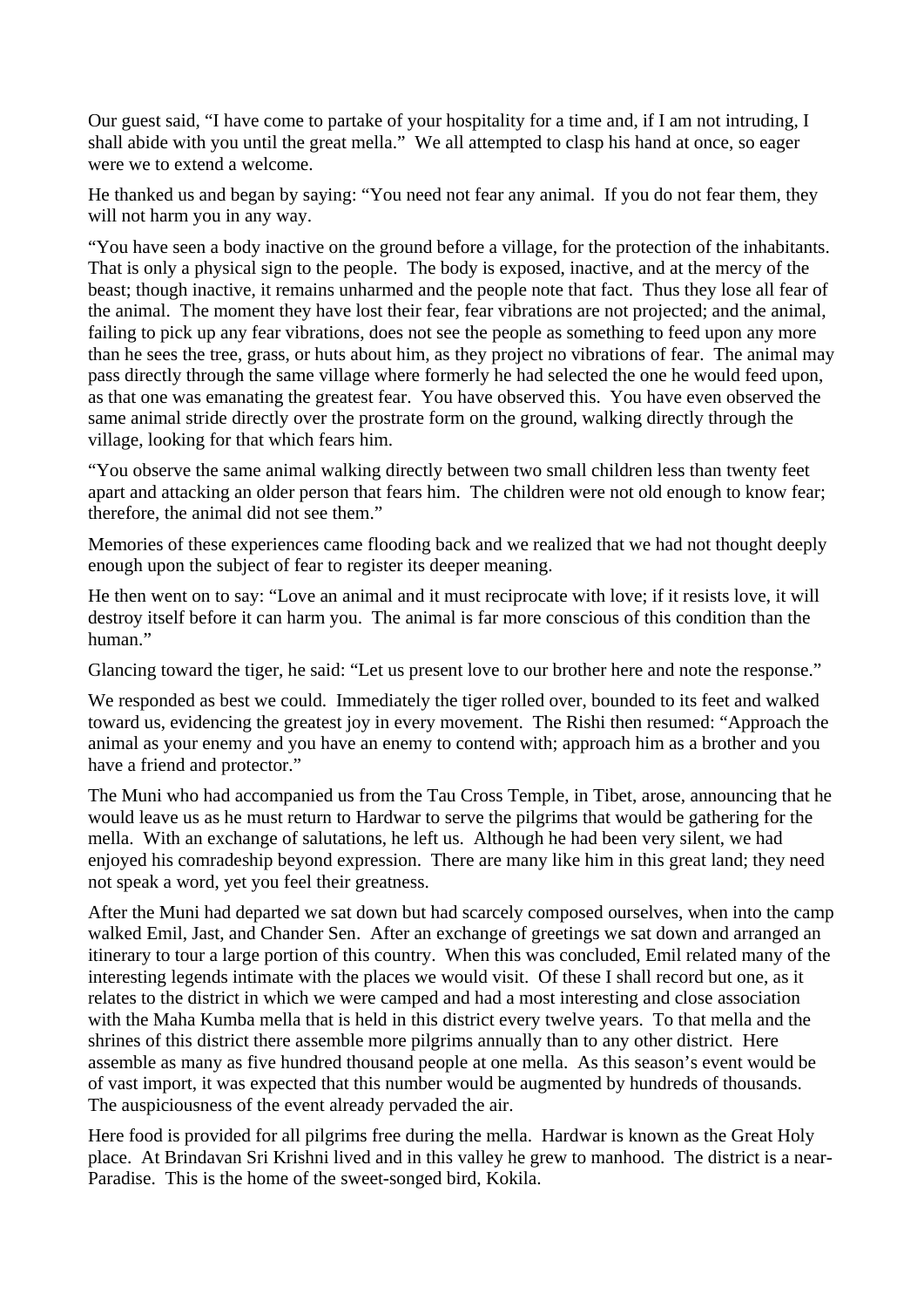Our guest said, “I have come to partake of your hospitality for a time and, if I am not intruding, I shall abide with you until the great mella.” We all attempted to clasp his hand at once, so eager were we to extend a welcome.

He thanked us and began by saying: “You need not fear any animal. If you do not fear them, they will not harm you in any way.

“You have seen a body inactive on the ground before a village, for the protection of the inhabitants. That is only a physical sign to the people. The body is exposed, inactive, and at the mercy of the beast; though inactive, it remains unharmed and the people note that fact. Thus they lose all fear of the animal. The moment they have lost their fear, fear vibrations are not projected; and the animal, failing to pick up any fear vibrations, does not see the people as something to feed upon any more than he sees the tree, grass, or huts about him, as they project no vibrations of fear. The animal may pass directly through the same village where formerly he had selected the one he would feed upon, as that one was emanating the greatest fear. You have observed this. You have even observed the same animal stride directly over the prostrate form on the ground, walking directly through the village, looking for that which fears him.

“You observe the same animal walking directly between two small children less than twenty feet apart and attacking an older person that fears him. The children were not old enough to know fear; therefore, the animal did not see them.”

Memories of these experiences came flooding back and we realized that we had not thought deeply enough upon the subject of fear to register its deeper meaning.

He then went on to say: “Love an animal and it must reciprocate with love; if it resists love, it will destroy itself before it can harm you. The animal is far more conscious of this condition than the human.”

Glancing toward the tiger, he said: “Let us present love to our brother here and note the response.”

We responded as best we could. Immediately the tiger rolled over, bounded to its feet and walked toward us, evidencing the greatest joy in every movement. The Rishi then resumed: “Approach the animal as your enemy and you have an enemy to contend with; approach him as a brother and you have a friend and protector.”

The Muni who had accompanied us from the Tau Cross Temple, in Tibet, arose, announcing that he would leave us as he must return to Hardwar to serve the pilgrims that would be gathering for the mella. With an exchange of salutations, he left us. Although he had been very silent, we had enjoyed his comradeship beyond expression. There are many like him in this great land; they need not speak a word, yet you feel their greatness.

After the Muni had departed we sat down but had scarcely composed ourselves, when into the camp walked Emil, Jast, and Chander Sen. After an exchange of greetings we sat down and arranged an itinerary to tour a large portion of this country. When this was concluded, Emil related many of the interesting legends intimate with the places we would visit. Of these I shall record but one, as it relates to the district in which we were camped and had a most interesting and close association with the Maha Kumba mella that is held in this district every twelve years. To that mella and the shrines of this district there assemble more pilgrims annually than to any other district. Here assemble as many as five hundred thousand people at one mella. As this season’s event would be of vast import, it was expected that this number would be augmented by hundreds of thousands. The auspiciousness of the event already pervaded the air.

Here food is provided for all pilgrims free during the mella. Hardwar is known as the Great Holy place. At Brindavan Sri Krishni lived and in this valley he grew to manhood. The district is a near-Paradise. This is the home of the sweet-songed bird, Kokila.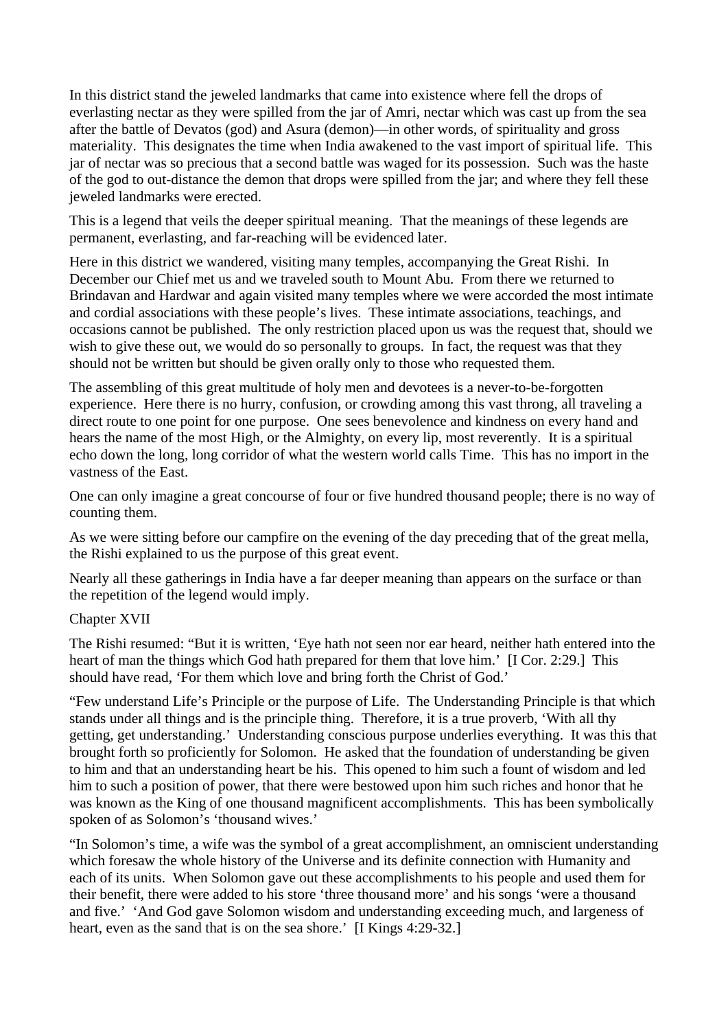In this district stand the jeweled landmarks that came into existence where fell the drops of everlasting nectar as they were spilled from the jar of Amri, nectar which was cast up from the sea after the battle of Devatos (god) and Asura (demon)—in other words, of spirituality and gross materiality. This designates the time when India awakened to the vast import of spiritual life. This jar of nectar was so precious that a second battle was waged for its possession. Such was the haste of the god to out-distance the demon that drops were spilled from the jar; and where they fell these jeweled landmarks were erected.

This is a legend that veils the deeper spiritual meaning. That the meanings of these legends are permanent, everlasting, and far-reaching will be evidenced later.

Here in this district we wandered, visiting many temples, accompanying the Great Rishi. In December our Chief met us and we traveled south to Mount Abu. From there we returned to Brindavan and Hardwar and again visited many temples where we were accorded the most intimate and cordial associations with these people's lives. These intimate associations, teachings, and occasions cannot be published. The only restriction placed upon us was the request that, should we wish to give these out, we would do so personally to groups. In fact, the request was that they should not be written but should be given orally only to those who requested them.

The assembling of this great multitude of holy men and devotees is a never-to-be-forgotten experience. Here there is no hurry, confusion, or crowding among this vast throng, all traveling a direct route to one point for one purpose. One sees benevolence and kindness on every hand and hears the name of the most High, or the Almighty, on every lip, most reverently. It is a spiritual echo down the long, long corridor of what the western world calls Time. This has no import in the vastness of the East.

One can only imagine a great concourse of four or five hundred thousand people; there is no way of counting them.

As we were sitting before our campfire on the evening of the day preceding that of the great mella, the Rishi explained to us the purpose of this great event.

Nearly all these gatherings in India have a far deeper meaning than appears on the surface or than the repetition of the legend would imply.

## Chapter XVII

The Rishi resumed: "But it is written, 'Eye hath not seen nor ear heard, neither hath entered into the heart of man the things which God hath prepared for them that love him.' [I Cor. 2:29.] This should have read, 'For them which love and bring forth the Christ of God.'

"Few understand Life's Principle or the purpose of Life. The Understanding Principle is that which stands under all things and is the principle thing. Therefore, it is a true proverb, 'With all thy getting, get understanding.' Understanding conscious purpose underlies everything. It was this that brought forth so proficiently for Solomon. He asked that the foundation of understanding be given to him and that an understanding heart be his. This opened to him such a fount of wisdom and led him to such a position of power, that there were bestowed upon him such riches and honor that he was known as the King of one thousand magnificent accomplishments. This has been symbolically spoken of as Solomon's 'thousand wives.'

"In Solomon's time, a wife was the symbol of a great accomplishment, an omniscient understanding which foresaw the whole history of the Universe and its definite connection with Humanity and each of its units. When Solomon gave out these accomplishments to his people and used them for their benefit, there were added to his store 'three thousand more' and his songs 'were a thousand and five.' 'And God gave Solomon wisdom and understanding exceeding much, and largeness of heart, even as the sand that is on the sea shore.' [I Kings 4:29-32.]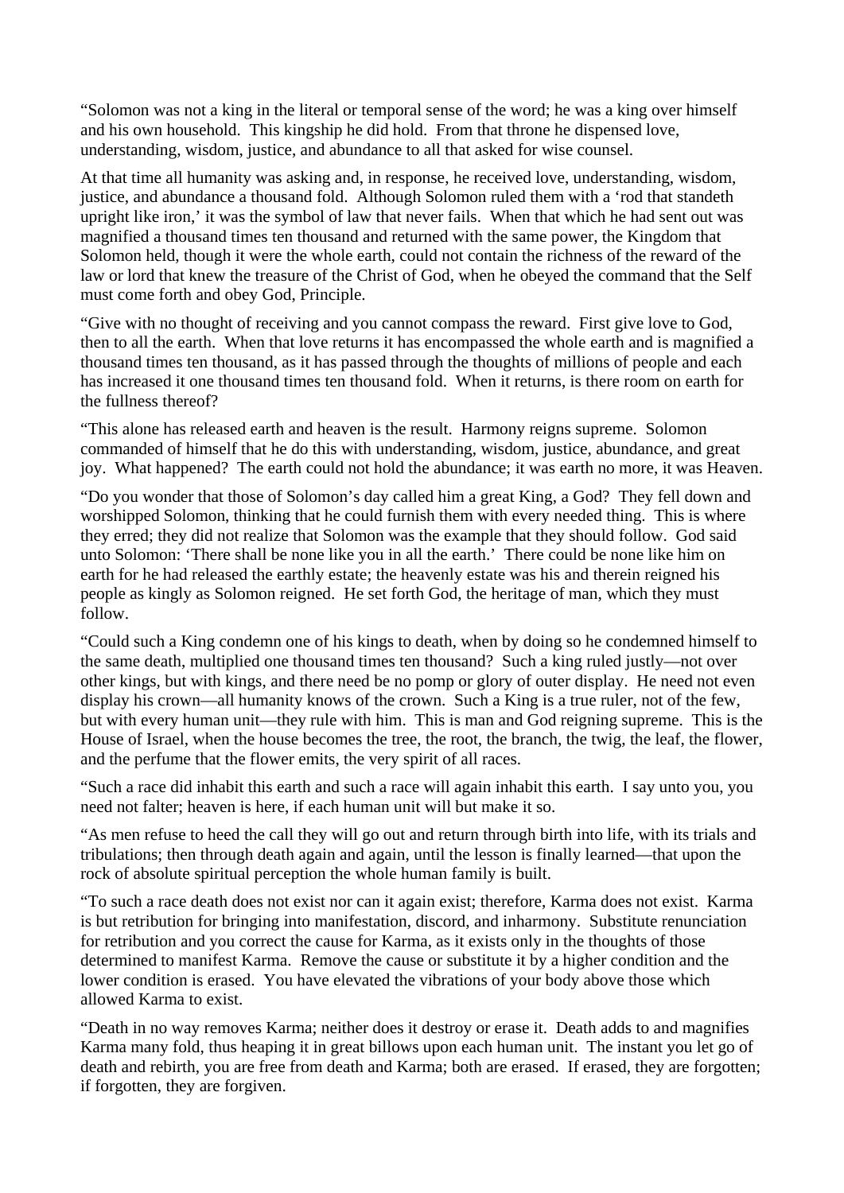"Solomon was not a king in the literal or temporal sense of the word; he was a king over himself and his own household. This kingship he did hold. From that throne he dispensed love, understanding, wisdom, justice, and abundance to all that asked for wise counsel.

At that time all humanity was asking and, in response, he received love, understanding, wisdom, justice, and abundance a thousand fold. Although Solomon ruled them with a 'rod that standeth upright like iron,' it was the symbol of law that never fails. When that which he had sent out was magnified a thousand times ten thousand and returned with the same power, the Kingdom that Solomon held, though it were the whole earth, could not contain the richness of the reward of the law or lord that knew the treasure of the Christ of God, when he obeyed the command that the Self must come forth and obey God, Principle.

"Give with no thought of receiving and you cannot compass the reward. First give love to God, then to all the earth. When that love returns it has encompassed the whole earth and is magnified a thousand times ten thousand, as it has passed through the thoughts of millions of people and each has increased it one thousand times ten thousand fold. When it returns, is there room on earth for the fullness thereof?

"This alone has released earth and heaven is the result. Harmony reigns supreme. Solomon commanded of himself that he do this with understanding, wisdom, justice, abundance, and great joy. What happened? The earth could not hold the abundance; it was earth no more, it was Heaven.

"Do you wonder that those of Solomon's day called him a great King, a God? They fell down and worshipped Solomon, thinking that he could furnish them with every needed thing. This is where they erred; they did not realize that Solomon was the example that they should follow. God said unto Solomon: 'There shall be none like you in all the earth.' There could be none like him on earth for he had released the earthly estate; the heavenly estate was his and therein reigned his people as kingly as Solomon reigned. He set forth God, the heritage of man, which they must follow.

"Could such a King condemn one of his kings to death, when by doing so he condemned himself to the same death, multiplied one thousand times ten thousand? Such a king ruled justly—not over other kings, but with kings, and there need be no pomp or glory of outer display. He need not even display his crown—all humanity knows of the crown. Such a King is a true ruler, not of the few, but with every human unit—they rule with him. This is man and God reigning supreme. This is the House of Israel, when the house becomes the tree, the root, the branch, the twig, the leaf, the flower, and the perfume that the flower emits, the very spirit of all races.

"Such a race did inhabit this earth and such a race will again inhabit this earth. I say unto you, you need not falter; heaven is here, if each human unit will but make it so.

"As men refuse to heed the call they will go out and return through birth into life, with its trials and tribulations; then through death again and again, until the lesson is finally learned—that upon the rock of absolute spiritual perception the whole human family is built.

"To such a race death does not exist nor can it again exist; therefore, Karma does not exist. Karma is but retribution for bringing into manifestation, discord, and inharmony. Substitute renunciation for retribution and you correct the cause for Karma, as it exists only in the thoughts of those determined to manifest Karma. Remove the cause or substitute it by a higher condition and the lower condition is erased. You have elevated the vibrations of your body above those which allowed Karma to exist.

"Death in no way removes Karma; neither does it destroy or erase it. Death adds to and magnifies Karma many fold, thus heaping it in great billows upon each human unit. The instant you let go of death and rebirth, you are free from death and Karma; both are erased. If erased, they are forgotten; if forgotten, they are forgiven.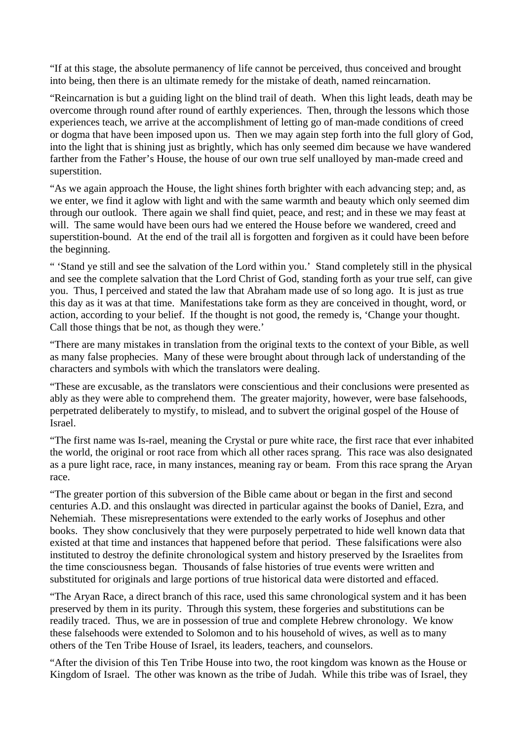“If at this stage, the absolute permanency of life cannot be perceived, thus conceived and brought into being, then there is an ultimate remedy for the mistake of death, named reincarnation.

“Reincarnation is but a guiding light on the blind trail of death. When this light leads, death may be overcome through round after round of earthly experiences. Then, through the lessons which those experiences teach, we arrive at the accomplishment of letting go of man-made conditions of creed or dogma that have been imposed upon us. Then we may again step forth into the full glory of God, into the light that is shining just as brightly, which has only seemed dim because we have wandered farther from the Father’s House, the house of our own true self unalloyed by man-made creed and superstition.

“As we again approach the House, the light shines forth brighter with each advancing step; and, as we enter, we find it aglow with light and with the same warmth and beauty which only seemed dim through our outlook. There again we shall find quiet, peace, and rest; and in these we may feast at will. The same would have been ours had we entered the House before we wandered, creed and superstition-bound. At the end of the trail all is forgotten and forgiven as it could have been before the beginning.

“ ‘Stand ye still and see the salvation of the Lord within you.’ Stand completely still in the physical and see the complete salvation that the Lord Christ of God, standing forth as your true self, can give you. Thus, I perceived and stated the law that Abraham made use of so long ago. It is just as true this day as it was at that time. Manifestations take form as they are conceived in thought, word, or action, according to your belief. If the thought is not good, the remedy is, ‘Change your thought. Call those things that be not, as though they were.’

“There are many mistakes in translation from the original texts to the context of your Bible, as well as many false prophecies. Many of these were brought about through lack of understanding of the characters and symbols with which the translators were dealing.

“These are excusable, as the translators were conscientious and their conclusions were presented as ably as they were able to comprehend them. The greater majority, however, were base falsehoods, perpetrated deliberately to mystify, to mislead, and to subvert the original gospel of the House of Israel.

“The first name was Is-rael, meaning the Crystal or pure white race, the first race that ever inhabited the world, the original or root race from which all other races sprang. This race was also designated as a pure light race, race, in many instances, meaning ray or beam. From this race sprang the Aryan race.

“The greater portion of this subversion of the Bible came about or began in the first and second centuries A.D. and this onslaught was directed in particular against the books of Daniel, Ezra, and Nehemiah. These misrepresentations were extended to the early works of Josephus and other books. They show conclusively that they were purposely perpetrated to hide well known data that existed at that time and instances that happened before that period. These falsifications were also instituted to destroy the definite chronological system and history preserved by the Israelites from the time consciousness began. Thousands of false histories of true events were written and substituted for originals and large portions of true historical data were distorted and effaced.

“The Aryan Race, a direct branch of this race, used this same chronological system and it has been preserved by them in its purity. Through this system, these forgeries and substitutions can be readily traced. Thus, we are in possession of true and complete Hebrew chronology. We know these falsehoods were extended to Solomon and to his household of wives, as well as to many others of the Ten Tribe House of Israel, its leaders, teachers, and counselors.

“After the division of this Ten Tribe House into two, the root kingdom was known as the House or Kingdom of Israel. The other was known as the tribe of Judah. While this tribe was of Israel, they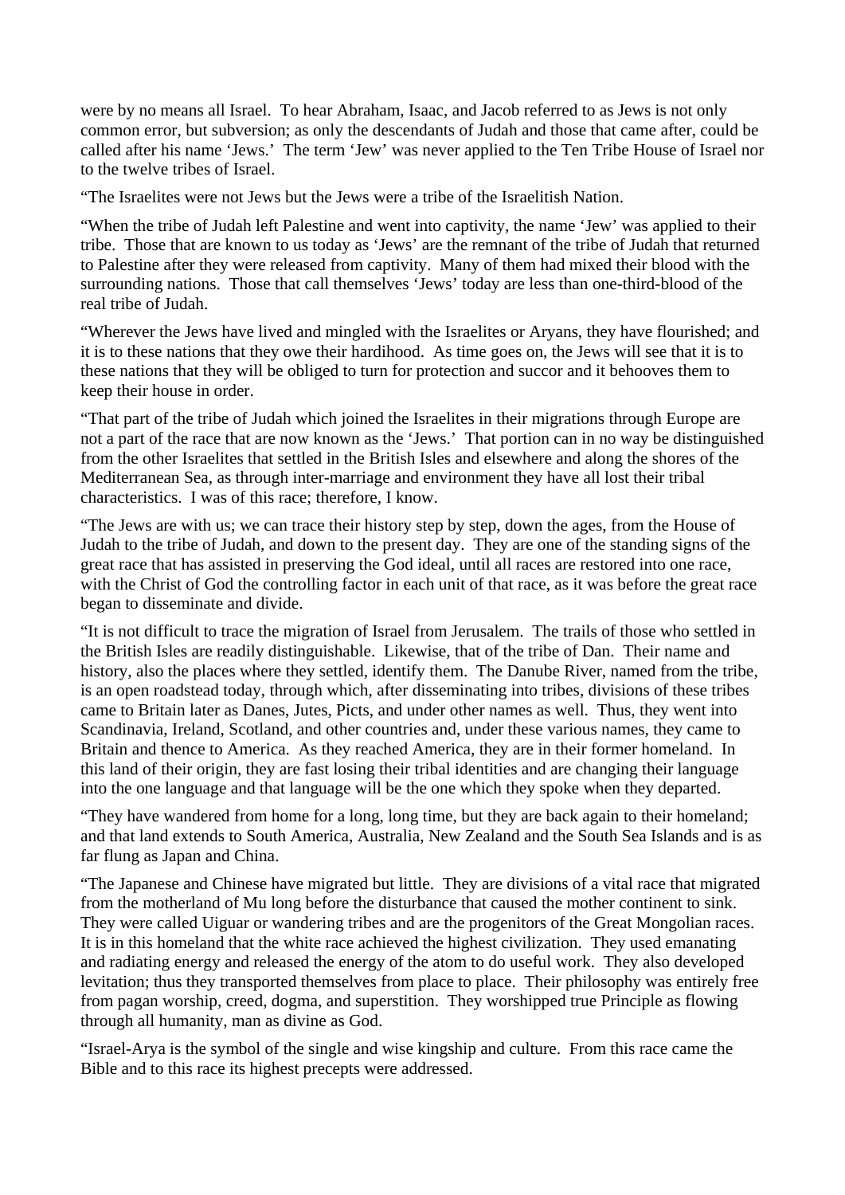were by no means all Israel. To hear Abraham, Isaac, and Jacob referred to as Jews is not only common error, but subversion; as only the descendants of Judah and those that came after, could be called after his name 'Jews.' The term 'Jew' was never applied to the Ten Tribe House of Israel nor to the twelve tribes of Israel.

"The Israelites were not Jews but the Jews were a tribe of the Israelitish Nation.

"When the tribe of Judah left Palestine and went into captivity, the name 'Jew' was applied to their tribe. Those that are known to us today as 'Jews' are the remnant of the tribe of Judah that returned to Palestine after they were released from captivity. Many of them had mixed their blood with the surrounding nations. Those that call themselves 'Jews' today are less than one-third-blood of the real tribe of Judah.

"Wherever the Jews have lived and mingled with the Israelites or Aryans, they have flourished; and it is to these nations that they owe their hardihood. As time goes on, the Jews will see that it is to these nations that they will be obliged to turn for protection and succor and it behooves them to keep their house in order.

"That part of the tribe of Judah which joined the Israelites in their migrations through Europe are not a part of the race that are now known as the 'Jews.' That portion can in no way be distinguished from the other Israelites that settled in the British Isles and elsewhere and along the shores of the Mediterranean Sea, as through inter-marriage and environment they have all lost their tribal characteristics. I was of this race; therefore, I know.

"The Jews are with us; we can trace their history step by step, down the ages, from the House of Judah to the tribe of Judah, and down to the present day. They are one of the standing signs of the great race that has assisted in preserving the God ideal, until all races are restored into one race, with the Christ of God the controlling factor in each unit of that race, as it was before the great race began to disseminate and divide.

"It is not difficult to trace the migration of Israel from Jerusalem. The trails of those who settled in the British Isles are readily distinguishable. Likewise, that of the tribe of Dan. Their name and history, also the places where they settled, identify them. The Danube River, named from the tribe, is an open roadstead today, through which, after disseminating into tribes, divisions of these tribes came to Britain later as Danes, Jutes, Picts, and under other names as well. Thus, they went into Scandinavia, Ireland, Scotland, and other countries and, under these various names, they came to Britain and thence to America. As they reached America, they are in their former homeland. In this land of their origin, they are fast losing their tribal identities and are changing their language into the one language and that language will be the one which they spoke when they departed.

"They have wandered from home for a long, long time, but they are back again to their homeland; and that land extends to South America, Australia, New Zealand and the South Sea Islands and is as far flung as Japan and China.

"The Japanese and Chinese have migrated but little. They are divisions of a vital race that migrated from the motherland of Mu long before the disturbance that caused the mother continent to sink. They were called Uiguar or wandering tribes and are the progenitors of the Great Mongolian races. It is in this homeland that the white race achieved the highest civilization. They used emanating and radiating energy and released the energy of the atom to do useful work. They also developed levitation; thus they transported themselves from place to place. Their philosophy was entirely free from pagan worship, creed, dogma, and superstition. They worshipped true Principle as flowing through all humanity, man as divine as God.

"Israel-Arya is the symbol of the single and wise kingship and culture. From this race came the Bible and to this race its highest precepts were addressed.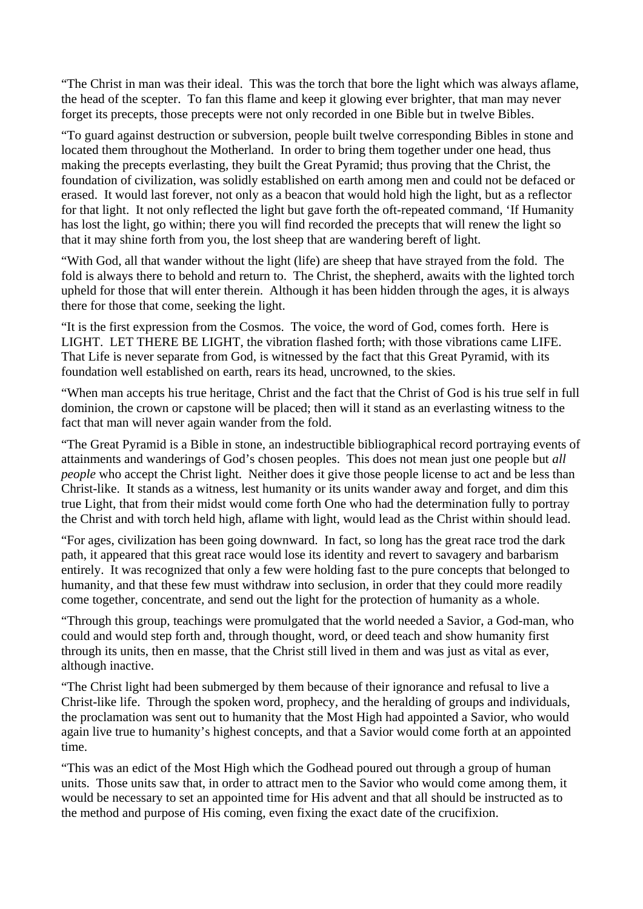“The Christ in man was their ideal. This was the torch that bore the light which was always aflame, the head of the scepter. To fan this flame and keep it glowing ever brighter, that man may never forget its precepts, those precepts were not only recorded in one Bible but in twelve Bibles.

“To guard against destruction or subversion, people built twelve corresponding Bibles in stone and located them throughout the Motherland. In order to bring them together under one head, thus making the precepts everlasting, they built the Great Pyramid; thus proving that the Christ, the foundation of civilization, was solidly established on earth among men and could not be defaced or erased. It would last forever, not only as a beacon that would hold high the light, but as a reflector for that light. It not only reflected the light but gave forth the oft-repeated command, ‘If Humanity has lost the light, go within; there you will find recorded the precepts that will renew the light so that it may shine forth from you, the lost sheep that are wandering bereft of light.

“With God, all that wander without the light (life) are sheep that have strayed from the fold. The fold is always there to behold and return to. The Christ, the shepherd, awaits with the lighted torch upheld for those that will enter therein. Although it has been hidden through the ages, it is always there for those that come, seeking the light.

“It is the first expression from the Cosmos. The voice, the word of God, comes forth. Here is LIGHT. LET THERE BE LIGHT, the vibration flashed forth; with those vibrations came LIFE. That Life is never separate from God, is witnessed by the fact that this Great Pyramid, with its foundation well established on earth, rears its head, uncrowned, to the skies.

“When man accepts his true heritage, Christ and the fact that the Christ of God is his true self in full dominion, the crown or capstone will be placed; then will it stand as an everlasting witness to the fact that man will never again wander from the fold.

“The Great Pyramid is a Bible in stone, an indestructible bibliographical record portraying events of attainments and wanderings of God’s chosen peoples. This does not mean just one people but *all people* who accept the Christ light. Neither does it give those people license to act and be less than Christ-like. It stands as a witness, lest humanity or its units wander away and forget, and dim this true Light, that from their midst would come forth One who had the determination fully to portray the Christ and with torch held high, aflame with light, would lead as the Christ within should lead.

“For ages, civilization has been going downward. In fact, so long has the great race trod the dark path, it appeared that this great race would lose its identity and revert to savagery and barbarism entirely. It was recognized that only a few were holding fast to the pure concepts that belonged to humanity, and that these few must withdraw into seclusion, in order that they could more readily come together, concentrate, and send out the light for the protection of humanity as a whole.

“Through this group, teachings were promulgated that the world needed a Savior, a God-man, who could and would step forth and, through thought, word, or deed teach and show humanity first through its units, then en masse, that the Christ still lived in them and was just as vital as ever, although inactive.

“The Christ light had been submerged by them because of their ignorance and refusal to live a Christ-like life. Through the spoken word, prophecy, and the heralding of groups and individuals, the proclamation was sent out to humanity that the Most High had appointed a Savior, who would again live true to humanity’s highest concepts, and that a Savior would come forth at an appointed time.

“This was an edict of the Most High which the Godhead poured out through a group of human units. Those units saw that, in order to attract men to the Savior who would come among them, it would be necessary to set an appointed time for His advent and that all should be instructed as to the method and purpose of His coming, even fixing the exact date of the crucifixion.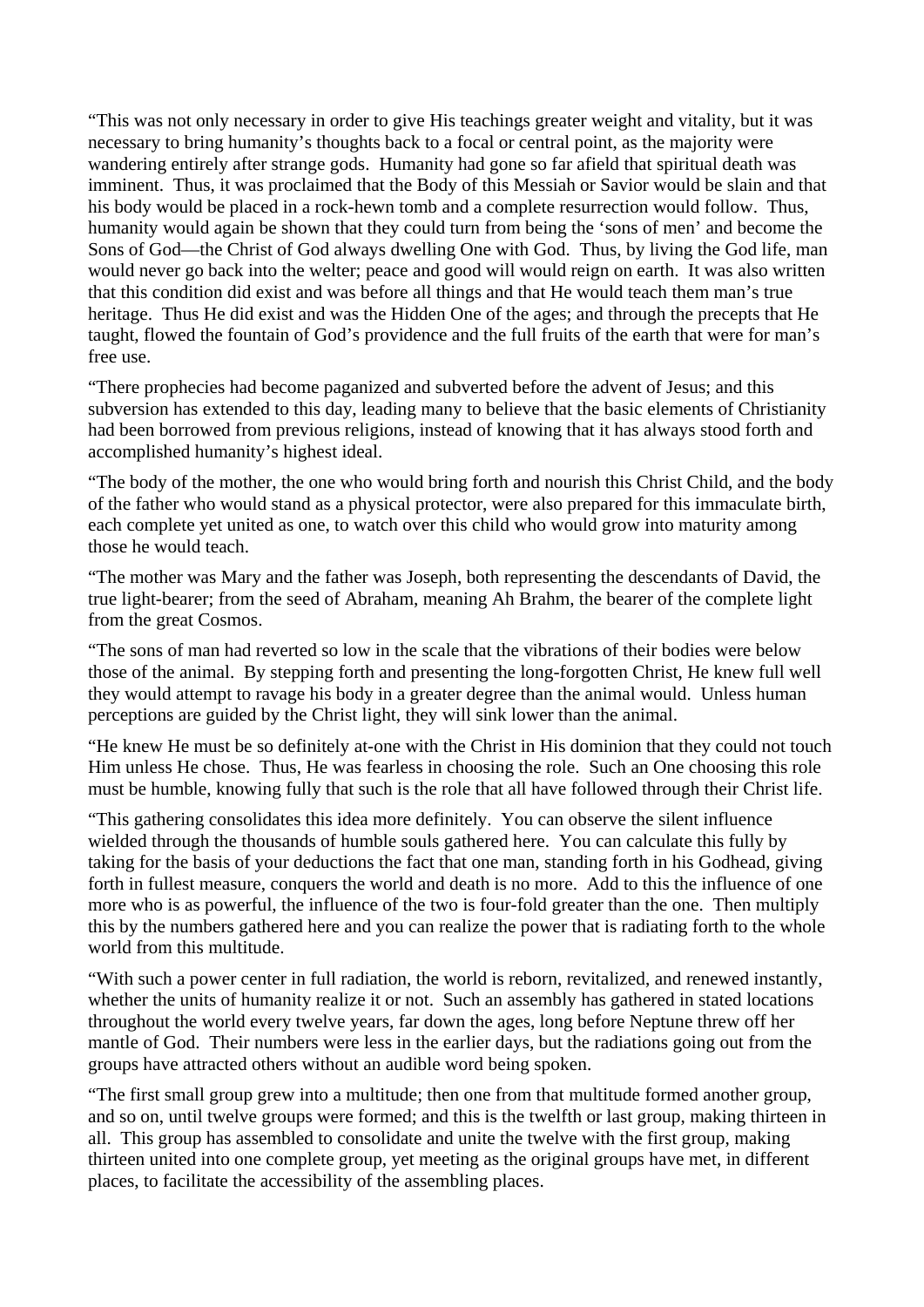“This was not only necessary in order to give His teachings greater weight and vitality, but it was necessary to bring humanity’s thoughts back to a focal or central point, as the majority were wandering entirely after strange gods. Humanity had gone so far afield that spiritual death was imminent. Thus, it was proclaimed that the Body of this Messiah or Savior would be slain and that his body would be placed in a rock-hewn tomb and a complete resurrection would follow. Thus, humanity would again be shown that they could turn from being the ‘sons of men’ and become the Sons of God—the Christ of God always dwelling One with God. Thus, by living the God life, man would never go back into the welter; peace and good will would reign on earth. It was also written that this condition did exist and was before all things and that He would teach them man’s true heritage. Thus He did exist and was the Hidden One of the ages; and through the precepts that He taught, flowed the fountain of God’s providence and the full fruits of the earth that were for man’s free use.

“There prophecies had become paganized and subverted before the advent of Jesus; and this subversion has extended to this day, leading many to believe that the basic elements of Christianity had been borrowed from previous religions, instead of knowing that it has always stood forth and accomplished humanity’s highest ideal.

“The body of the mother, the one who would bring forth and nourish this Christ Child, and the body of the father who would stand as a physical protector, were also prepared for this immaculate birth, each complete yet united as one, to watch over this child who would grow into maturity among those he would teach.

“The mother was Mary and the father was Joseph, both representing the descendants of David, the true light-bearer; from the seed of Abraham, meaning Ah Brahm, the bearer of the complete light from the great Cosmos.

“The sons of man had reverted so low in the scale that the vibrations of their bodies were below those of the animal. By stepping forth and presenting the long-forgotten Christ, He knew full well they would attempt to ravage his body in a greater degree than the animal would. Unless human perceptions are guided by the Christ light, they will sink lower than the animal.

“He knew He must be so definitely at-one with the Christ in His dominion that they could not touch Him unless He chose. Thus, He was fearless in choosing the role. Such an One choosing this role must be humble, knowing fully that such is the role that all have followed through their Christ life.

“This gathering consolidates this idea more definitely. You can observe the silent influence wielded through the thousands of humble souls gathered here. You can calculate this fully by taking for the basis of your deductions the fact that one man, standing forth in his Godhead, giving forth in fullest measure, conquers the world and death is no more. Add to this the influence of one more who is as powerful, the influence of the two is four-fold greater than the one. Then multiply this by the numbers gathered here and you can realize the power that is radiating forth to the whole world from this multitude.

“With such a power center in full radiation, the world is reborn, revitalized, and renewed instantly, whether the units of humanity realize it or not. Such an assembly has gathered in stated locations throughout the world every twelve years, far down the ages, long before Neptune threw off her mantle of God. Their numbers were less in the earlier days, but the radiations going out from the groups have attracted others without an audible word being spoken.

“The first small group grew into a multitude; then one from that multitude formed another group, and so on, until twelve groups were formed; and this is the twelfth or last group, making thirteen in all. This group has assembled to consolidate and unite the twelve with the first group, making thirteen united into one complete group, yet meeting as the original groups have met, in different places, to facilitate the accessibility of the assembling places.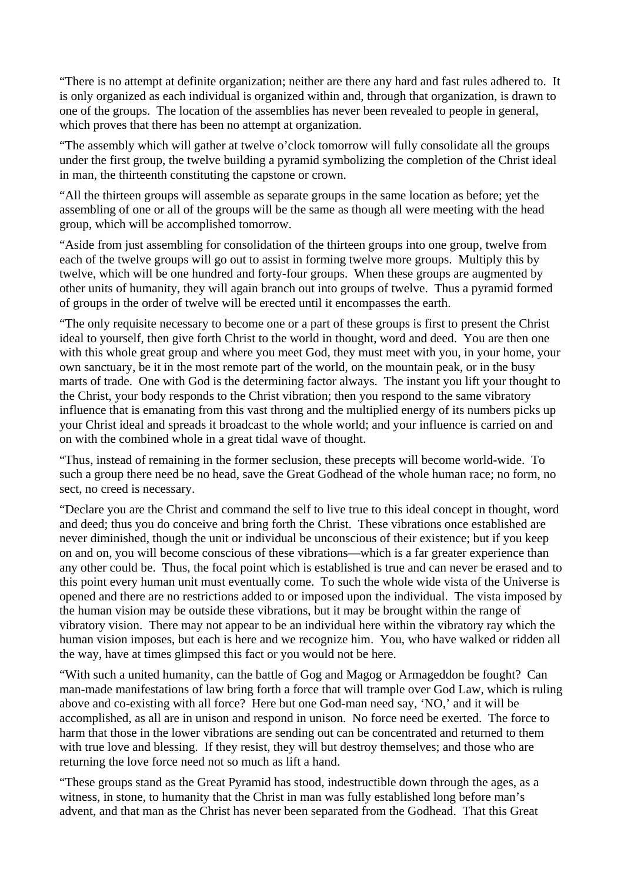"There is no attempt at definite organization; neither are there any hard and fast rules adhered to. It is only organized as each individual is organized within and, through that organization, is drawn to one of the groups. The location of the assemblies has never been revealed to people in general, which proves that there has been no attempt at organization.

"The assembly which will gather at twelve o'clock tomorrow will fully consolidate all the groups under the first group, the twelve building a pyramid symbolizing the completion of the Christ ideal in man, the thirteenth constituting the capstone or crown.

"All the thirteen groups will assemble as separate groups in the same location as before; yet the assembling of one or all of the groups will be the same as though all were meeting with the head group, which will be accomplished tomorrow.

"Aside from just assembling for consolidation of the thirteen groups into one group, twelve from each of the twelve groups will go out to assist in forming twelve more groups. Multiply this by twelve, which will be one hundred and forty-four groups. When these groups are augmented by other units of humanity, they will again branch out into groups of twelve. Thus a pyramid formed of groups in the order of twelve will be erected until it encompasses the earth.

"The only requisite necessary to become one or a part of these groups is first to present the Christ ideal to yourself, then give forth Christ to the world in thought, word and deed. You are then one with this whole great group and where you meet God, they must meet with you, in your home, your own sanctuary, be it in the most remote part of the world, on the mountain peak, or in the busy marts of trade. One with God is the determining factor always. The instant you lift your thought to the Christ, your body responds to the Christ vibration; then you respond to the same vibratory influence that is emanating from this vast throng and the multiplied energy of its numbers picks up your Christ ideal and spreads it broadcast to the whole world; and your influence is carried on and on with the combined whole in a great tidal wave of thought.

"Thus, instead of remaining in the former seclusion, these precepts will become world-wide. To such a group there need be no head, save the Great Godhead of the whole human race; no form, no sect, no creed is necessary.

"Declare you are the Christ and command the self to live true to this ideal concept in thought, word and deed; thus you do conceive and bring forth the Christ. These vibrations once established are never diminished, though the unit or individual be unconscious of their existence; but if you keep on and on, you will become conscious of these vibrations—which is a far greater experience than any other could be. Thus, the focal point which is established is true and can never be erased and to this point every human unit must eventually come. To such the whole wide vista of the Universe is opened and there are no restrictions added to or imposed upon the individual. The vista imposed by the human vision may be outside these vibrations, but it may be brought within the range of vibratory vision. There may not appear to be an individual here within the vibratory ray which the human vision imposes, but each is here and we recognize him. You, who have walked or ridden all the way, have at times glimpsed this fact or you would not be here.

"With such a united humanity, can the battle of Gog and Magog or Armageddon be fought? Can man-made manifestations of law bring forth a force that will trample over God Law, which is ruling above and co-existing with all force? Here but one God-man need say, 'NO,' and it will be accomplished, as all are in unison and respond in unison. No force need be exerted. The force to harm that those in the lower vibrations are sending out can be concentrated and returned to them with true love and blessing. If they resist, they will but destroy themselves; and those who are returning the love force need not so much as lift a hand.

"These groups stand as the Great Pyramid has stood, indestructible down through the ages, as a witness, in stone, to humanity that the Christ in man was fully established long before man's advent, and that man as the Christ has never been separated from the Godhead. That this Great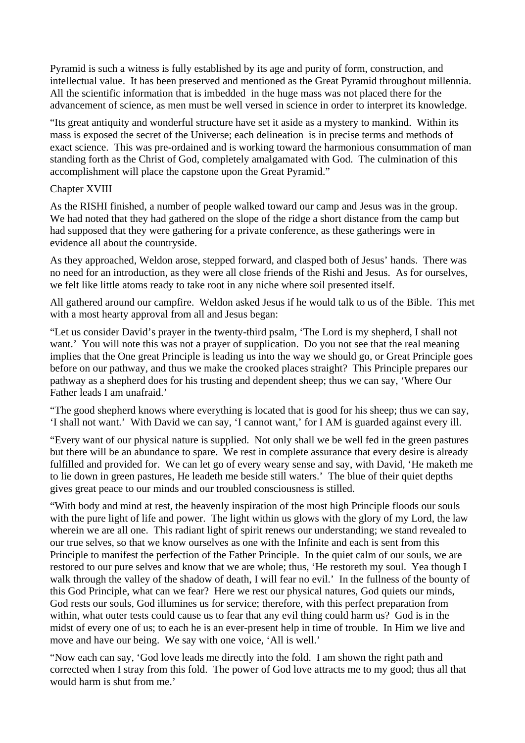Pyramid is such a witness is fully established by its age and purity of form, construction, and intellectual value. It has been preserved and mentioned as the Great Pyramid throughout millennia. All the scientific information that is imbedded in the huge mass was not placed there for the advancement of science, as men must be well versed in science in order to interpret its knowledge.

"Its great antiquity and wonderful structure have set it aside as a mystery to mankind. Within its mass is exposed the secret of the Universe; each delineation is in precise terms and methods of exact science. This was pre-ordained and is working toward the harmonious consummation of man standing forth as the Christ of God, completely amalgamated with God. The culmination of this accomplishment will place the capstone upon the Great Pyramid."

## Chapter XVIII

As the RISHI finished, a number of people walked toward our camp and Jesus was in the group. We had noted that they had gathered on the slope of the ridge a short distance from the camp but had supposed that they were gathering for a private conference, as these gatherings were in evidence all about the countryside.

As they approached, Weldon arose, stepped forward, and clasped both of Jesus' hands. There was no need for an introduction, as they were all close friends of the Rishi and Jesus. As for ourselves, we felt like little atoms ready to take root in any niche where soil presented itself.

All gathered around our campfire. Weldon asked Jesus if he would talk to us of the Bible. This met with a most hearty approval from all and Jesus began:

"Let us consider David's prayer in the twenty-third psalm, 'The Lord is my shepherd, I shall not want.' You will note this was not a prayer of supplication. Do you not see that the real meaning implies that the One great Principle is leading us into the way we should go, or Great Principle goes before on our pathway, and thus we make the crooked places straight? This Principle prepares our pathway as a shepherd does for his trusting and dependent sheep; thus we can say, 'Where Our Father leads I am unafraid.'

"The good shepherd knows where everything is located that is good for his sheep; thus we can say, 'I shall not want.' With David we can say, 'I cannot want,' for I AM is guarded against every ill.

"Every want of our physical nature is supplied. Not only shall we be well fed in the green pastures but there will be an abundance to spare. We rest in complete assurance that every desire is already fulfilled and provided for. We can let go of every weary sense and say, with David, 'He maketh me to lie down in green pastures, He leadeth me beside still waters.' The blue of their quiet depths gives great peace to our minds and our troubled consciousness is stilled.

"With body and mind at rest, the heavenly inspiration of the most high Principle floods our souls with the pure light of life and power. The light within us glows with the glory of my Lord, the law wherein we are all one. This radiant light of spirit renews our understanding; we stand revealed to our true selves, so that we know ourselves as one with the Infinite and each is sent from this Principle to manifest the perfection of the Father Principle. In the quiet calm of our souls, we are restored to our pure selves and know that we are whole; thus, 'He restoreth my soul. Yea though I walk through the valley of the shadow of death, I will fear no evil.' In the fullness of the bounty of this God Principle, what can we fear? Here we rest our physical natures, God quiets our minds, God rests our souls, God illumines us for service; therefore, with this perfect preparation from within, what outer tests could cause us to fear that any evil thing could harm us? God is in the midst of every one of us; to each he is an ever-present help in time of trouble. In Him we live and move and have our being. We say with one voice, 'All is well.'

"Now each can say, 'God love leads me directly into the fold. I am shown the right path and corrected when I stray from this fold. The power of God love attracts me to my good; thus all that would harm is shut from me.'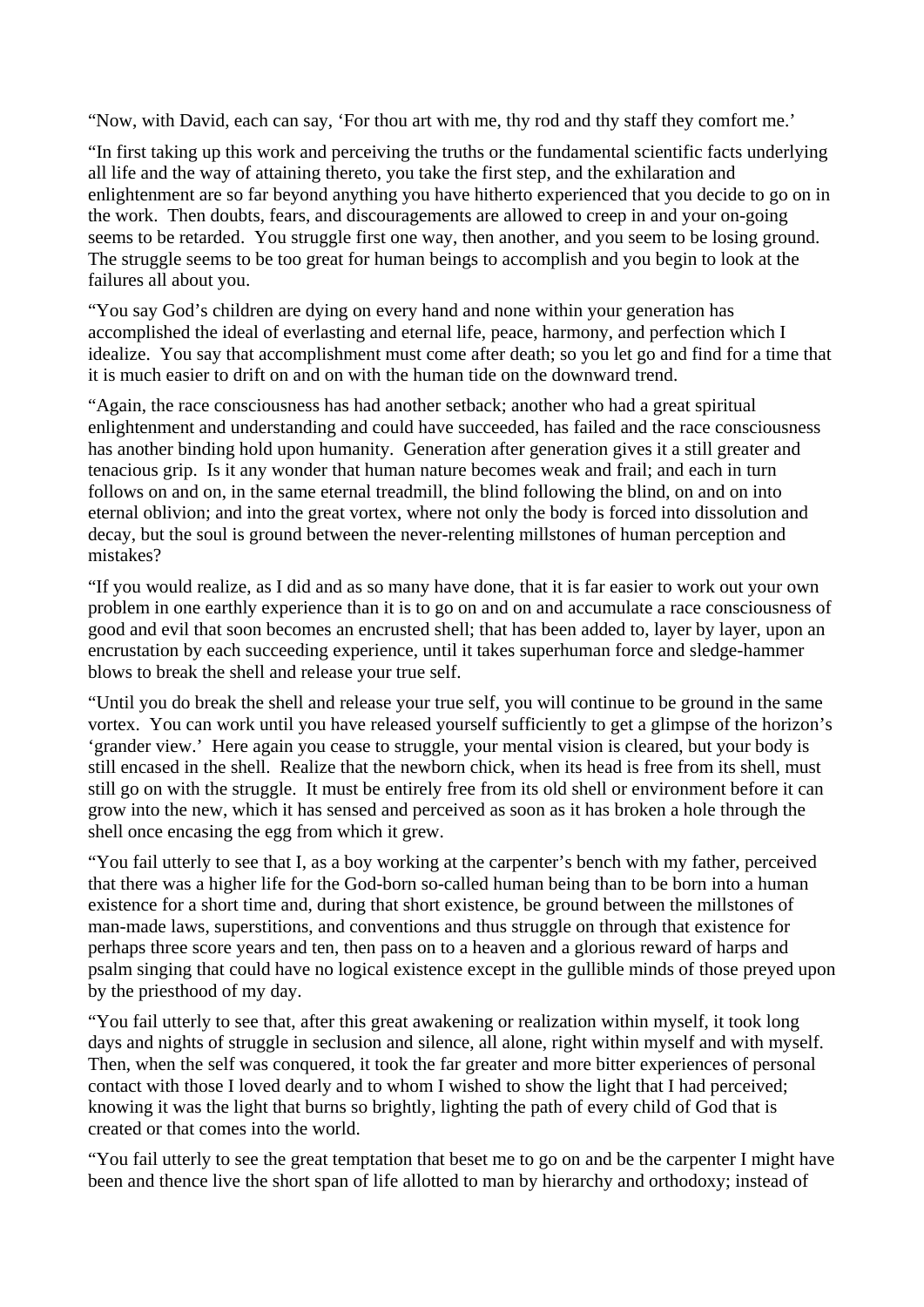"Now, with David, each can say, 'For thou art with me, thy rod and thy staff they comfort me.'

"In first taking up this work and perceiving the truths or the fundamental scientific facts underlying all life and the way of attaining thereto, you take the first step, and the exhilaration and enlightenment are so far beyond anything you have hitherto experienced that you decide to go on in the work. Then doubts, fears, and discouragements are allowed to creep in and your on-going seems to be retarded. You struggle first one way, then another, and you seem to be losing ground. The struggle seems to be too great for human beings to accomplish and you begin to look at the failures all about you.

"You say God's children are dying on every hand and none within your generation has accomplished the ideal of everlasting and eternal life, peace, harmony, and perfection which I idealize. You say that accomplishment must come after death; so you let go and find for a time that it is much easier to drift on and on with the human tide on the downward trend.

"Again, the race consciousness has had another setback; another who had a great spiritual enlightenment and understanding and could have succeeded, has failed and the race consciousness has another binding hold upon humanity. Generation after generation gives it a still greater and tenacious grip. Is it any wonder that human nature becomes weak and frail; and each in turn follows on and on, in the same eternal treadmill, the blind following the blind, on and on into eternal oblivion; and into the great vortex, where not only the body is forced into dissolution and decay, but the soul is ground between the never-relenting millstones of human perception and mistakes?

"If you would realize, as I did and as so many have done, that it is far easier to work out your own problem in one earthly experience than it is to go on and on and accumulate a race consciousness of good and evil that soon becomes an encrusted shell; that has been added to, layer by layer, upon an encrustation by each succeeding experience, until it takes superhuman force and sledge-hammer blows to break the shell and release your true self.

"Until you do break the shell and release your true self, you will continue to be ground in the same vortex. You can work until you have released yourself sufficiently to get a glimpse of the horizon's 'grander view.' Here again you cease to struggle, your mental vision is cleared, but your body is still encased in the shell. Realize that the newborn chick, when its head is free from its shell, must still go on with the struggle. It must be entirely free from its old shell or environment before it can grow into the new, which it has sensed and perceived as soon as it has broken a hole through the shell once encasing the egg from which it grew.

"You fail utterly to see that I, as a boy working at the carpenter's bench with my father, perceived that there was a higher life for the God-born so-called human being than to be born into a human existence for a short time and, during that short existence, be ground between the millstones of man-made laws, superstitions, and conventions and thus struggle on through that existence for perhaps three score years and ten, then pass on to a heaven and a glorious reward of harps and psalm singing that could have no logical existence except in the gullible minds of those preyed upon by the priesthood of my day.

"You fail utterly to see that, after this great awakening or realization within myself, it took long days and nights of struggle in seclusion and silence, all alone, right within myself and with myself. Then, when the self was conquered, it took the far greater and more bitter experiences of personal contact with those I loved dearly and to whom I wished to show the light that I had perceived; knowing it was the light that burns so brightly, lighting the path of every child of God that is created or that comes into the world.

"You fail utterly to see the great temptation that beset me to go on and be the carpenter I might have been and thence live the short span of life allotted to man by hierarchy and orthodoxy; instead of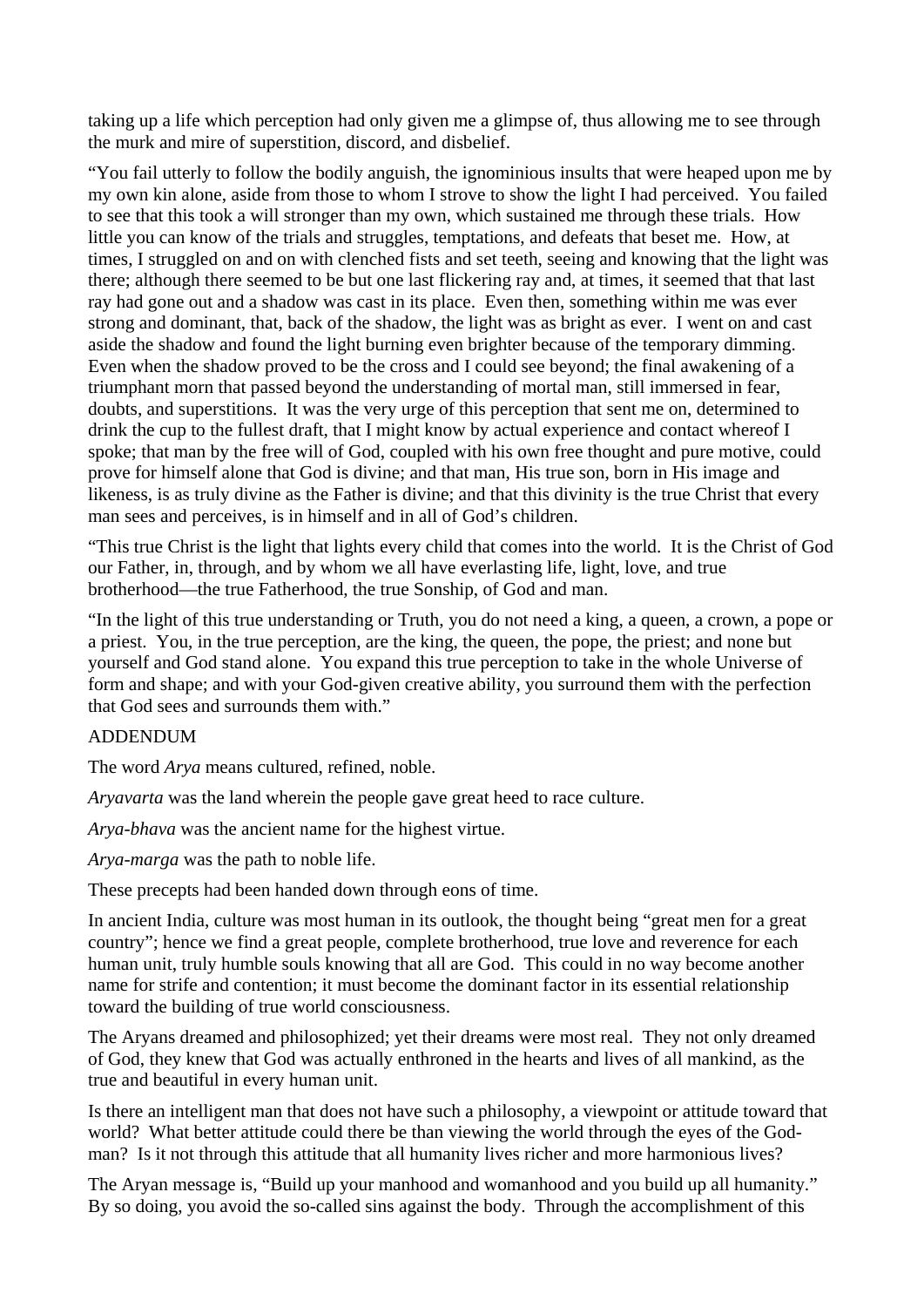taking up a life which perception had only given me a glimpse of, thus allowing me to see through the murk and mire of superstition, discord, and disbelief.

"You fail utterly to follow the bodily anguish, the ignominious insults that were heaped upon me by my own kin alone, aside from those to whom I strove to show the light I had perceived. You failed to see that this took a will stronger than my own, which sustained me through these trials. How little you can know of the trials and struggles, temptations, and defeats that beset me. How, at times, I struggled on and on with clenched fists and set teeth, seeing and knowing that the light was there; although there seemed to be but one last flickering ray and, at times, it seemed that that last ray had gone out and a shadow was cast in its place. Even then, something within me was ever strong and dominant, that, back of the shadow, the light was as bright as ever. I went on and cast aside the shadow and found the light burning even brighter because of the temporary dimming. Even when the shadow proved to be the cross and I could see beyond; the final awakening of a triumphant morn that passed beyond the understanding of mortal man, still immersed in fear, doubts, and superstitions. It was the very urge of this perception that sent me on, determined to drink the cup to the fullest draft, that I might know by actual experience and contact whereof I spoke; that man by the free will of God, coupled with his own free thought and pure motive, could prove for himself alone that God is divine; and that man, His true son, born in His image and likeness, is as truly divine as the Father is divine; and that this divinity is the true Christ that every man sees and perceives, is in himself and in all of God's children.

"This true Christ is the light that lights every child that comes into the world. It is the Christ of God our Father, in, through, and by whom we all have everlasting life, light, love, and true brotherhood—the true Fatherhood, the true Sonship, of God and man.

"In the light of this true understanding or Truth, you do not need a king, a queen, a crown, a pope or a priest. You, in the true perception, are the king, the queen, the pope, the priest; and none but yourself and God stand alone. You expand this true perception to take in the whole Universe of form and shape; and with your God-given creative ability, you surround them with the perfection that God sees and surrounds them with."

ADDENDUM

The word *Arya* means cultured, refined, noble.

*Aryavarta* was the land wherein the people gave great heed to race culture.

*Arya-bhava* was the ancient name for the highest virtue.

*Arya-marga* was the path to noble life.

These precepts had been handed down through eons of time.

In ancient India, culture was most human in its outlook, the thought being "great men for a great country"; hence we find a great people, complete brotherhood, true love and reverence for each human unit, truly humble souls knowing that all are God. This could in no way become another name for strife and contention; it must become the dominant factor in its essential relationship toward the building of true world consciousness.

The Aryans dreamed and philosophized; yet their dreams were most real. They not only dreamed of God, they knew that God was actually enthroned in the hearts and lives of all mankind, as the true and beautiful in every human unit.

Is there an intelligent man that does not have such a philosophy, a viewpoint or attitude toward that world? What better attitude could there be than viewing the world through the eyes of the God-man? Is it not through this attitude that all humanity lives richer and more harmonious lives?

The Aryan message is, "Build up your manhood and womanhood and you build up all humanity." By so doing, you avoid the so-called sins against the body. Through the accomplishment of this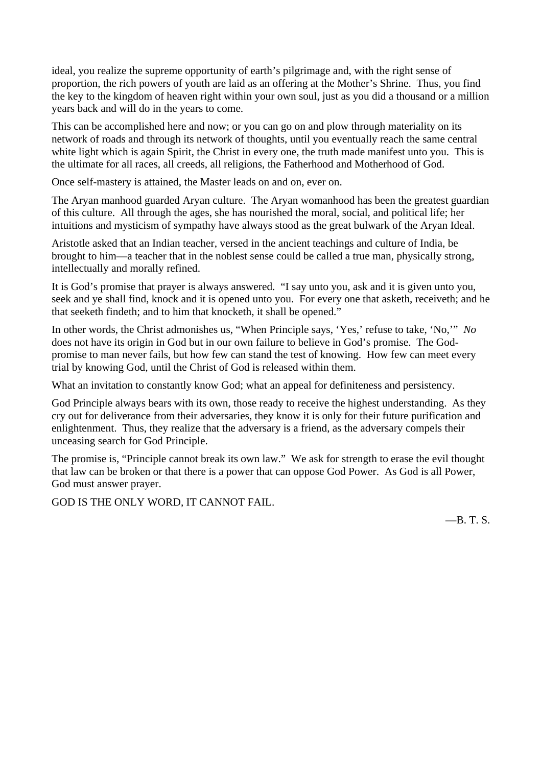ideal, you realize the supreme opportunity of earth's pilgrimage and, with the right sense of proportion, the rich powers of youth are laid as an offering at the Mother's Shrine. Thus, you find the key to the kingdom of heaven right within your own soul, just as you did a thousand or a million years back and will do in the years to come.

This can be accomplished here and now; or you can go on and plow through materiality on its network of roads and through its network of thoughts, until you eventually reach the same central white light which is again Spirit, the Christ in every one, the truth made manifest unto you. This is the ultimate for all races, all creeds, all religions, the Fatherhood and Motherhood of God.

Once self-mastery is attained, the Master leads on and on, ever on.

The Aryan manhood guarded Aryan culture. The Aryan womanhood has been the greatest guardian of this culture. All through the ages, she has nourished the moral, social, and political life; her intuitions and mysticism of sympathy have always stood as the great bulwark of the Aryan Ideal.

Aristotle asked that an Indian teacher, versed in the ancient teachings and culture of India, be brought to him—a teacher that in the noblest sense could be called a true man, physically strong, intellectually and morally refined.

It is God's promise that prayer is always answered. "I say unto you, ask and it is given unto you, seek and ye shall find, knock and it is opened unto you. For every one that asketh, receiveth; and he that seeketh findeth; and to him that knocketh, it shall be opened."

In other words, the Christ admonishes us, "When Principle says, 'Yes,' refuse to take, 'No,'" *No* does not have its origin in God but in our own failure to believe in God's promise. The God-promise to man never fails, but how few can stand the test of knowing. How few can meet every trial by knowing God, until the Christ of God is released within them.

What an invitation to constantly know God; what an appeal for definiteness and persistency.

God Principle always bears with its own, those ready to receive the highest understanding. As they cry out for deliverance from their adversaries, they know it is only for their future purification and enlightenment. Thus, they realize that the adversary is a friend, as the adversary compels their unceasing search for God Principle.

The promise is, "Principle cannot break its own law." We ask for strength to erase the evil thought that law can be broken or that there is a power that can oppose God Power. As God is all Power, God must answer prayer.

GOD IS THE ONLY WORD, IT CANNOT FAIL.

—B. T. S.